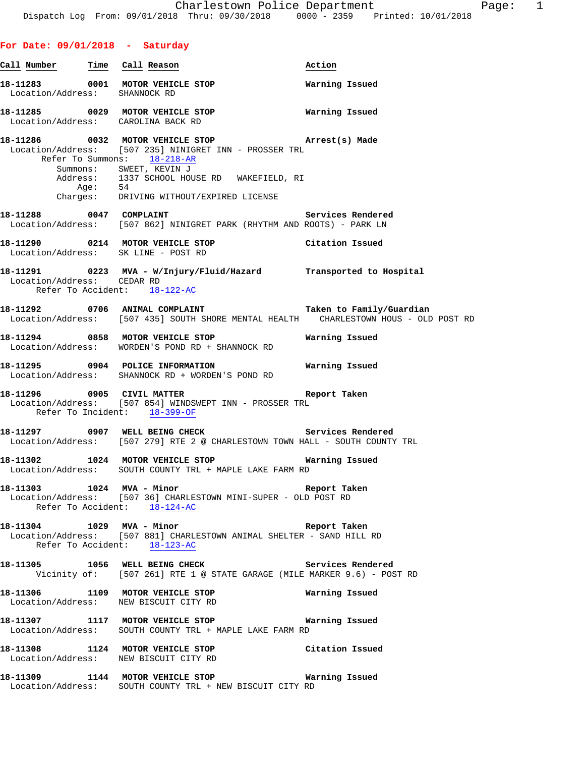## For Date: 09/01/2018 - Saturday

| Call Number | Time | Call Reason | Action |
|---|---|---|---|

**18-11283** 0001 MOTOR VEHICLE STOP — Warning Issued
Location/Address: SHANNOCK RD

**18-11285** 0029 MOTOR VEHICLE STOP — Warning Issued
Location/Address: CAROLINA BACK RD

**18-11286** 0032 MOTOR VEHICLE STOP — Arrest(s) Made
Location/Address: [507 235] NINIGRET INN - PROSSER TRL
Refer To Summons: 18-218-AR
Summons: SWEET, KEVIN J
Address: 1337 SCHOOL HOUSE RD WAKEFIELD, RI
Age: 54
Charges: DRIVING WITHOUT/EXPIRED LICENSE

**18-11288** 0047 COMPLAINT — Services Rendered
Location/Address: [507 862] NINIGRET PARK (RHYTHM AND ROOTS) - PARK LN

**18-11290** 0214 MOTOR VEHICLE STOP — Citation Issued
Location/Address: SK LINE - POST RD

**18-11291** 0223 MVA - W/Injury/Fluid/Hazard — Transported to Hospital
Location/Address: CEDAR RD
Refer To Accident: 18-122-AC

**18-11292** 0706 ANIMAL COMPLAINT — Taken to Family/Guardian
Location/Address: [507 435] SOUTH SHORE MENTAL HEALTH CHARLESTOWN HOUS - OLD POST RD

**18-11294** 0858 MOTOR VEHICLE STOP — Warning Issued
Location/Address: WORDEN'S POND RD + SHANNOCK RD

**18-11295** 0904 POLICE INFORMATION — Warning Issued
Location/Address: SHANNOCK RD + WORDEN'S POND RD

**18-11296** 0905 CIVIL MATTER — Report Taken
Location/Address: [507 854] WINDSWEPT INN - PROSSER TRL
Refer To Incident: 18-399-OF

**18-11297** 0907 WELL BEING CHECK — Services Rendered
Location/Address: [507 279] RTE 2 @ CHARLESTOWN TOWN HALL - SOUTH COUNTY TRL

**18-11302** 1024 MOTOR VEHICLE STOP — Warning Issued
Location/Address: SOUTH COUNTY TRL + MAPLE LAKE FARM RD

**18-11303** 1024 MVA - Minor — Report Taken
Location/Address: [507 36] CHARLESTOWN MINI-SUPER - OLD POST RD
Refer To Accident: 18-124-AC

**18-11304** 1029 MVA - Minor — Report Taken
Location/Address: [507 881] CHARLESTOWN ANIMAL SHELTER - SAND HILL RD
Refer To Accident: 18-123-AC

**18-11305** 1056 WELL BEING CHECK — Services Rendered
Vicinity of: [507 261] RTE 1 @ STATE GARAGE (MILE MARKER 9.6) - POST RD

**18-11306** 1109 MOTOR VEHICLE STOP — Warning Issued
Location/Address: NEW BISCUIT CITY RD

**18-11307** 1117 MOTOR VEHICLE STOP — Warning Issued
Location/Address: SOUTH COUNTY TRL + MAPLE LAKE FARM RD

**18-11308** 1124 MOTOR VEHICLE STOP — Citation Issued
Location/Address: NEW BISCUIT CITY RD

**18-11309** 1144 MOTOR VEHICLE STOP — Warning Issued
Location/Address: SOUTH COUNTY TRL + NEW BISCUIT CITY RD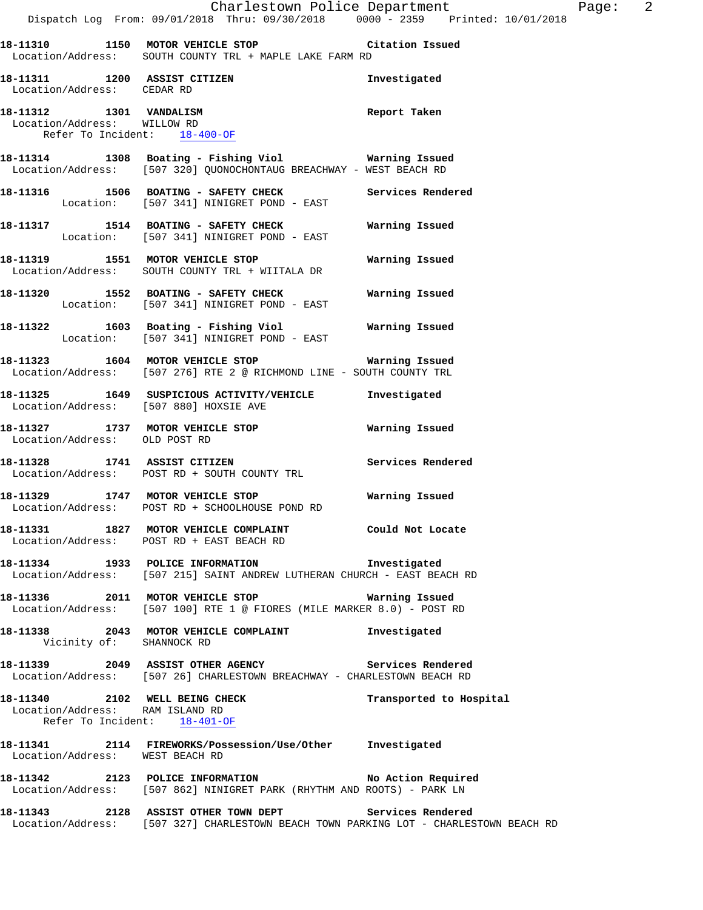**18-11310 1150 MOTOR VEHICLE STOP** Citation Issued
Location/Address: SOUTH COUNTY TRL + MAPLE LAKE FARM RD

**18-11311 1200 ASSIST CITIZEN** Investigated
Location/Address: CEDAR RD

**18-11312 1301 VANDALISM** Report Taken
Location/Address: WILLOW RD
Refer To Incident: 18-400-OF

**18-11314 1308 Boating - Fishing Viol** Warning Issued
Location/Address: [507 320] QUONOCHONTAUG BREACHWAY - WEST BEACH RD

**18-11316 1506 BOATING - SAFETY CHECK** Services Rendered
Location: [507 341] NINIGRET POND - EAST

**18-11317 1514 BOATING - SAFETY CHECK** Warning Issued
Location: [507 341] NINIGRET POND - EAST

**18-11319 1551 MOTOR VEHICLE STOP** Warning Issued
Location/Address: SOUTH COUNTY TRL + WIITALA DR

**18-11320 1552 BOATING - SAFETY CHECK** Warning Issued
Location: [507 341] NINIGRET POND - EAST

**18-11322 1603 Boating - Fishing Viol** Warning Issued
Location: [507 341] NINIGRET POND - EAST

**18-11323 1604 MOTOR VEHICLE STOP** Warning Issued
Location/Address: [507 276] RTE 2 @ RICHMOND LINE - SOUTH COUNTY TRL

**18-11325 1649 SUSPICIOUS ACTIVITY/VEHICLE** Investigated
Location/Address: [507 880] HOXSIE AVE

**18-11327 1737 MOTOR VEHICLE STOP** Warning Issued
Location/Address: OLD POST RD

**18-11328 1741 ASSIST CITIZEN** Services Rendered
Location/Address: POST RD + SOUTH COUNTY TRL

**18-11329 1747 MOTOR VEHICLE STOP** Warning Issued
Location/Address: POST RD + SCHOOLHOUSE POND RD

**18-11331 1827 MOTOR VEHICLE COMPLAINT** Could Not Locate
Location/Address: POST RD + EAST BEACH RD

**18-11334 1933 POLICE INFORMATION** Investigated
Location/Address: [507 215] SAINT ANDREW LUTHERAN CHURCH - EAST BEACH RD

**18-11336 2011 MOTOR VEHICLE STOP** Warning Issued
Location/Address: [507 100] RTE 1 @ FIORES (MILE MARKER 8.0) - POST RD

**18-11338 2043 MOTOR VEHICLE COMPLAINT** Investigated
Vicinity of: SHANNOCK RD

**18-11339 2049 ASSIST OTHER AGENCY** Services Rendered
Location/Address: [507 26] CHARLESTOWN BREACHWAY - CHARLESTOWN BEACH RD

**18-11340 2102 WELL BEING CHECK** Transported to Hospital
Location/Address: RAM ISLAND RD
Refer To Incident: 18-401-OF

**18-11341 2114 FIREWORKS/Possession/Use/Other** Investigated
Location/Address: WEST BEACH RD

**18-11342 2123 POLICE INFORMATION** No Action Required
Location/Address: [507 862] NINIGRET PARK (RHYTHM AND ROOTS) - PARK LN

**18-11343 2128 ASSIST OTHER TOWN DEPT** Services Rendered
Location/Address: [507 327] CHARLESTOWN BEACH TOWN PARKING LOT - CHARLESTOWN BEACH RD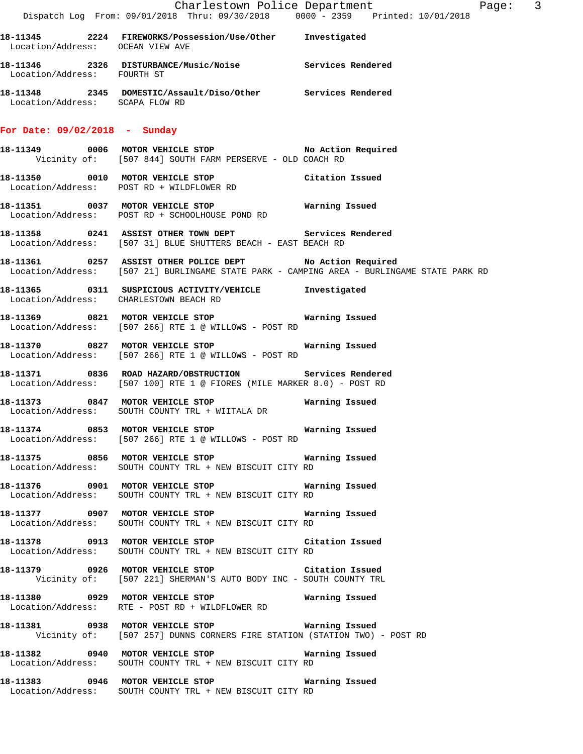**18-11345** 2224 **FIREWORKS/Possession/Use/Other** Investigated
Location/Address: OCEAN VIEW AVE

**18-11346** 2326 **DISTURBANCE/Music/Noise** Services Rendered
Location/Address: FOURTH ST

**18-11348** 2345 **DOMESTIC/Assault/Diso/Other** Services Rendered
Location/Address: SCAPA FLOW RD

## For Date: 09/02/2018 - Sunday

**18-11349** 0006 **MOTOR VEHICLE STOP** No Action Required
Vicinity of: [507 844] SOUTH FARM PERSERVE - OLD COACH RD

**18-11350** 0010 **MOTOR VEHICLE STOP** Citation Issued
Location/Address: POST RD + WILDFLOWER RD

**18-11351** 0037 **MOTOR VEHICLE STOP** Warning Issued
Location/Address: POST RD + SCHOOLHOUSE POND RD

**18-11358** 0241 **ASSIST OTHER TOWN DEPT** Services Rendered
Location/Address: [507 31] BLUE SHUTTERS BEACH - EAST BEACH RD

**18-11361** 0257 **ASSIST OTHER POLICE DEPT** No Action Required
Location/Address: [507 21] BURLINGAME STATE PARK - CAMPING AREA - BURLINGAME STATE PARK RD

**18-11365** 0311 **SUSPICIOUS ACTIVITY/VEHICLE** Investigated
Location/Address: CHARLESTOWN BEACH RD

**18-11369** 0821 **MOTOR VEHICLE STOP** Warning Issued
Location/Address: [507 266] RTE 1 @ WILLOWS - POST RD

**18-11370** 0827 **MOTOR VEHICLE STOP** Warning Issued
Location/Address: [507 266] RTE 1 @ WILLOWS - POST RD

**18-11371** 0836 **ROAD HAZARD/OBSTRUCTION** Services Rendered
Location/Address: [507 100] RTE 1 @ FIORES (MILE MARKER 8.0) - POST RD

**18-11373** 0847 **MOTOR VEHICLE STOP** Warning Issued
Location/Address: SOUTH COUNTY TRL + WIITALA DR

**18-11374** 0853 **MOTOR VEHICLE STOP** Warning Issued
Location/Address: [507 266] RTE 1 @ WILLOWS - POST RD

**18-11375** 0856 **MOTOR VEHICLE STOP** Warning Issued
Location/Address: SOUTH COUNTY TRL + NEW BISCUIT CITY RD

**18-11376** 0901 **MOTOR VEHICLE STOP** Warning Issued
Location/Address: SOUTH COUNTY TRL + NEW BISCUIT CITY RD

**18-11377** 0907 **MOTOR VEHICLE STOP** Warning Issued
Location/Address: SOUTH COUNTY TRL + NEW BISCUIT CITY RD

**18-11378** 0913 **MOTOR VEHICLE STOP** Citation Issued
Location/Address: SOUTH COUNTY TRL + NEW BISCUIT CITY RD

**18-11379** 0926 **MOTOR VEHICLE STOP** Citation Issued
Vicinity of: [507 221] SHERMAN'S AUTO BODY INC - SOUTH COUNTY TRL

**18-11380** 0929 **MOTOR VEHICLE STOP** Warning Issued
Location/Address: RTE - POST RD + WILDFLOWER RD

**18-11381** 0938 **MOTOR VEHICLE STOP** Warning Issued
Vicinity of: [507 257] DUNNS CORNERS FIRE STATION (STATION TWO) - POST RD

**18-11382** 0940 **MOTOR VEHICLE STOP** Warning Issued
Location/Address: SOUTH COUNTY TRL + NEW BISCUIT CITY RD

**18-11383** 0946 **MOTOR VEHICLE STOP** Warning Issued
Location/Address: SOUTH COUNTY TRL + NEW BISCUIT CITY RD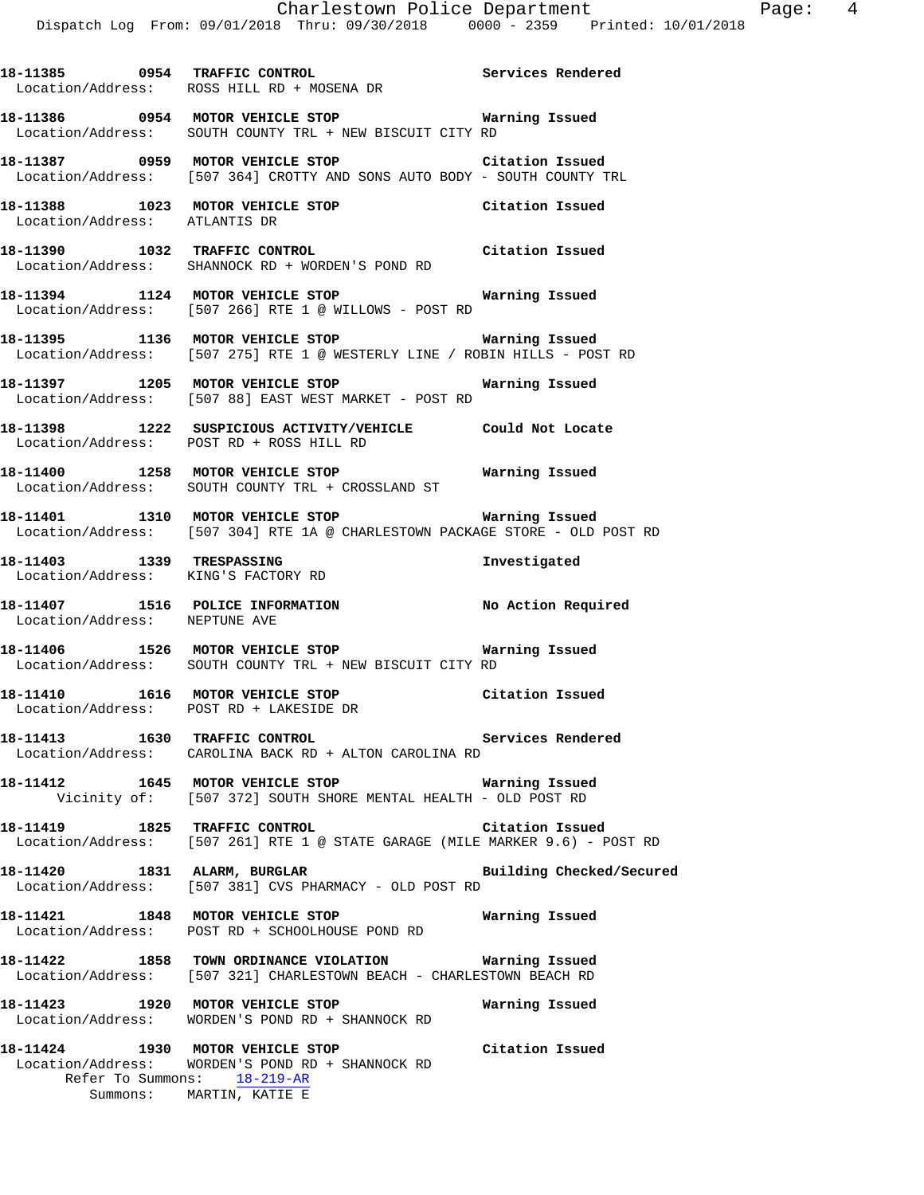**18-11385 0954 TRAFFIC CONTROL** Services Rendered
Location/Address: ROSS HILL RD + MOSENA DR

**18-11386 0954 MOTOR VEHICLE STOP** Warning Issued
Location/Address: SOUTH COUNTY TRL + NEW BISCUIT CITY RD

**18-11387 0959 MOTOR VEHICLE STOP** Citation Issued
Location/Address: [507 364] CROTTY AND SONS AUTO BODY - SOUTH COUNTY TRL

**18-11388 1023 MOTOR VEHICLE STOP** Citation Issued
Location/Address: ATLANTIS DR

**18-11390 1032 TRAFFIC CONTROL** Citation Issued
Location/Address: SHANNOCK RD + WORDEN'S POND RD

**18-11394 1124 MOTOR VEHICLE STOP** Warning Issued
Location/Address: [507 266] RTE 1 @ WILLOWS - POST RD

**18-11395 1136 MOTOR VEHICLE STOP** Warning Issued
Location/Address: [507 275] RTE 1 @ WESTERLY LINE / ROBIN HILLS - POST RD

**18-11397 1205 MOTOR VEHICLE STOP** Warning Issued
Location/Address: [507 88] EAST WEST MARKET - POST RD

**18-11398 1222 SUSPICIOUS ACTIVITY/VEHICLE** Could Not Locate
Location/Address: POST RD + ROSS HILL RD

**18-11400 1258 MOTOR VEHICLE STOP** Warning Issued
Location/Address: SOUTH COUNTY TRL + CROSSLAND ST

**18-11401 1310 MOTOR VEHICLE STOP** Warning Issued
Location/Address: [507 304] RTE 1A @ CHARLESTOWN PACKAGE STORE - OLD POST RD

**18-11403 1339 TRESPASSING** Investigated
Location/Address: KING'S FACTORY RD

**18-11407 1516 POLICE INFORMATION** No Action Required
Location/Address: NEPTUNE AVE

**18-11406 1526 MOTOR VEHICLE STOP** Warning Issued
Location/Address: SOUTH COUNTY TRL + NEW BISCUIT CITY RD

**18-11410 1616 MOTOR VEHICLE STOP** Citation Issued
Location/Address: POST RD + LAKESIDE DR

**18-11413 1630 TRAFFIC CONTROL** Services Rendered
Location/Address: CAROLINA BACK RD + ALTON CAROLINA RD

**18-11412 1645 MOTOR VEHICLE STOP** Warning Issued
Vicinity of: [507 372] SOUTH SHORE MENTAL HEALTH - OLD POST RD

**18-11419 1825 TRAFFIC CONTROL** Citation Issued
Location/Address: [507 261] RTE 1 @ STATE GARAGE (MILE MARKER 9.6) - POST RD

**18-11420 1831 ALARM, BURGLAR** Building Checked/Secured
Location/Address: [507 381] CVS PHARMACY - OLD POST RD

**18-11421 1848 MOTOR VEHICLE STOP** Warning Issued
Location/Address: POST RD + SCHOOLHOUSE POND RD

**18-11422 1858 TOWN ORDINANCE VIOLATION** Warning Issued
Location/Address: [507 321] CHARLESTOWN BEACH - CHARLESTOWN BEACH RD

**18-11423 1920 MOTOR VEHICLE STOP** Warning Issued
Location/Address: WORDEN'S POND RD + SHANNOCK RD

**18-11424 1930 MOTOR VEHICLE STOP** Citation Issued
Location/Address: WORDEN'S POND RD + SHANNOCK RD
Refer To Summons: 18-219-AR
Summons: MARTIN, KATIE E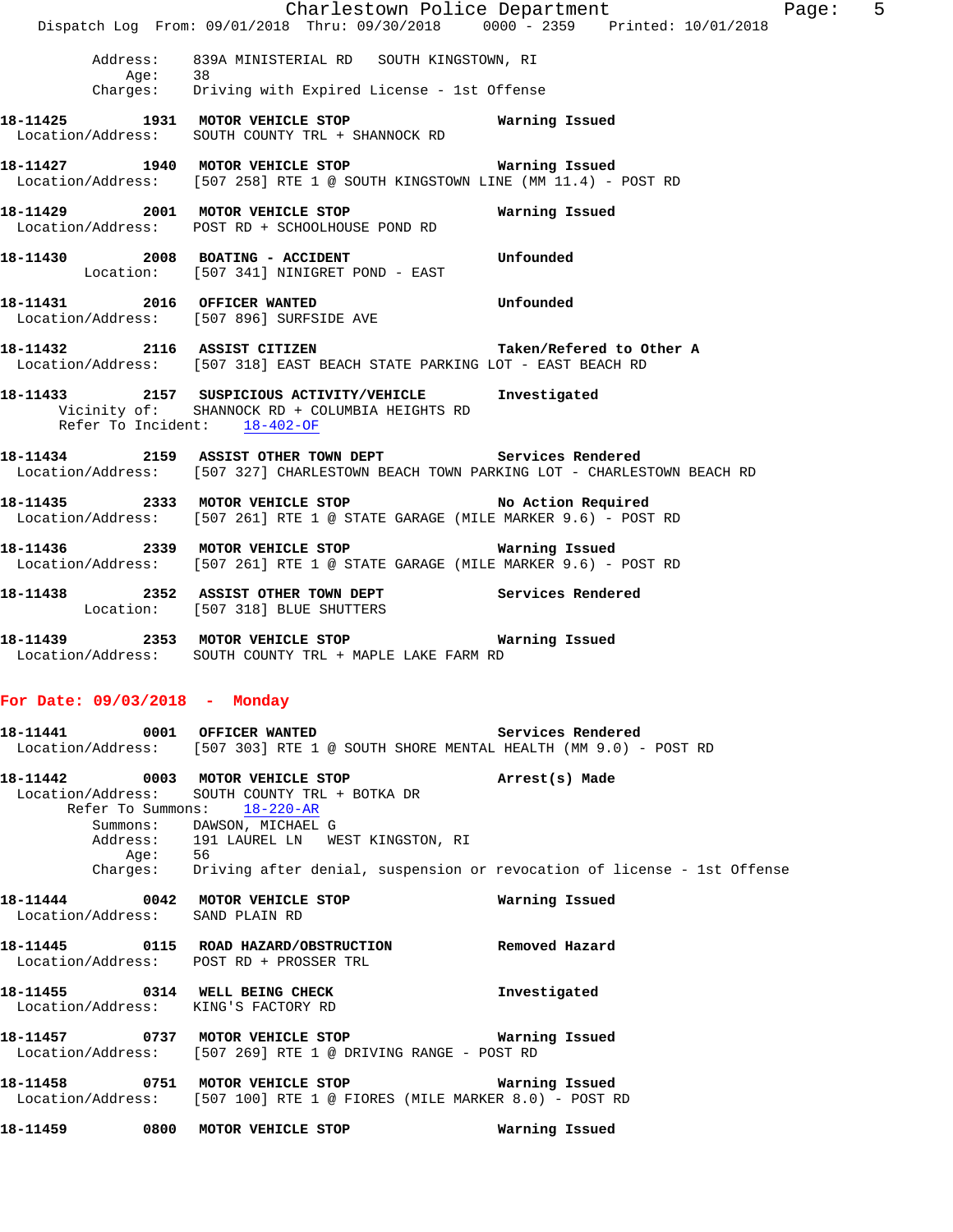Address: 839A MINISTERIAL RD SOUTH KINGSTOWN, RI
Age: 38
Charges: Driving with Expired License - 1st Offense

**18-11425 1931 MOTOR VEHICLE STOP** Warning Issued
Location/Address: SOUTH COUNTY TRL + SHANNOCK RD

**18-11427 1940 MOTOR VEHICLE STOP** Warning Issued
Location/Address: [507 258] RTE 1 @ SOUTH KINGSTOWN LINE (MM 11.4) - POST RD

**18-11429 2001 MOTOR VEHICLE STOP** Warning Issued
Location/Address: POST RD + SCHOOLHOUSE POND RD

**18-11430 2008 BOATING - ACCIDENT** Unfounded
Location: [507 341] NINIGRET POND - EAST

**18-11431 2016 OFFICER WANTED** Unfounded
Location/Address: [507 896] SURFSIDE AVE

**18-11432 2116 ASSIST CITIZEN** Taken/Refered to Other A
Location/Address: [507 318] EAST BEACH STATE PARKING LOT - EAST BEACH RD

**18-11433 2157 SUSPICIOUS ACTIVITY/VEHICLE** Investigated
Vicinity of: SHANNOCK RD + COLUMBIA HEIGHTS RD
Refer To Incident: 18-402-OF

**18-11434 2159 ASSIST OTHER TOWN DEPT** Services Rendered
Location/Address: [507 327] CHARLESTOWN BEACH TOWN PARKING LOT - CHARLESTOWN BEACH RD

**18-11435 2333 MOTOR VEHICLE STOP** No Action Required
Location/Address: [507 261] RTE 1 @ STATE GARAGE (MILE MARKER 9.6) - POST RD

**18-11436 2339 MOTOR VEHICLE STOP** Warning Issued
Location/Address: [507 261] RTE 1 @ STATE GARAGE (MILE MARKER 9.6) - POST RD

**18-11438 2352 ASSIST OTHER TOWN DEPT** Services Rendered
Location: [507 318] BLUE SHUTTERS

**18-11439 2353 MOTOR VEHICLE STOP** Warning Issued
Location/Address: SOUTH COUNTY TRL + MAPLE LAKE FARM RD

## For Date: 09/03/2018 - Monday

**18-11441 0001 OFFICER WANTED** Services Rendered
Location/Address: [507 303] RTE 1 @ SOUTH SHORE MENTAL HEALTH (MM 9.0) - POST RD

**18-11442 0003 MOTOR VEHICLE STOP** Arrest(s) Made
Location/Address: SOUTH COUNTY TRL + BOTKA DR
Refer To Summons: 18-220-AR
Summons: DAWSON, MICHAEL G
Address: 191 LAUREL LN WEST KINGSTON, RI
Age: 56
Charges: Driving after denial, suspension or revocation of license - 1st Offense

**18-11444 0042 MOTOR VEHICLE STOP** Warning Issued
Location/Address: SAND PLAIN RD

**18-11445 0115 ROAD HAZARD/OBSTRUCTION** Removed Hazard
Location/Address: POST RD + PROSSER TRL

**18-11455 0314 WELL BEING CHECK** Investigated
Location/Address: KING'S FACTORY RD

**18-11457 0737 MOTOR VEHICLE STOP** Warning Issued
Location/Address: [507 269] RTE 1 @ DRIVING RANGE - POST RD

**18-11458 0751 MOTOR VEHICLE STOP** Warning Issued
Location/Address: [507 100] RTE 1 @ FIORES (MILE MARKER 8.0) - POST RD

**18-11459 0800 MOTOR VEHICLE STOP** Warning Issued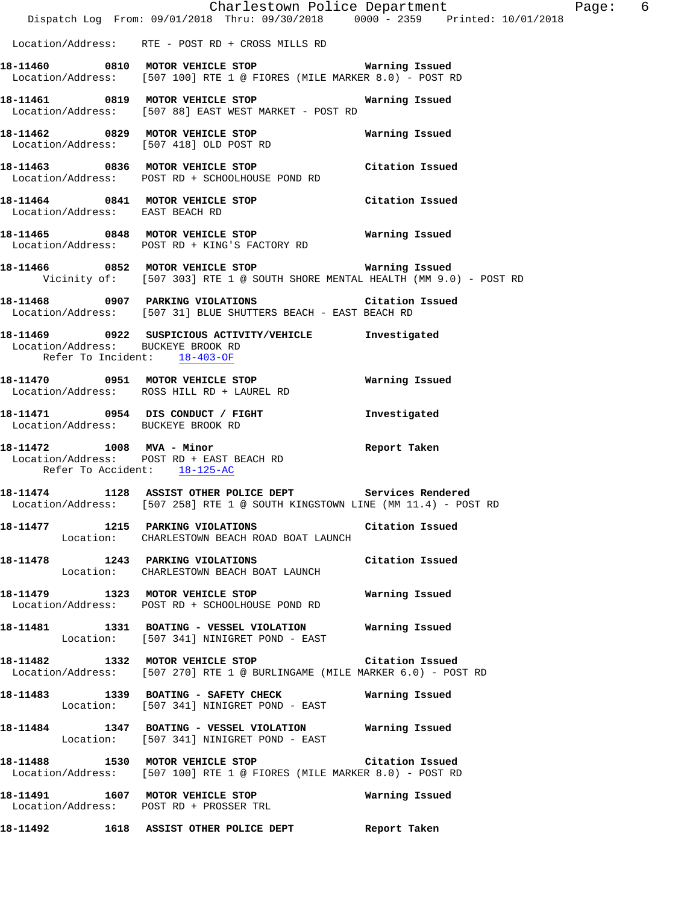Location/Address: RTE - POST RD + CROSS MILLS RD

**18-11460 0810 MOTOR VEHICLE STOP Warning Issued**
Location/Address: [507 100] RTE 1 @ FIORES (MILE MARKER 8.0) - POST RD

**18-11461 0819 MOTOR VEHICLE STOP Warning Issued**
Location/Address: [507 88] EAST WEST MARKET - POST RD

**18-11462 0829 MOTOR VEHICLE STOP Warning Issued**
Location/Address: [507 418] OLD POST RD

**18-11463 0836 MOTOR VEHICLE STOP Citation Issued**
Location/Address: POST RD + SCHOOLHOUSE POND RD

**18-11464 0841 MOTOR VEHICLE STOP Citation Issued**
Location/Address: EAST BEACH RD

**18-11465 0848 MOTOR VEHICLE STOP Warning Issued**
Location/Address: POST RD + KING'S FACTORY RD

**18-11466 0852 MOTOR VEHICLE STOP Warning Issued**
Vicinity of: [507 303] RTE 1 @ SOUTH SHORE MENTAL HEALTH (MM 9.0) - POST RD

**18-11468 0907 PARKING VIOLATIONS Citation Issued**
Location/Address: [507 31] BLUE SHUTTERS BEACH - EAST BEACH RD

**18-11469 0922 SUSPICIOUS ACTIVITY/VEHICLE Investigated**
Location/Address: BUCKEYE BROOK RD
Refer To Incident: 18-403-OF

**18-11470 0951 MOTOR VEHICLE STOP Warning Issued**
Location/Address: ROSS HILL RD + LAUREL RD

**18-11471 0954 DIS CONDUCT / FIGHT Investigated**
Location/Address: BUCKEYE BROOK RD

**18-11472 1008 MVA - Minor Report Taken**
Location/Address: POST RD + EAST BEACH RD
Refer To Accident: 18-125-AC

**18-11474 1128 ASSIST OTHER POLICE DEPT Services Rendered**
Location/Address: [507 258] RTE 1 @ SOUTH KINGSTOWN LINE (MM 11.4) - POST RD

**18-11477 1215 PARKING VIOLATIONS Citation Issued**
Location: CHARLESTOWN BEACH ROAD BOAT LAUNCH

**18-11478 1243 PARKING VIOLATIONS Citation Issued**
Location: CHARLESTOWN BEACH BOAT LAUNCH

**18-11479 1323 MOTOR VEHICLE STOP Warning Issued**
Location/Address: POST RD + SCHOOLHOUSE POND RD

**18-11481 1331 BOATING - VESSEL VIOLATION Warning Issued**
Location: [507 341] NINIGRET POND - EAST

**18-11482 1332 MOTOR VEHICLE STOP Citation Issued**
Location/Address: [507 270] RTE 1 @ BURLINGAME (MILE MARKER 6.0) - POST RD

**18-11483 1339 BOATING - SAFETY CHECK Warning Issued**
Location: [507 341] NINIGRET POND - EAST

**18-11484 1347 BOATING - VESSEL VIOLATION Warning Issued**
Location: [507 341] NINIGRET POND - EAST

**18-11488 1530 MOTOR VEHICLE STOP Citation Issued**
Location/Address: [507 100] RTE 1 @ FIORES (MILE MARKER 8.0) - POST RD

**18-11491 1607 MOTOR VEHICLE STOP Warning Issued**
Location/Address: POST RD + PROSSER TRL

**18-11492 1618 ASSIST OTHER POLICE DEPT Report Taken**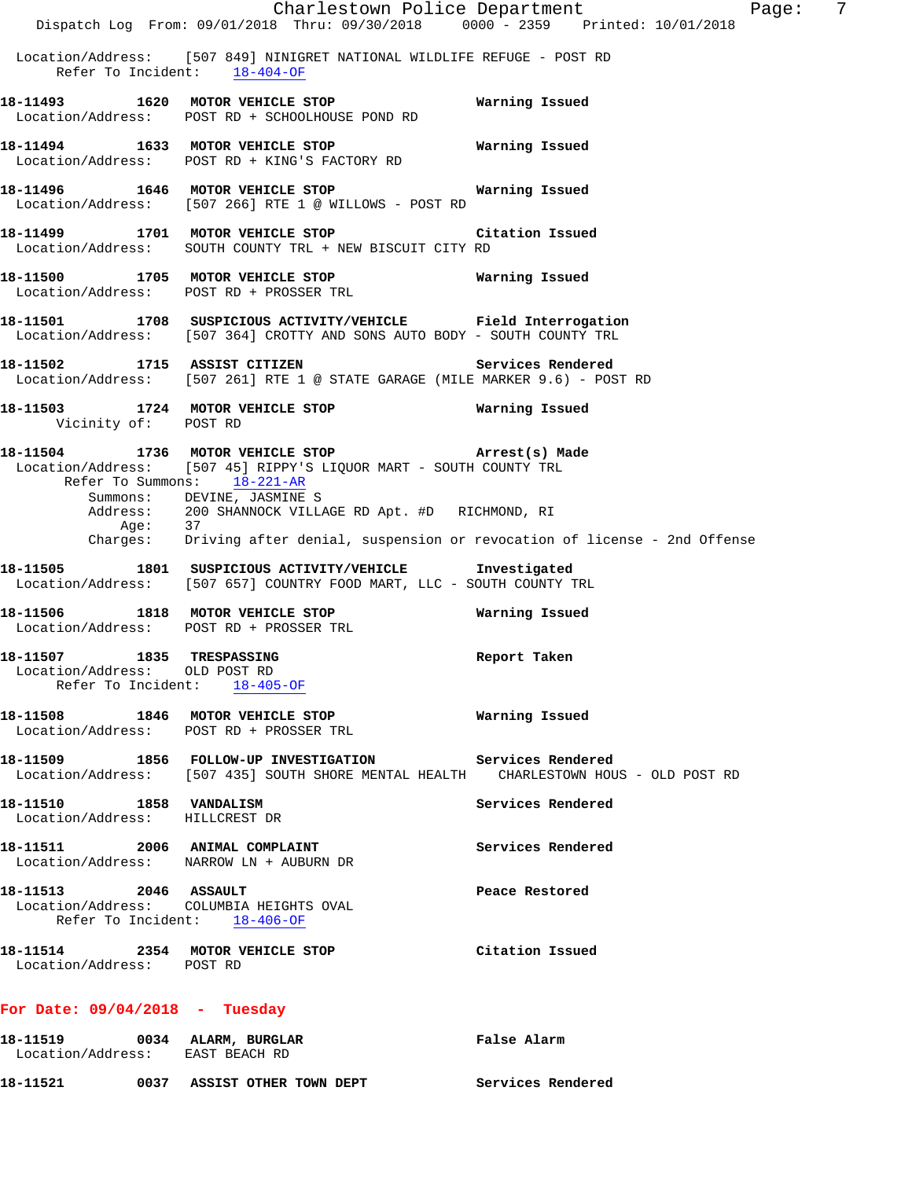Location/Address: [507 849] NINIGRET NATIONAL WILDLIFE REFUGE - POST RD
Refer To Incident: 18-404-OF

**18-11493 1620 MOTOR VEHICLE STOP** Warning Issued
Location/Address: POST RD + SCHOOLHOUSE POND RD

**18-11494 1633 MOTOR VEHICLE STOP** Warning Issued
Location/Address: POST RD + KING'S FACTORY RD

**18-11496 1646 MOTOR VEHICLE STOP** Warning Issued
Location/Address: [507 266] RTE 1 @ WILLOWS - POST RD

**18-11499 1701 MOTOR VEHICLE STOP** Citation Issued
Location/Address: SOUTH COUNTY TRL + NEW BISCUIT CITY RD

**18-11500 1705 MOTOR VEHICLE STOP** Warning Issued
Location/Address: POST RD + PROSSER TRL

**18-11501 1708 SUSPICIOUS ACTIVITY/VEHICLE** Field Interrogation
Location/Address: [507 364] CROTTY AND SONS AUTO BODY - SOUTH COUNTY TRL

**18-11502 1715 ASSIST CITIZEN** Services Rendered
Location/Address: [507 261] RTE 1 @ STATE GARAGE (MILE MARKER 9.6) - POST RD

**18-11503 1724 MOTOR VEHICLE STOP** Warning Issued
Vicinity of: POST RD

**18-11504 1736 MOTOR VEHICLE STOP** Arrest(s) Made
Location/Address: [507 45] RIPPY'S LIQUOR MART - SOUTH COUNTY TRL
Refer To Summons: 18-221-AR
Summons: DEVINE, JASMINE S
Address: 200 SHANNOCK VILLAGE RD Apt. #D RICHMOND, RI
Age: 37
Charges: Driving after denial, suspension or revocation of license - 2nd Offense

**18-11505 1801 SUSPICIOUS ACTIVITY/VEHICLE** Investigated
Location/Address: [507 657] COUNTRY FOOD MART, LLC - SOUTH COUNTY TRL

**18-11506 1818 MOTOR VEHICLE STOP** Warning Issued
Location/Address: POST RD + PROSSER TRL

**18-11507 1835 TRESPASSING** Report Taken
Location/Address: OLD POST RD
Refer To Incident: 18-405-OF

**18-11508 1846 MOTOR VEHICLE STOP** Warning Issued
Location/Address: POST RD + PROSSER TRL

**18-11509 1856 FOLLOW-UP INVESTIGATION** Services Rendered
Location/Address: [507 435] SOUTH SHORE MENTAL HEALTH CHARLESTOWN HOUS - OLD POST RD

**18-11510 1858 VANDALISM** Services Rendered
Location/Address: HILLCREST DR

**18-11511 2006 ANIMAL COMPLAINT** Services Rendered
Location/Address: NARROW LN + AUBURN DR

**18-11513 2046 ASSAULT** Peace Restored
Location/Address: COLUMBIA HEIGHTS OVAL
Refer To Incident: 18-406-OF

**18-11514 2354 MOTOR VEHICLE STOP** Citation Issued
Location/Address: POST RD

## For Date: 09/04/2018 - Tuesday

**18-11519 0034 ALARM, BURGLAR** False Alarm
Location/Address: EAST BEACH RD

**18-11521 0037 ASSIST OTHER TOWN DEPT** Services Rendered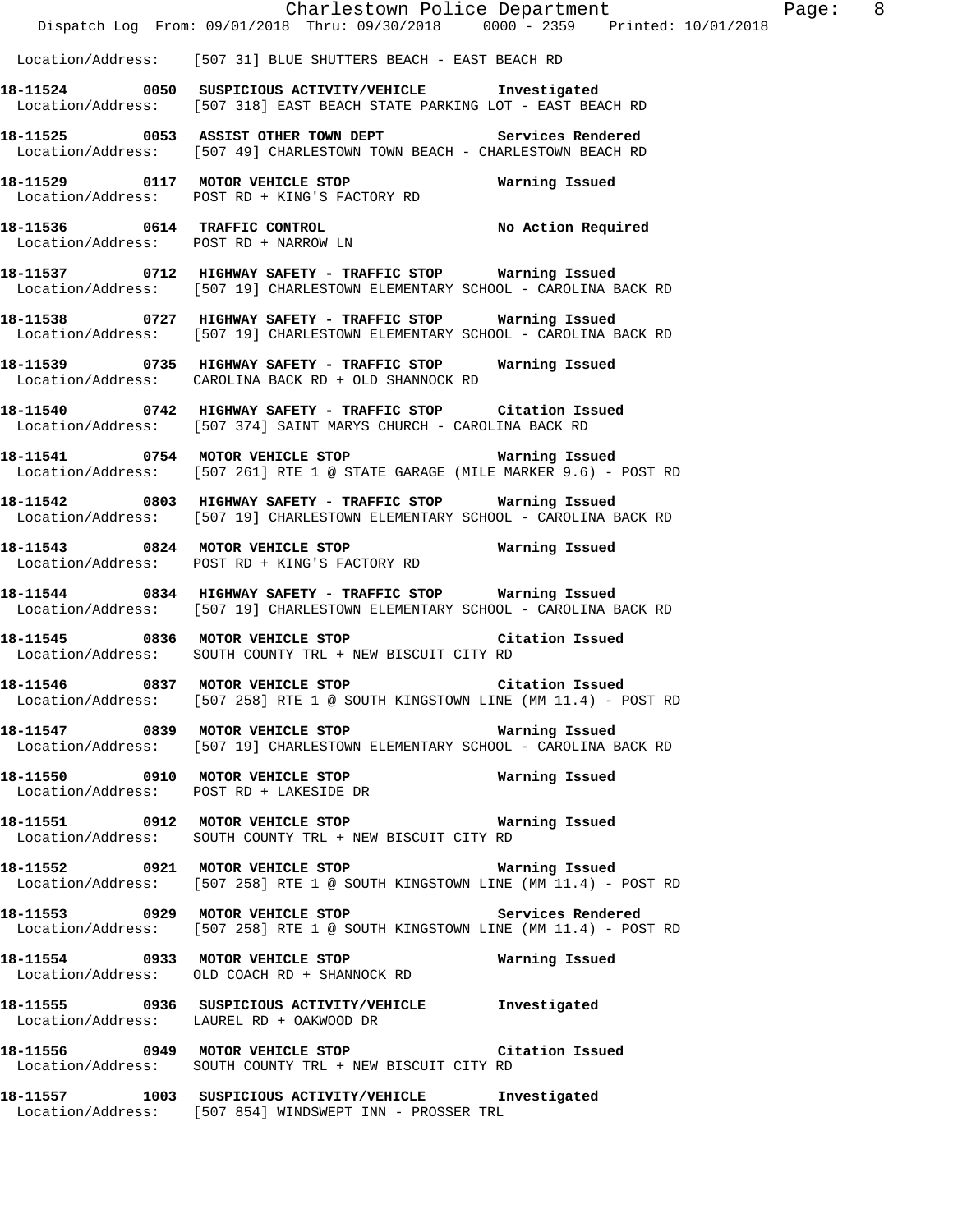Location/Address: [507 31] BLUE SHUTTERS BEACH - EAST BEACH RD

**18-11524 0050 SUSPICIOUS ACTIVITY/VEHICLE Investigated**
Location/Address: [507 318] EAST BEACH STATE PARKING LOT - EAST BEACH RD

**18-11525 0053 ASSIST OTHER TOWN DEPT Services Rendered**
Location/Address: [507 49] CHARLESTOWN TOWN BEACH - CHARLESTOWN BEACH RD

**18-11529 0117 MOTOR VEHICLE STOP Warning Issued**
Location/Address: POST RD + KING'S FACTORY RD

**18-11536 0614 TRAFFIC CONTROL No Action Required**
Location/Address: POST RD + NARROW LN

**18-11537 0712 HIGHWAY SAFETY - TRAFFIC STOP Warning Issued**
Location/Address: [507 19] CHARLESTOWN ELEMENTARY SCHOOL - CAROLINA BACK RD

**18-11538 0727 HIGHWAY SAFETY - TRAFFIC STOP Warning Issued**
Location/Address: [507 19] CHARLESTOWN ELEMENTARY SCHOOL - CAROLINA BACK RD

**18-11539 0735 HIGHWAY SAFETY - TRAFFIC STOP Warning Issued**
Location/Address: CAROLINA BACK RD + OLD SHANNOCK RD

**18-11540 0742 HIGHWAY SAFETY - TRAFFIC STOP Citation Issued**
Location/Address: [507 374] SAINT MARYS CHURCH - CAROLINA BACK RD

**18-11541 0754 MOTOR VEHICLE STOP Warning Issued**
Location/Address: [507 261] RTE 1 @ STATE GARAGE (MILE MARKER 9.6) - POST RD

**18-11542 0803 HIGHWAY SAFETY - TRAFFIC STOP Warning Issued**
Location/Address: [507 19] CHARLESTOWN ELEMENTARY SCHOOL - CAROLINA BACK RD

**18-11543 0824 MOTOR VEHICLE STOP Warning Issued**
Location/Address: POST RD + KING'S FACTORY RD

**18-11544 0834 HIGHWAY SAFETY - TRAFFIC STOP Warning Issued**
Location/Address: [507 19] CHARLESTOWN ELEMENTARY SCHOOL - CAROLINA BACK RD

**18-11545 0836 MOTOR VEHICLE STOP Citation Issued**
Location/Address: SOUTH COUNTY TRL + NEW BISCUIT CITY RD

**18-11546 0837 MOTOR VEHICLE STOP Citation Issued**
Location/Address: [507 258] RTE 1 @ SOUTH KINGSTOWN LINE (MM 11.4) - POST RD

**18-11547 0839 MOTOR VEHICLE STOP Warning Issued**
Location/Address: [507 19] CHARLESTOWN ELEMENTARY SCHOOL - CAROLINA BACK RD

**18-11550 0910 MOTOR VEHICLE STOP Warning Issued**
Location/Address: POST RD + LAKESIDE DR

**18-11551 0912 MOTOR VEHICLE STOP Warning Issued**
Location/Address: SOUTH COUNTY TRL + NEW BISCUIT CITY RD

**18-11552 0921 MOTOR VEHICLE STOP Warning Issued**
Location/Address: [507 258] RTE 1 @ SOUTH KINGSTOWN LINE (MM 11.4) - POST RD

**18-11553 0929 MOTOR VEHICLE STOP Services Rendered**
Location/Address: [507 258] RTE 1 @ SOUTH KINGSTOWN LINE (MM 11.4) - POST RD

**18-11554 0933 MOTOR VEHICLE STOP Warning Issued**
Location/Address: OLD COACH RD + SHANNOCK RD

**18-11555 0936 SUSPICIOUS ACTIVITY/VEHICLE Investigated**
Location/Address: LAUREL RD + OAKWOOD DR

**18-11556 0949 MOTOR VEHICLE STOP Citation Issued**
Location/Address: SOUTH COUNTY TRL + NEW BISCUIT CITY RD

**18-11557 1003 SUSPICIOUS ACTIVITY/VEHICLE Investigated**
Location/Address: [507 854] WINDSWEPT INN - PROSSER TRL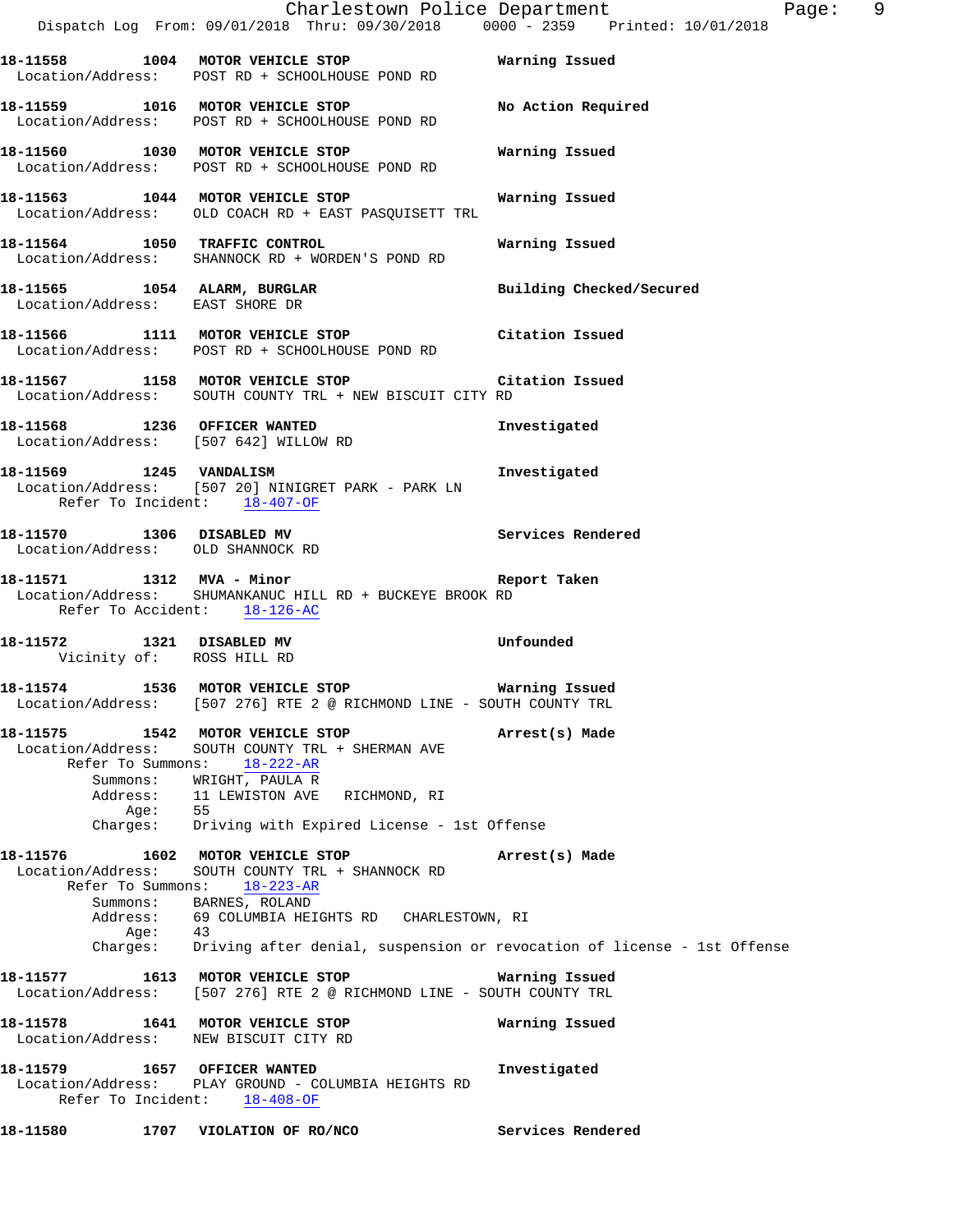**18-11558 1004 MOTOR VEHICLE STOP** Warning Issued
Location/Address: POST RD + SCHOOLHOUSE POND RD

**18-11559 1016 MOTOR VEHICLE STOP** No Action Required
Location/Address: POST RD + SCHOOLHOUSE POND RD

**18-11560 1030 MOTOR VEHICLE STOP** Warning Issued
Location/Address: POST RD + SCHOOLHOUSE POND RD

**18-11563 1044 MOTOR VEHICLE STOP** Warning Issued
Location/Address: OLD COACH RD + EAST PASQUISETT TRL

**18-11564 1050 TRAFFIC CONTROL** Warning Issued
Location/Address: SHANNOCK RD + WORDEN'S POND RD

**18-11565 1054 ALARM, BURGLAR** Building Checked/Secured
Location/Address: EAST SHORE DR

**18-11566 1111 MOTOR VEHICLE STOP** Citation Issued
Location/Address: POST RD + SCHOOLHOUSE POND RD

**18-11567 1158 MOTOR VEHICLE STOP** Citation Issued
Location/Address: SOUTH COUNTY TRL + NEW BISCUIT CITY RD

**18-11568 1236 OFFICER WANTED** Investigated
Location/Address: [507 642] WILLOW RD

**18-11569 1245 VANDALISM** Investigated
Location/Address: [507 20] NINIGRET PARK - PARK LN
Refer To Incident: 18-407-OF

**18-11570 1306 DISABLED MV** Services Rendered
Location/Address: OLD SHANNOCK RD

**18-11571 1312 MVA - Minor** Report Taken
Location/Address: SHUMANKANUC HILL RD + BUCKEYE BROOK RD
Refer To Accident: 18-126-AC

**18-11572 1321 DISABLED MV** Unfounded
Vicinity of: ROSS HILL RD

**18-11574 1536 MOTOR VEHICLE STOP** Warning Issued
Location/Address: [507 276] RTE 2 @ RICHMOND LINE - SOUTH COUNTY TRL

**18-11575 1542 MOTOR VEHICLE STOP** Arrest(s) Made
Location/Address: SOUTH COUNTY TRL + SHERMAN AVE
Refer To Summons: 18-222-AR
Summons: WRIGHT, PAULA R
Address: 11 LEWISTON AVE RICHMOND, RI
Age: 55
Charges: Driving with Expired License - 1st Offense

**18-11576 1602 MOTOR VEHICLE STOP** Arrest(s) Made
Location/Address: SOUTH COUNTY TRL + SHANNOCK RD
Refer To Summons: 18-223-AR
Summons: BARNES, ROLAND
Address: 69 COLUMBIA HEIGHTS RD CHARLESTOWN, RI
Age: 43
Charges: Driving after denial, suspension or revocation of license - 1st Offense

**18-11577 1613 MOTOR VEHICLE STOP** Warning Issued
Location/Address: [507 276] RTE 2 @ RICHMOND LINE - SOUTH COUNTY TRL

**18-11578 1641 MOTOR VEHICLE STOP** Warning Issued
Location/Address: NEW BISCUIT CITY RD

**18-11579 1657 OFFICER WANTED** Investigated
Location/Address: PLAY GROUND - COLUMBIA HEIGHTS RD
Refer To Incident: 18-408-OF

**18-11580 1707 VIOLATION OF RO/NCO** Services Rendered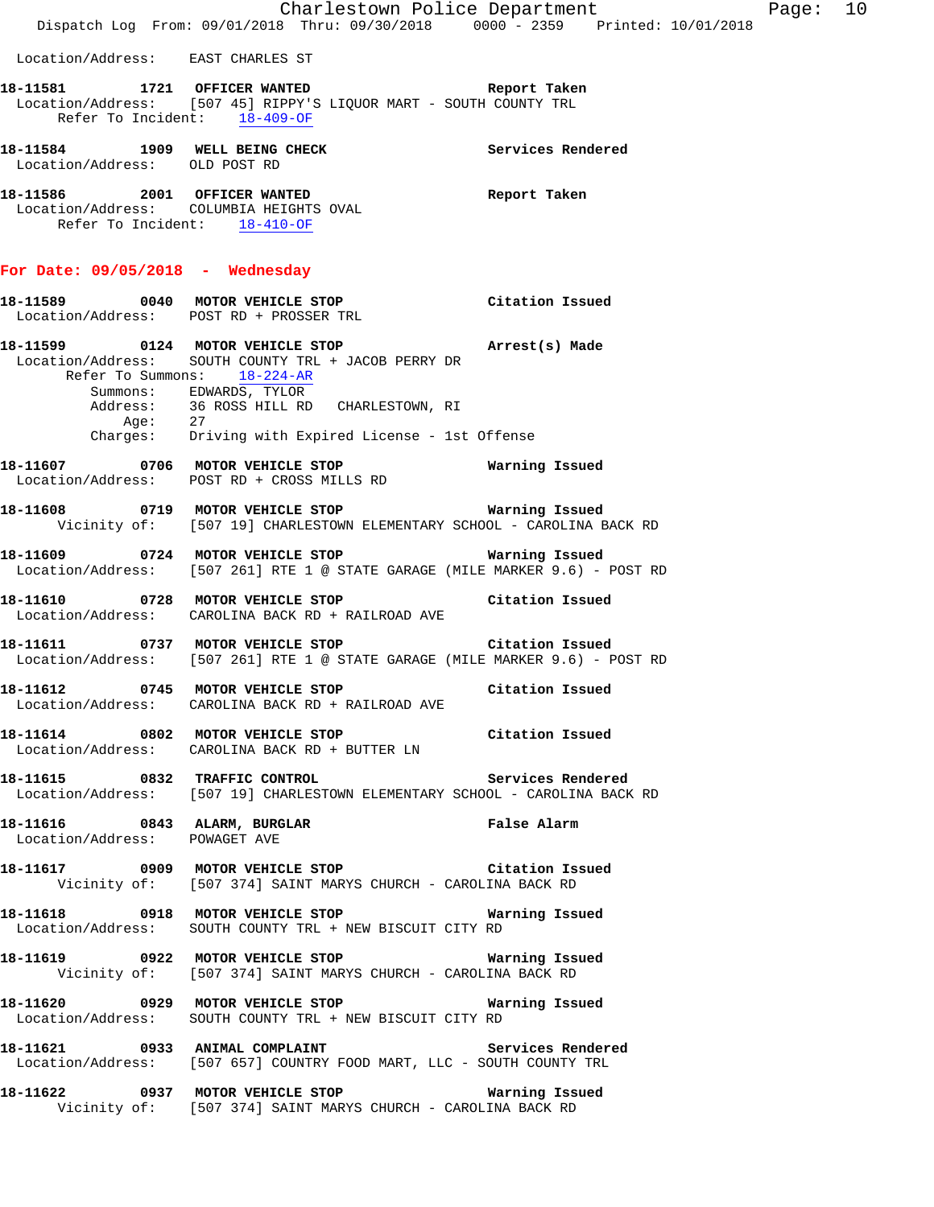Location/Address: EAST CHARLES ST

**18-11581 1721 OFFICER WANTED** — **Report Taken**
Location/Address: [507 45] RIPPY'S LIQUOR MART - SOUTH COUNTY TRL
Refer To Incident: 18-409-OF

**18-11584 1909 WELL BEING CHECK** — **Services Rendered**
Location/Address: OLD POST RD

**18-11586 2001 OFFICER WANTED** — **Report Taken**
Location/Address: COLUMBIA HEIGHTS OVAL
Refer To Incident: 18-410-OF

## For Date: 09/05/2018 - Wednesday

**18-11589 0040 MOTOR VEHICLE STOP** — **Citation Issued**
Location/Address: POST RD + PROSSER TRL

**18-11599 0124 MOTOR VEHICLE STOP** — **Arrest(s) Made**
Location/Address: SOUTH COUNTY TRL + JACOB PERRY DR
Refer To Summons: 18-224-AR
Summons: EDWARDS, TYLOR
Address: 36 ROSS HILL RD CHARLESTOWN, RI
Age: 27
Charges: Driving with Expired License - 1st Offense

**18-11607 0706 MOTOR VEHICLE STOP** — **Warning Issued**
Location/Address: POST RD + CROSS MILLS RD

**18-11608 0719 MOTOR VEHICLE STOP** — **Warning Issued**
Vicinity of: [507 19] CHARLESTOWN ELEMENTARY SCHOOL - CAROLINA BACK RD

**18-11609 0724 MOTOR VEHICLE STOP** — **Warning Issued**
Location/Address: [507 261] RTE 1 @ STATE GARAGE (MILE MARKER 9.6) - POST RD

**18-11610 0728 MOTOR VEHICLE STOP** — **Citation Issued**
Location/Address: CAROLINA BACK RD + RAILROAD AVE

**18-11611 0737 MOTOR VEHICLE STOP** — **Citation Issued**
Location/Address: [507 261] RTE 1 @ STATE GARAGE (MILE MARKER 9.6) - POST RD

**18-11612 0745 MOTOR VEHICLE STOP** — **Citation Issued**
Location/Address: CAROLINA BACK RD + RAILROAD AVE

**18-11614 0802 MOTOR VEHICLE STOP** — **Citation Issued**
Location/Address: CAROLINA BACK RD + BUTTER LN

**18-11615 0832 TRAFFIC CONTROL** — **Services Rendered**
Location/Address: [507 19] CHARLESTOWN ELEMENTARY SCHOOL - CAROLINA BACK RD

**18-11616 0843 ALARM, BURGLAR** — **False Alarm**
Location/Address: POWAGET AVE

**18-11617 0909 MOTOR VEHICLE STOP** — **Citation Issued**
Vicinity of: [507 374] SAINT MARYS CHURCH - CAROLINA BACK RD

**18-11618 0918 MOTOR VEHICLE STOP** — **Warning Issued**
Location/Address: SOUTH COUNTY TRL + NEW BISCUIT CITY RD

**18-11619 0922 MOTOR VEHICLE STOP** — **Warning Issued**
Vicinity of: [507 374] SAINT MARYS CHURCH - CAROLINA BACK RD

**18-11620 0929 MOTOR VEHICLE STOP** — **Warning Issued**
Location/Address: SOUTH COUNTY TRL + NEW BISCUIT CITY RD

**18-11621 0933 ANIMAL COMPLAINT** — **Services Rendered**
Location/Address: [507 657] COUNTRY FOOD MART, LLC - SOUTH COUNTY TRL

**18-11622 0937 MOTOR VEHICLE STOP** — **Warning Issued**
Vicinity of: [507 374] SAINT MARYS CHURCH - CAROLINA BACK RD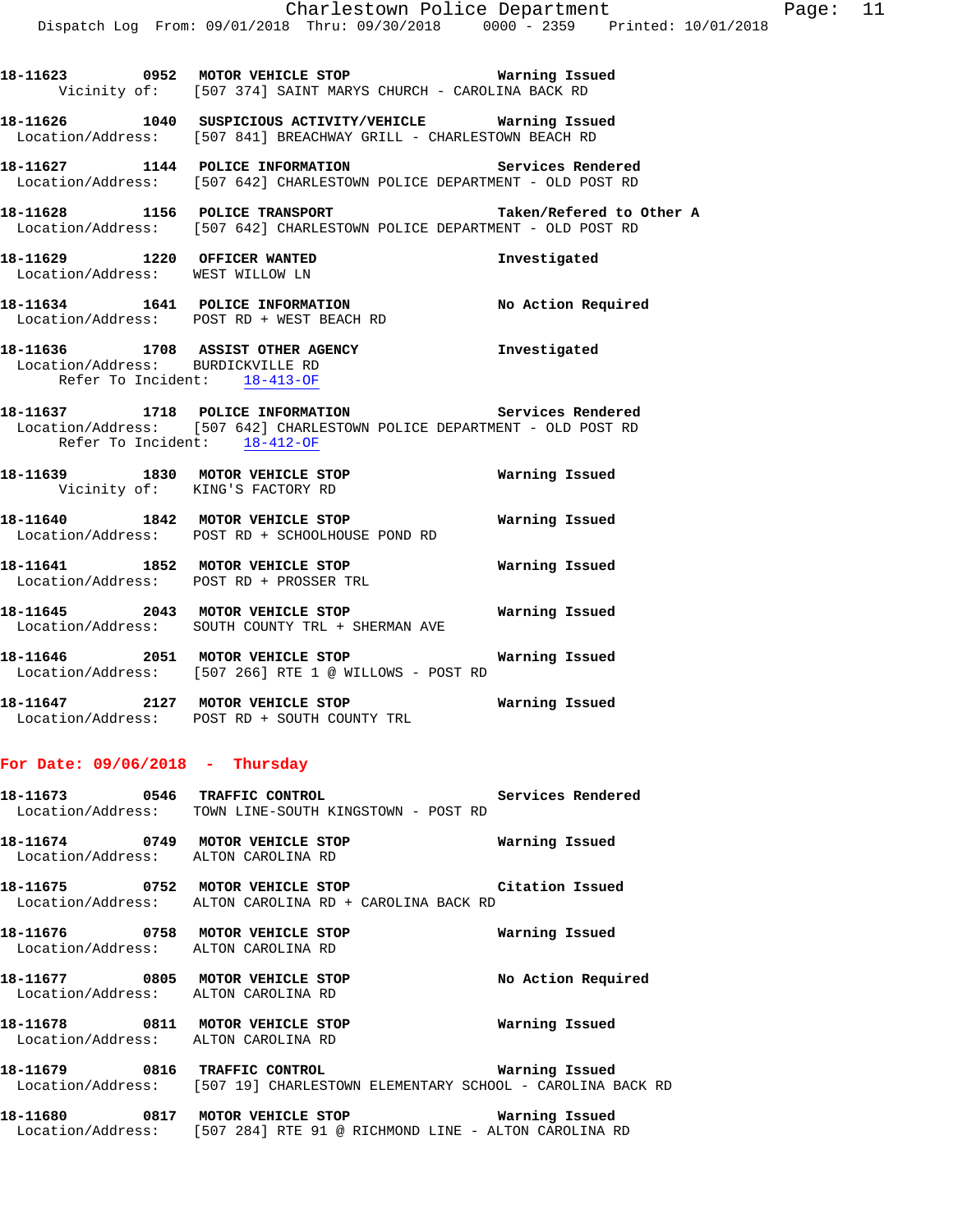**18-11623 0952 MOTOR VEHICLE STOP** Warning Issued
Vicinity of: [507 374] SAINT MARYS CHURCH - CAROLINA BACK RD

**18-11626 1040 SUSPICIOUS ACTIVITY/VEHICLE** Warning Issued
Location/Address: [507 841] BREACHWAY GRILL - CHARLESTOWN BEACH RD

**18-11627 1144 POLICE INFORMATION** Services Rendered
Location/Address: [507 642] CHARLESTOWN POLICE DEPARTMENT - OLD POST RD

**18-11628 1156 POLICE TRANSPORT** Taken/Refered to Other A
Location/Address: [507 642] CHARLESTOWN POLICE DEPARTMENT - OLD POST RD

**18-11629 1220 OFFICER WANTED** Investigated
Location/Address: WEST WILLOW LN

**18-11634 1641 POLICE INFORMATION** No Action Required
Location/Address: POST RD + WEST BEACH RD

**18-11636 1708 ASSIST OTHER AGENCY** Investigated
Location/Address: BURDICKVILLE RD
Refer To Incident: 18-413-OF

**18-11637 1718 POLICE INFORMATION** Services Rendered
Location/Address: [507 642] CHARLESTOWN POLICE DEPARTMENT - OLD POST RD
Refer To Incident: 18-412-OF

**18-11639 1830 MOTOR VEHICLE STOP** Warning Issued
Vicinity of: KING'S FACTORY RD

**18-11640 1842 MOTOR VEHICLE STOP** Warning Issued
Location/Address: POST RD + SCHOOLHOUSE POND RD

**18-11641 1852 MOTOR VEHICLE STOP** Warning Issued
Location/Address: POST RD + PROSSER TRL

**18-11645 2043 MOTOR VEHICLE STOP** Warning Issued
Location/Address: SOUTH COUNTY TRL + SHERMAN AVE

**18-11646 2051 MOTOR VEHICLE STOP** Warning Issued
Location/Address: [507 266] RTE 1 @ WILLOWS - POST RD

**18-11647 2127 MOTOR VEHICLE STOP** Warning Issued
Location/Address: POST RD + SOUTH COUNTY TRL

## For Date: 09/06/2018 - Thursday

**18-11673 0546 TRAFFIC CONTROL** Services Rendered
Location/Address: TOWN LINE-SOUTH KINGSTOWN - POST RD

**18-11674 0749 MOTOR VEHICLE STOP** Warning Issued
Location/Address: ALTON CAROLINA RD

**18-11675 0752 MOTOR VEHICLE STOP** Citation Issued
Location/Address: ALTON CAROLINA RD + CAROLINA BACK RD

**18-11676 0758 MOTOR VEHICLE STOP** Warning Issued
Location/Address: ALTON CAROLINA RD

**18-11677 0805 MOTOR VEHICLE STOP** No Action Required
Location/Address: ALTON CAROLINA RD

**18-11678 0811 MOTOR VEHICLE STOP** Warning Issued
Location/Address: ALTON CAROLINA RD

**18-11679 0816 TRAFFIC CONTROL** Warning Issued
Location/Address: [507 19] CHARLESTOWN ELEMENTARY SCHOOL - CAROLINA BACK RD

**18-11680 0817 MOTOR VEHICLE STOP** Warning Issued
Location/Address: [507 284] RTE 91 @ RICHMOND LINE - ALTON CAROLINA RD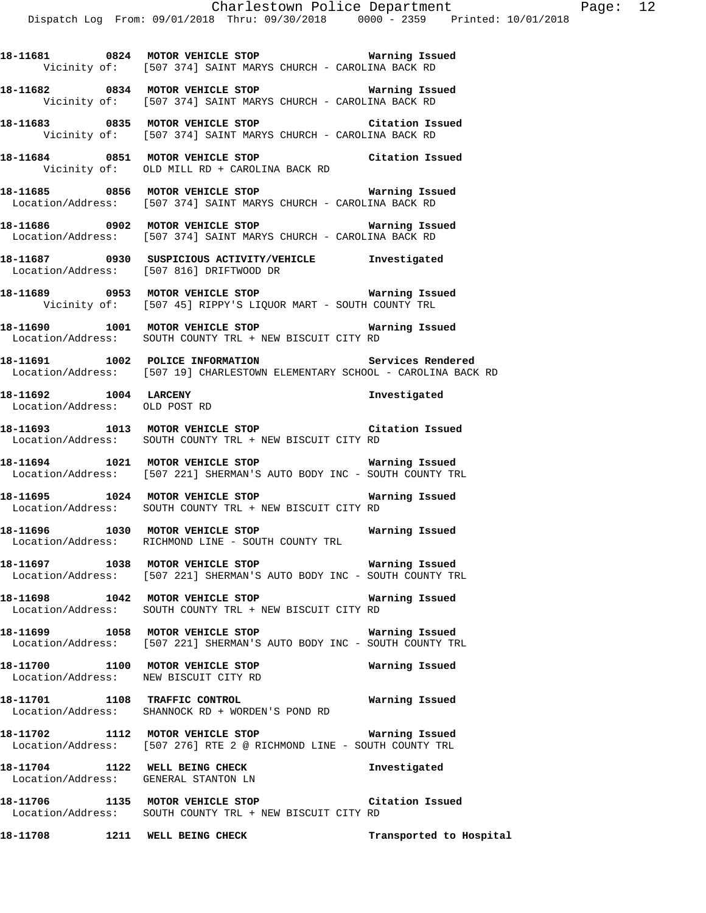**18-11681 0824 MOTOR VEHICLE STOP Warning Issued**
Vicinity of: [507 374] SAINT MARYS CHURCH - CAROLINA BACK RD

**18-11682 0834 MOTOR VEHICLE STOP Warning Issued**
Vicinity of: [507 374] SAINT MARYS CHURCH - CAROLINA BACK RD

**18-11683 0835 MOTOR VEHICLE STOP Citation Issued**
Vicinity of: [507 374] SAINT MARYS CHURCH - CAROLINA BACK RD

**18-11684 0851 MOTOR VEHICLE STOP Citation Issued**
Vicinity of: OLD MILL RD + CAROLINA BACK RD

**18-11685 0856 MOTOR VEHICLE STOP Warning Issued**
Location/Address: [507 374] SAINT MARYS CHURCH - CAROLINA BACK RD

**18-11686 0902 MOTOR VEHICLE STOP Warning Issued**
Location/Address: [507 374] SAINT MARYS CHURCH - CAROLINA BACK RD

**18-11687 0930 SUSPICIOUS ACTIVITY/VEHICLE Investigated**
Location/Address: [507 816] DRIFTWOOD DR

**18-11689 0953 MOTOR VEHICLE STOP Warning Issued**
Vicinity of: [507 45] RIPPY'S LIQUOR MART - SOUTH COUNTY TRL

**18-11690 1001 MOTOR VEHICLE STOP Warning Issued**
Location/Address: SOUTH COUNTY TRL + NEW BISCUIT CITY RD

**18-11691 1002 POLICE INFORMATION Services Rendered**
Location/Address: [507 19] CHARLESTOWN ELEMENTARY SCHOOL - CAROLINA BACK RD

**18-11692 1004 LARCENY Investigated**
Location/Address: OLD POST RD

**18-11693 1013 MOTOR VEHICLE STOP Citation Issued**
Location/Address: SOUTH COUNTY TRL + NEW BISCUIT CITY RD

**18-11694 1021 MOTOR VEHICLE STOP Warning Issued**
Location/Address: [507 221] SHERMAN'S AUTO BODY INC - SOUTH COUNTY TRL

**18-11695 1024 MOTOR VEHICLE STOP Warning Issued**
Location/Address: SOUTH COUNTY TRL + NEW BISCUIT CITY RD

**18-11696 1030 MOTOR VEHICLE STOP Warning Issued**
Location/Address: RICHMOND LINE - SOUTH COUNTY TRL

**18-11697 1038 MOTOR VEHICLE STOP Warning Issued**
Location/Address: [507 221] SHERMAN'S AUTO BODY INC - SOUTH COUNTY TRL

**18-11698 1042 MOTOR VEHICLE STOP Warning Issued**
Location/Address: SOUTH COUNTY TRL + NEW BISCUIT CITY RD

**18-11699 1058 MOTOR VEHICLE STOP Warning Issued**
Location/Address: [507 221] SHERMAN'S AUTO BODY INC - SOUTH COUNTY TRL

**18-11700 1100 MOTOR VEHICLE STOP Warning Issued**
Location/Address: NEW BISCUIT CITY RD

**18-11701 1108 TRAFFIC CONTROL Warning Issued**
Location/Address: SHANNOCK RD + WORDEN'S POND RD

**18-11702 1112 MOTOR VEHICLE STOP Warning Issued**
Location/Address: [507 276] RTE 2 @ RICHMOND LINE - SOUTH COUNTY TRL

**18-11704 1122 WELL BEING CHECK Investigated**
Location/Address: GENERAL STANTON LN

**18-11706 1135 MOTOR VEHICLE STOP Citation Issued**
Location/Address: SOUTH COUNTY TRL + NEW BISCUIT CITY RD

**18-11708 1211 WELL BEING CHECK Transported to Hospital**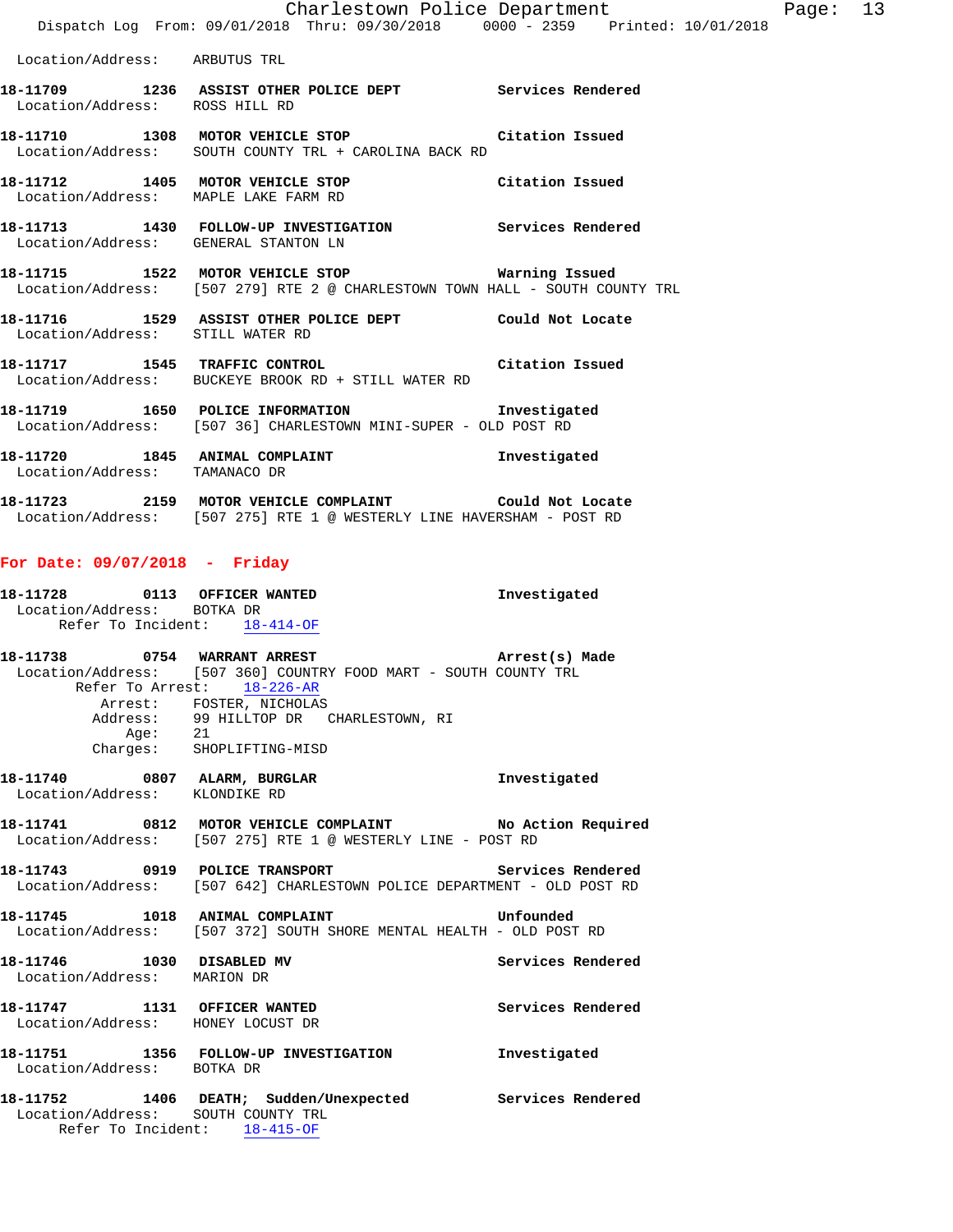Location/Address: ARBUTUS TRL

**18-11709 1236 ASSIST OTHER POLICE DEPT** Services Rendered
Location/Address: ROSS HILL RD

**18-11710 1308 MOTOR VEHICLE STOP** Citation Issued
Location/Address: SOUTH COUNTY TRL + CAROLINA BACK RD

**18-11712 1405 MOTOR VEHICLE STOP** Citation Issued
Location/Address: MAPLE LAKE FARM RD

**18-11713 1430 FOLLOW-UP INVESTIGATION** Services Rendered
Location/Address: GENERAL STANTON LN

**18-11715 1522 MOTOR VEHICLE STOP** Warning Issued
Location/Address: [507 279] RTE 2 @ CHARLESTOWN TOWN HALL - SOUTH COUNTY TRL

**18-11716 1529 ASSIST OTHER POLICE DEPT** Could Not Locate
Location/Address: STILL WATER RD

**18-11717 1545 TRAFFIC CONTROL** Citation Issued
Location/Address: BUCKEYE BROOK RD + STILL WATER RD

**18-11719 1650 POLICE INFORMATION** Investigated
Location/Address: [507 36] CHARLESTOWN MINI-SUPER - OLD POST RD

**18-11720 1845 ANIMAL COMPLAINT** Investigated
Location/Address: TAMANACO DR

**18-11723 2159 MOTOR VEHICLE COMPLAINT** Could Not Locate
Location/Address: [507 275] RTE 1 @ WESTERLY LINE HAVERSHAM - POST RD

## For Date: 09/07/2018 - Friday

**18-11728 0113 OFFICER WANTED** Investigated
Location/Address: BOTKA DR
Refer To Incident: 18-414-OF

**18-11738 0754 WARRANT ARREST** Arrest(s) Made
Location/Address: [507 360] COUNTRY FOOD MART - SOUTH COUNTY TRL
Refer To Arrest: 18-226-AR
Arrest: FOSTER, NICHOLAS
Address: 99 HILLTOP DR CHARLESTOWN, RI
Age: 21
Charges: SHOPLIFTING-MISD

**18-11740 0807 ALARM, BURGLAR** Investigated
Location/Address: KLONDIKE RD

**18-11741 0812 MOTOR VEHICLE COMPLAINT** No Action Required
Location/Address: [507 275] RTE 1 @ WESTERLY LINE - POST RD

**18-11743 0919 POLICE TRANSPORT** Services Rendered
Location/Address: [507 642] CHARLESTOWN POLICE DEPARTMENT - OLD POST RD

**18-11745 1018 ANIMAL COMPLAINT** Unfounded
Location/Address: [507 372] SOUTH SHORE MENTAL HEALTH - OLD POST RD

**18-11746 1030 DISABLED MV** Services Rendered
Location/Address: MARION DR

**18-11747 1131 OFFICER WANTED** Services Rendered
Location/Address: HONEY LOCUST DR

**18-11751 1356 FOLLOW-UP INVESTIGATION** Investigated
Location/Address: BOTKA DR

**18-11752 1406 DEATH; Sudden/Unexpected** Services Rendered
Location/Address: SOUTH COUNTY TRL
Refer To Incident: 18-415-OF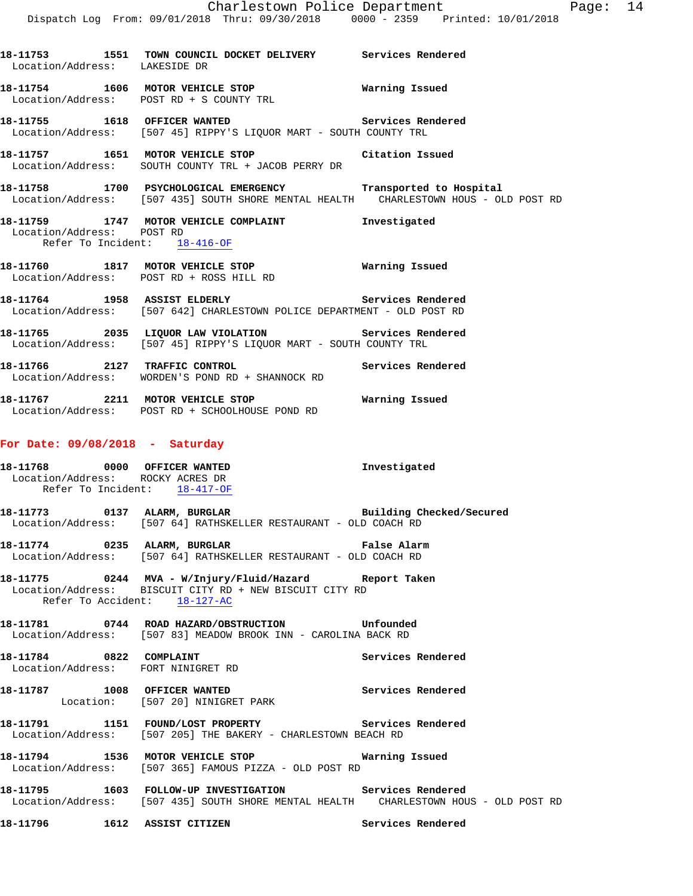**18-11753** 1551 **TOWN COUNCIL DOCKET DELIVERY** **Services Rendered**
Location/Address: LAKESIDE DR

**18-11754** 1606 **MOTOR VEHICLE STOP** **Warning Issued**
Location/Address: POST RD + S COUNTY TRL

**18-11755** 1618 **OFFICER WANTED** **Services Rendered**
Location/Address: [507 45] RIPPY'S LIQUOR MART - SOUTH COUNTY TRL

**18-11757** 1651 **MOTOR VEHICLE STOP** **Citation Issued**
Location/Address: SOUTH COUNTY TRL + JACOB PERRY DR

**18-11758** 1700 **PSYCHOLOGICAL EMERGENCY** **Transported to Hospital**
Location/Address: [507 435] SOUTH SHORE MENTAL HEALTH CHARLESTOWN HOUS - OLD POST RD

**18-11759** 1747 **MOTOR VEHICLE COMPLAINT** **Investigated**
Location/Address: POST RD
Refer To Incident: 18-416-OF

**18-11760** 1817 **MOTOR VEHICLE STOP** **Warning Issued**
Location/Address: POST RD + ROSS HILL RD

**18-11764** 1958 **ASSIST ELDERLY** **Services Rendered**
Location/Address: [507 642] CHARLESTOWN POLICE DEPARTMENT - OLD POST RD

**18-11765** 2035 **LIQUOR LAW VIOLATION** **Services Rendered**
Location/Address: [507 45] RIPPY'S LIQUOR MART - SOUTH COUNTY TRL

**18-11766** 2127 **TRAFFIC CONTROL** **Services Rendered**
Location/Address: WORDEN'S POND RD + SHANNOCK RD

**18-11767** 2211 **MOTOR VEHICLE STOP** **Warning Issued**
Location/Address: POST RD + SCHOOLHOUSE POND RD

## For Date: 09/08/2018 - Saturday

**18-11768** 0000 **OFFICER WANTED** **Investigated**
Location/Address: ROCKY ACRES DR
Refer To Incident: 18-417-OF

**18-11773** 0137 **ALARM, BURGLAR** **Building Checked/Secured**
Location/Address: [507 64] RATHSKELLER RESTAURANT - OLD COACH RD

**18-11774** 0235 **ALARM, BURGLAR** **False Alarm**
Location/Address: [507 64] RATHSKELLER RESTAURANT - OLD COACH RD

**18-11775** 0244 **MVA - W/Injury/Fluid/Hazard** **Report Taken**
Location/Address: BISCUIT CITY RD + NEW BISCUIT CITY RD
Refer To Accident: 18-127-AC

**18-11781** 0744 **ROAD HAZARD/OBSTRUCTION** **Unfounded**
Location/Address: [507 83] MEADOW BROOK INN - CAROLINA BACK RD

**18-11784** 0822 **COMPLAINT** **Services Rendered**
Location/Address: FORT NINIGRET RD

**18-11787** 1008 **OFFICER WANTED** **Services Rendered**
Location: [507 20] NINIGRET PARK

**18-11791** 1151 **FOUND/LOST PROPERTY** **Services Rendered**
Location/Address: [507 205] THE BAKERY - CHARLESTOWN BEACH RD

**18-11794** 1536 **MOTOR VEHICLE STOP** **Warning Issued**
Location/Address: [507 365] FAMOUS PIZZA - OLD POST RD

**18-11795** 1603 **FOLLOW-UP INVESTIGATION** **Services Rendered**
Location/Address: [507 435] SOUTH SHORE MENTAL HEALTH CHARLESTOWN HOUS - OLD POST RD

**18-11796** 1612 **ASSIST CITIZEN** **Services Rendered**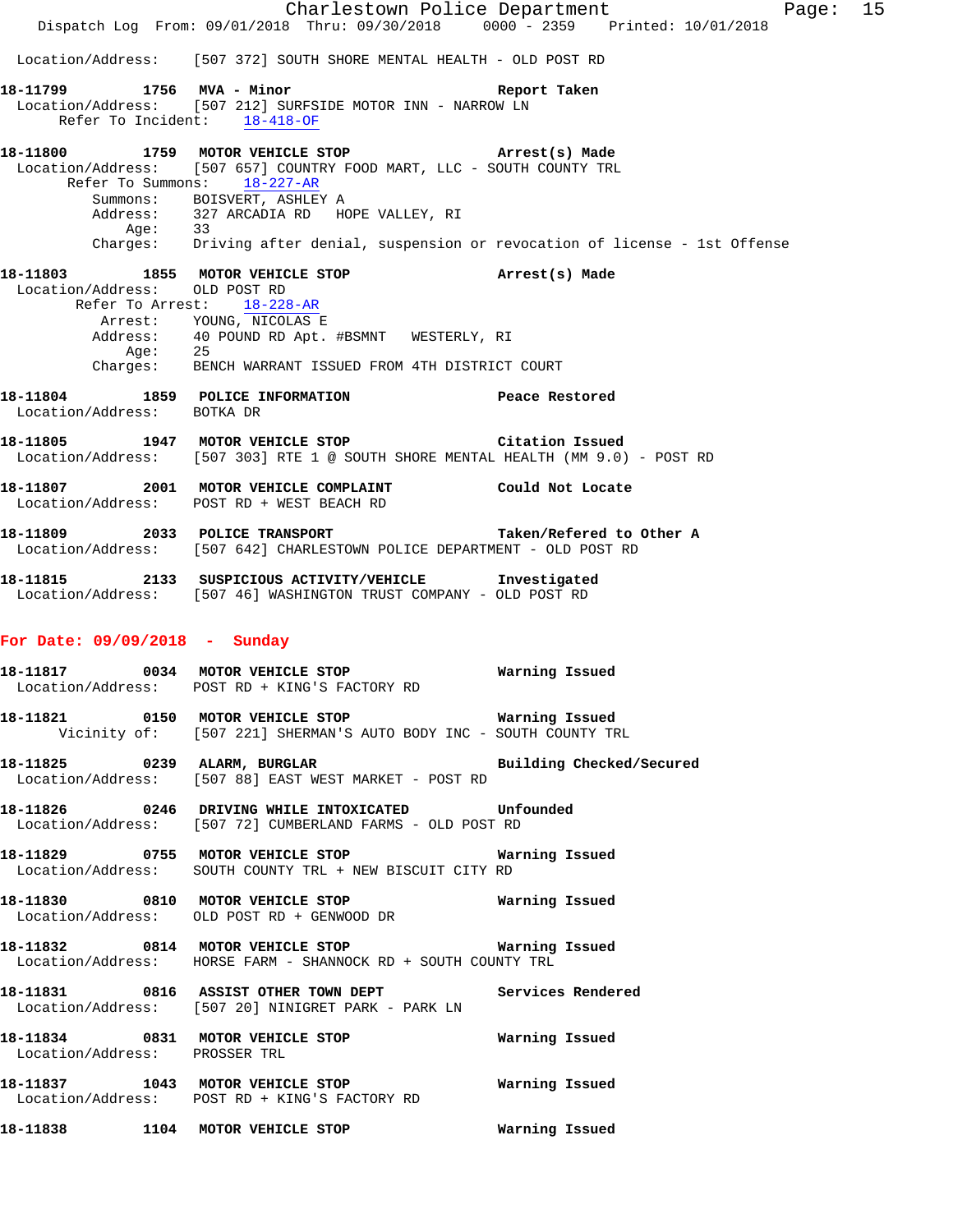Location/Address: [507 372] SOUTH SHORE MENTAL HEALTH - OLD POST RD

**18-11799 1756 MVA - Minor** Report Taken
Location/Address: [507 212] SURFSIDE MOTOR INN - NARROW LN
Refer To Incident: 18-418-OF

**18-11800 1759 MOTOR VEHICLE STOP** Arrest(s) Made
Location/Address: [507 657] COUNTRY FOOD MART, LLC - SOUTH COUNTY TRL
Refer To Summons: 18-227-AR
Summons: BOISVERT, ASHLEY A
Address: 327 ARCADIA RD HOPE VALLEY, RI
Age: 33
Charges: Driving after denial, suspension or revocation of license - 1st Offense

**18-11803 1855 MOTOR VEHICLE STOP** Arrest(s) Made
Location/Address: OLD POST RD
Refer To Arrest: 18-228-AR
Arrest: YOUNG, NICOLAS E
Address: 40 POUND RD Apt. #BSMNT WESTERLY, RI
Age: 25
Charges: BENCH WARRANT ISSUED FROM 4TH DISTRICT COURT

**18-11804 1859 POLICE INFORMATION** Peace Restored
Location/Address: BOTKA DR

**18-11805 1947 MOTOR VEHICLE STOP** Citation Issued
Location/Address: [507 303] RTE 1 @ SOUTH SHORE MENTAL HEALTH (MM 9.0) - POST RD

**18-11807 2001 MOTOR VEHICLE COMPLAINT** Could Not Locate
Location/Address: POST RD + WEST BEACH RD

**18-11809 2033 POLICE TRANSPORT** Taken/Refered to Other A
Location/Address: [507 642] CHARLESTOWN POLICE DEPARTMENT - OLD POST RD

**18-11815 2133 SUSPICIOUS ACTIVITY/VEHICLE** Investigated
Location/Address: [507 46] WASHINGTON TRUST COMPANY - OLD POST RD

## For Date: 09/09/2018 - Sunday

**18-11817 0034 MOTOR VEHICLE STOP** Warning Issued
Location/Address: POST RD + KING'S FACTORY RD

**18-11821 0150 MOTOR VEHICLE STOP** Warning Issued
Vicinity of: [507 221] SHERMAN'S AUTO BODY INC - SOUTH COUNTY TRL

**18-11825 0239 ALARM, BURGLAR** Building Checked/Secured
Location/Address: [507 88] EAST WEST MARKET - POST RD

**18-11826 0246 DRIVING WHILE INTOXICATED** Unfounded
Location/Address: [507 72] CUMBERLAND FARMS - OLD POST RD

**18-11829 0755 MOTOR VEHICLE STOP** Warning Issued
Location/Address: SOUTH COUNTY TRL + NEW BISCUIT CITY RD

**18-11830 0810 MOTOR VEHICLE STOP** Warning Issued
Location/Address: OLD POST RD + GENWOOD DR

**18-11832 0814 MOTOR VEHICLE STOP** Warning Issued
Location/Address: HORSE FARM - SHANNOCK RD + SOUTH COUNTY TRL

**18-11831 0816 ASSIST OTHER TOWN DEPT** Services Rendered
Location/Address: [507 20] NINIGRET PARK - PARK LN

**18-11834 0831 MOTOR VEHICLE STOP** Warning Issued
Location/Address: PROSSER TRL

**18-11837 1043 MOTOR VEHICLE STOP** Warning Issued
Location/Address: POST RD + KING'S FACTORY RD

**18-11838 1104 MOTOR VEHICLE STOP** Warning Issued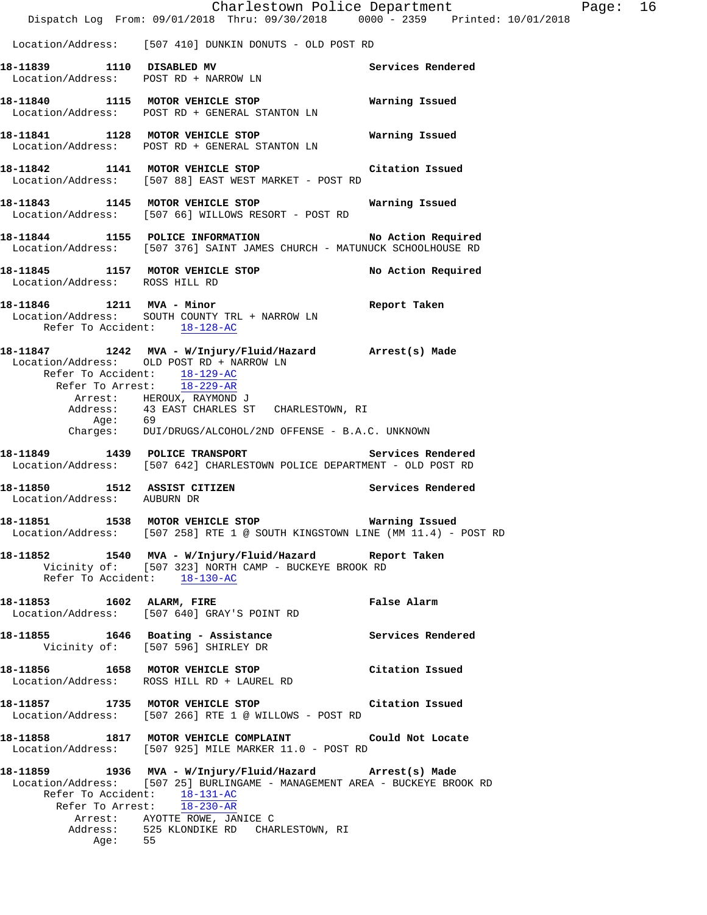Location/Address: [507 410] DUNKIN DONUTS - OLD POST RD

**18-11839 1110 DISABLED MV** Services Rendered
Location/Address: POST RD + NARROW LN

**18-11840 1115 MOTOR VEHICLE STOP** Warning Issued
Location/Address: POST RD + GENERAL STANTON LN

**18-11841 1128 MOTOR VEHICLE STOP** Warning Issued
Location/Address: POST RD + GENERAL STANTON LN

**18-11842 1141 MOTOR VEHICLE STOP** Citation Issued
Location/Address: [507 88] EAST WEST MARKET - POST RD

**18-11843 1145 MOTOR VEHICLE STOP** Warning Issued
Location/Address: [507 66] WILLOWS RESORT - POST RD

**18-11844 1155 POLICE INFORMATION** No Action Required
Location/Address: [507 376] SAINT JAMES CHURCH - MATUNUCK SCHOOLHOUSE RD

**18-11845 1157 MOTOR VEHICLE STOP** No Action Required
Location/Address: ROSS HILL RD

**18-11846 1211 MVA - Minor** Report Taken
Location/Address: SOUTH COUNTY TRL + NARROW LN
Refer To Accident: 18-128-AC

**18-11847 1242 MVA - W/Injury/Fluid/Hazard** Arrest(s) Made
Location/Address: OLD POST RD + NARROW LN
Refer To Accident: 18-129-AC
Refer To Arrest: 18-229-AR
Arrest: HEROUX, RAYMOND J
Address: 43 EAST CHARLES ST CHARLESTOWN, RI
Age: 69
Charges: DUI/DRUGS/ALCOHOL/2ND OFFENSE - B.A.C. UNKNOWN

**18-11849 1439 POLICE TRANSPORT** Services Rendered
Location/Address: [507 642] CHARLESTOWN POLICE DEPARTMENT - OLD POST RD

**18-11850 1512 ASSIST CITIZEN** Services Rendered
Location/Address: AUBURN DR

**18-11851 1538 MOTOR VEHICLE STOP** Warning Issued
Location/Address: [507 258] RTE 1 @ SOUTH KINGSTOWN LINE (MM 11.4) - POST RD

**18-11852 1540 MVA - W/Injury/Fluid/Hazard** Report Taken
Vicinity of: [507 323] NORTH CAMP - BUCKEYE BROOK RD
Refer To Accident: 18-130-AC

**18-11853 1602 ALARM, FIRE** False Alarm
Location/Address: [507 640] GRAY'S POINT RD

**18-11855 1646 Boating - Assistance** Services Rendered
Vicinity of: [507 596] SHIRLEY DR

**18-11856 1658 MOTOR VEHICLE STOP** Citation Issued
Location/Address: ROSS HILL RD + LAUREL RD

**18-11857 1735 MOTOR VEHICLE STOP** Citation Issued
Location/Address: [507 266] RTE 1 @ WILLOWS - POST RD

**18-11858 1817 MOTOR VEHICLE COMPLAINT** Could Not Locate
Location/Address: [507 925] MILE MARKER 11.0 - POST RD

**18-11859 1936 MVA - W/Injury/Fluid/Hazard** Arrest(s) Made
Location/Address: [507 25] BURLINGAME - MANAGEMENT AREA - BUCKEYE BROOK RD
Refer To Accident: 18-131-AC
Refer To Arrest: 18-230-AR
Arrest: AYOTTE ROWE, JANICE C
Address: 525 KLONDIKE RD CHARLESTOWN, RI
Age: 55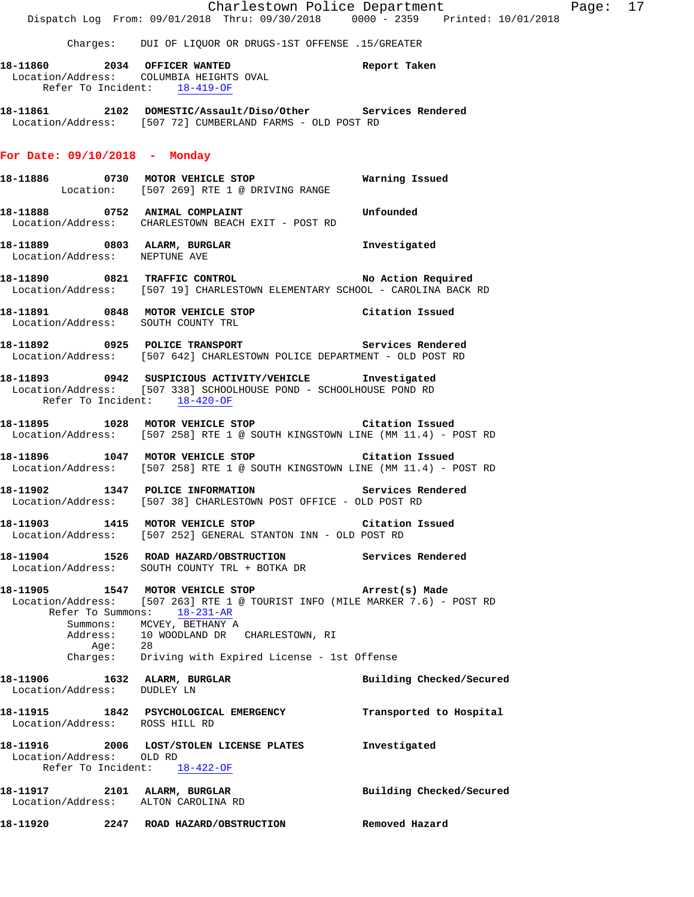Charges: DUI OF LIQUOR OR DRUGS-1ST OFFENSE .15/GREATER

**18-11860 2034 OFFICER WANTED** Report Taken
Location/Address: COLUMBIA HEIGHTS OVAL
Refer To Incident: 18-419-OF

**18-11861 2102 DOMESTIC/Assault/Diso/Other** Services Rendered
Location/Address: [507 72] CUMBERLAND FARMS - OLD POST RD

## For Date: 09/10/2018 - Monday

**18-11886 0730 MOTOR VEHICLE STOP** Warning Issued
Location: [507 269] RTE 1 @ DRIVING RANGE

**18-11888 0752 ANIMAL COMPLAINT** Unfounded
Location/Address: CHARLESTOWN BEACH EXIT - POST RD

**18-11889 0803 ALARM, BURGLAR** Investigated
Location/Address: NEPTUNE AVE

**18-11890 0821 TRAFFIC CONTROL** No Action Required
Location/Address: [507 19] CHARLESTOWN ELEMENTARY SCHOOL - CAROLINA BACK RD

**18-11891 0848 MOTOR VEHICLE STOP** Citation Issued
Location/Address: SOUTH COUNTY TRL

**18-11892 0925 POLICE TRANSPORT** Services Rendered
Location/Address: [507 642] CHARLESTOWN POLICE DEPARTMENT - OLD POST RD

**18-11893 0942 SUSPICIOUS ACTIVITY/VEHICLE** Investigated
Location/Address: [507 338] SCHOOLHOUSE POND - SCHOOLHOUSE POND RD
Refer To Incident: 18-420-OF

**18-11895 1028 MOTOR VEHICLE STOP** Citation Issued
Location/Address: [507 258] RTE 1 @ SOUTH KINGSTOWN LINE (MM 11.4) - POST RD

**18-11896 1047 MOTOR VEHICLE STOP** Citation Issued
Location/Address: [507 258] RTE 1 @ SOUTH KINGSTOWN LINE (MM 11.4) - POST RD

**18-11902 1347 POLICE INFORMATION** Services Rendered
Location/Address: [507 38] CHARLESTOWN POST OFFICE - OLD POST RD

**18-11903 1415 MOTOR VEHICLE STOP** Citation Issued
Location/Address: [507 252] GENERAL STANTON INN - OLD POST RD

**18-11904 1526 ROAD HAZARD/OBSTRUCTION** Services Rendered
Location/Address: SOUTH COUNTY TRL + BOTKA DR

**18-11905 1547 MOTOR VEHICLE STOP** Arrest(s) Made
Location/Address: [507 263] RTE 1 @ TOURIST INFO (MILE MARKER 7.6) - POST RD
Refer To Summons: 18-231-AR
Summons: MCVEY, BETHANY A
Address: 10 WOODLAND DR CHARLESTOWN, RI
Age: 28
Charges: Driving with Expired License - 1st Offense

**18-11906 1632 ALARM, BURGLAR** Building Checked/Secured
Location/Address: DUDLEY LN

**18-11915 1842 PSYCHOLOGICAL EMERGENCY** Transported to Hospital
Location/Address: ROSS HILL RD

**18-11916 2006 LOST/STOLEN LICENSE PLATES** Investigated
Location/Address: OLD RD
Refer To Incident: 18-422-OF

**18-11917 2101 ALARM, BURGLAR** Building Checked/Secured
Location/Address: ALTON CAROLINA RD

**18-11920 2247 ROAD HAZARD/OBSTRUCTION** Removed Hazard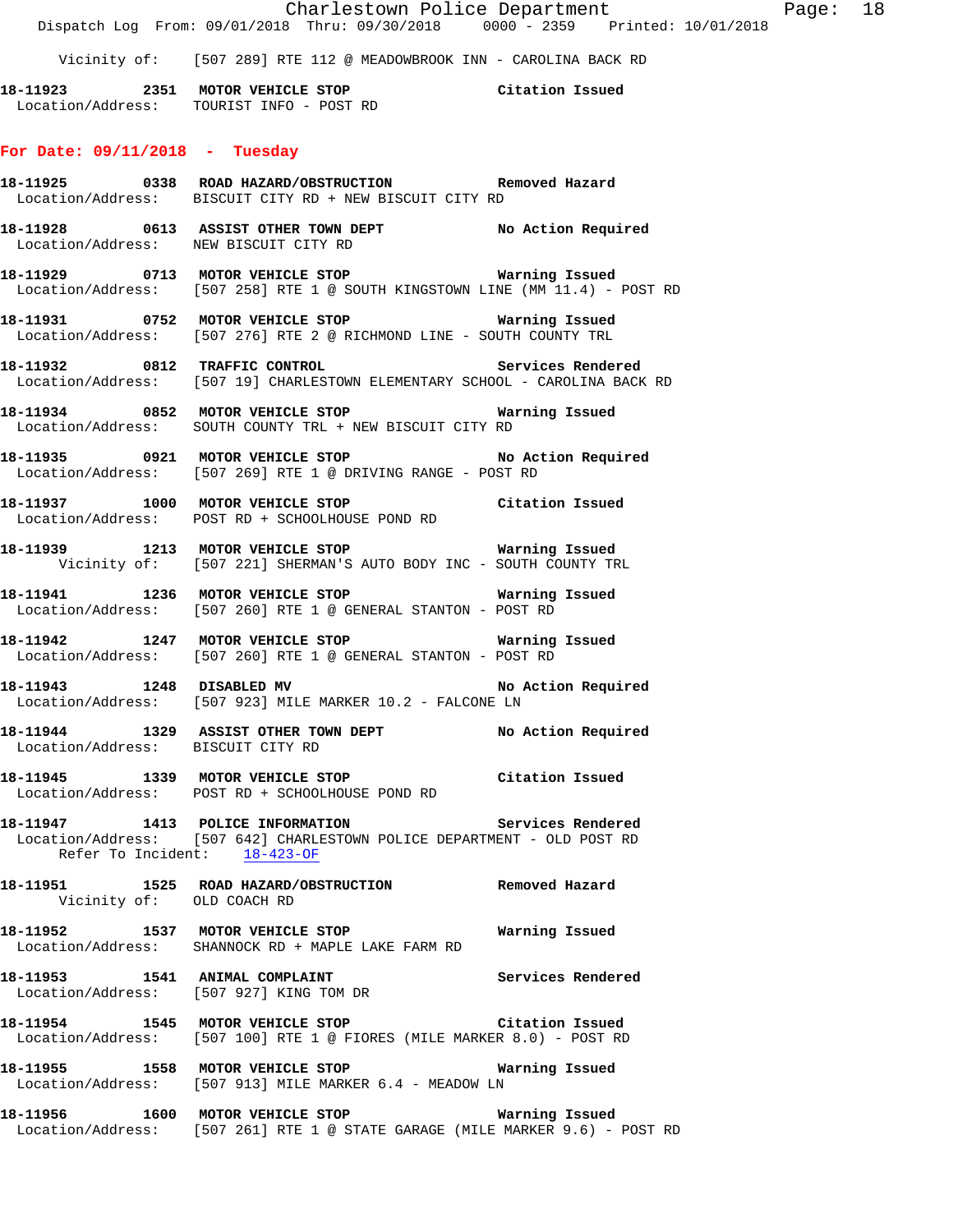Vicinity of: [507 289] RTE 112 @ MEADOWBROOK INN - CAROLINA BACK RD

**18-11923 2351 MOTOR VEHICLE STOP** **Citation Issued**
Location/Address: TOURIST INFO - POST RD

## For Date: 09/11/2018 - Tuesday

**18-11925 0338 ROAD HAZARD/OBSTRUCTION** **Removed Hazard**
Location/Address: BISCUIT CITY RD + NEW BISCUIT CITY RD

**18-11928 0613 ASSIST OTHER TOWN DEPT** **No Action Required**
Location/Address: NEW BISCUIT CITY RD

**18-11929 0713 MOTOR VEHICLE STOP** **Warning Issued**
Location/Address: [507 258] RTE 1 @ SOUTH KINGSTOWN LINE (MM 11.4) - POST RD

**18-11931 0752 MOTOR VEHICLE STOP** **Warning Issued**
Location/Address: [507 276] RTE 2 @ RICHMOND LINE - SOUTH COUNTY TRL

**18-11932 0812 TRAFFIC CONTROL** **Services Rendered**
Location/Address: [507 19] CHARLESTOWN ELEMENTARY SCHOOL - CAROLINA BACK RD

**18-11934 0852 MOTOR VEHICLE STOP** **Warning Issued**
Location/Address: SOUTH COUNTY TRL + NEW BISCUIT CITY RD

**18-11935 0921 MOTOR VEHICLE STOP** **No Action Required**
Location/Address: [507 269] RTE 1 @ DRIVING RANGE - POST RD

**18-11937 1000 MOTOR VEHICLE STOP** **Citation Issued**
Location/Address: POST RD + SCHOOLHOUSE POND RD

**18-11939 1213 MOTOR VEHICLE STOP** **Warning Issued**
Vicinity of: [507 221] SHERMAN'S AUTO BODY INC - SOUTH COUNTY TRL

**18-11941 1236 MOTOR VEHICLE STOP** **Warning Issued**
Location/Address: [507 260] RTE 1 @ GENERAL STANTON - POST RD

**18-11942 1247 MOTOR VEHICLE STOP** **Warning Issued**
Location/Address: [507 260] RTE 1 @ GENERAL STANTON - POST RD

**18-11943 1248 DISABLED MV** **No Action Required**
Location/Address: [507 923] MILE MARKER 10.2 - FALCONE LN

**18-11944 1329 ASSIST OTHER TOWN DEPT** **No Action Required**
Location/Address: BISCUIT CITY RD

**18-11945 1339 MOTOR VEHICLE STOP** **Citation Issued**
Location/Address: POST RD + SCHOOLHOUSE POND RD

**18-11947 1413 POLICE INFORMATION** **Services Rendered**
Location/Address: [507 642] CHARLESTOWN POLICE DEPARTMENT - OLD POST RD
Refer To Incident: 18-423-OF

**18-11951 1525 ROAD HAZARD/OBSTRUCTION** **Removed Hazard**
Vicinity of: OLD COACH RD

**18-11952 1537 MOTOR VEHICLE STOP** **Warning Issued**
Location/Address: SHANNOCK RD + MAPLE LAKE FARM RD

**18-11953 1541 ANIMAL COMPLAINT** **Services Rendered**
Location/Address: [507 927] KING TOM DR

**18-11954 1545 MOTOR VEHICLE STOP** **Citation Issued**
Location/Address: [507 100] RTE 1 @ FIORES (MILE MARKER 8.0) - POST RD

**18-11955 1558 MOTOR VEHICLE STOP** **Warning Issued**
Location/Address: [507 913] MILE MARKER 6.4 - MEADOW LN

**18-11956 1600 MOTOR VEHICLE STOP** **Warning Issued**
Location/Address: [507 261] RTE 1 @ STATE GARAGE (MILE MARKER 9.6) - POST RD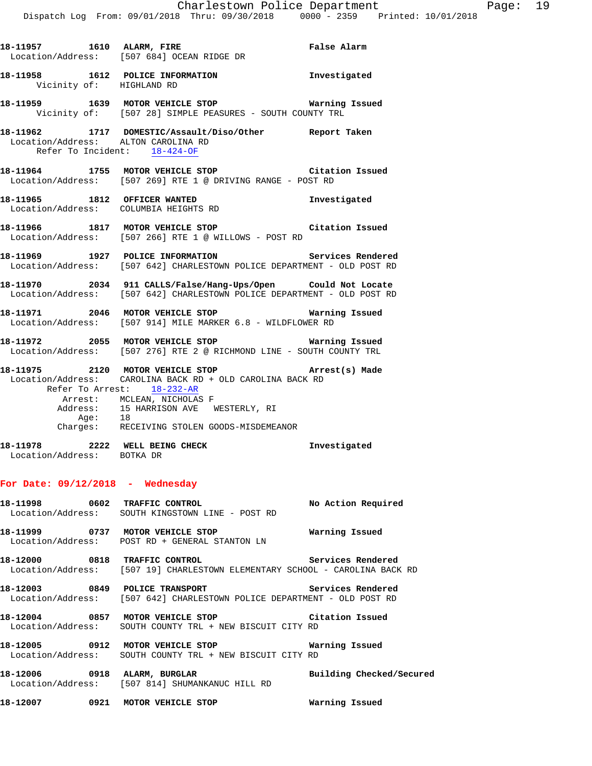**18-11957 1610 ALARM, FIRE** False Alarm
Location/Address: [507 684] OCEAN RIDGE DR

**18-11958 1612 POLICE INFORMATION** Investigated
Vicinity of: HIGHLAND RD

**18-11959 1639 MOTOR VEHICLE STOP** Warning Issued
Vicinity of: [507 28] SIMPLE PEASURES - SOUTH COUNTY TRL

**18-11962 1717 DOMESTIC/Assault/Diso/Other** Report Taken
Location/Address: ALTON CAROLINA RD
Refer To Incident: 18-424-OF

**18-11964 1755 MOTOR VEHICLE STOP** Citation Issued
Location/Address: [507 269] RTE 1 @ DRIVING RANGE - POST RD

**18-11965 1812 OFFICER WANTED** Investigated
Location/Address: COLUMBIA HEIGHTS RD

**18-11966 1817 MOTOR VEHICLE STOP** Citation Issued
Location/Address: [507 266] RTE 1 @ WILLOWS - POST RD

**18-11969 1927 POLICE INFORMATION** Services Rendered
Location/Address: [507 642] CHARLESTOWN POLICE DEPARTMENT - OLD POST RD

**18-11970 2034 911 CALLS/False/Hang-Ups/Open** Could Not Locate
Location/Address: [507 642] CHARLESTOWN POLICE DEPARTMENT - OLD POST RD

**18-11971 2046 MOTOR VEHICLE STOP** Warning Issued
Location/Address: [507 914] MILE MARKER 6.8 - WILDFLOWER RD

**18-11972 2055 MOTOR VEHICLE STOP** Warning Issued
Location/Address: [507 276] RTE 2 @ RICHMOND LINE - SOUTH COUNTY TRL

**18-11975 2120 MOTOR VEHICLE STOP** Arrest(s) Made
Location/Address: CAROLINA BACK RD + OLD CAROLINA BACK RD
Refer To Arrest: 18-232-AR
Arrest: MCLEAN, NICHOLAS F
Address: 15 HARRISON AVE WESTERLY, RI
Age: 18
Charges: RECEIVING STOLEN GOODS-MISDEMEANOR

**18-11978 2222 WELL BEING CHECK** Investigated
Location/Address: BOTKA DR

## For Date: 09/12/2018 - Wednesday

**18-11998 0602 TRAFFIC CONTROL** No Action Required
Location/Address: SOUTH KINGSTOWN LINE - POST RD

**18-11999 0737 MOTOR VEHICLE STOP** Warning Issued
Location/Address: POST RD + GENERAL STANTON LN

**18-12000 0818 TRAFFIC CONTROL** Services Rendered
Location/Address: [507 19] CHARLESTOWN ELEMENTARY SCHOOL - CAROLINA BACK RD

**18-12003 0849 POLICE TRANSPORT** Services Rendered
Location/Address: [507 642] CHARLESTOWN POLICE DEPARTMENT - OLD POST RD

**18-12004 0857 MOTOR VEHICLE STOP** Citation Issued
Location/Address: SOUTH COUNTY TRL + NEW BISCUIT CITY RD

**18-12005 0912 MOTOR VEHICLE STOP** Warning Issued
Location/Address: SOUTH COUNTY TRL + NEW BISCUIT CITY RD

**18-12006 0918 ALARM, BURGLAR** Building Checked/Secured
Location/Address: [507 814] SHUMANKANUC HILL RD

**18-12007 0921 MOTOR VEHICLE STOP** Warning Issued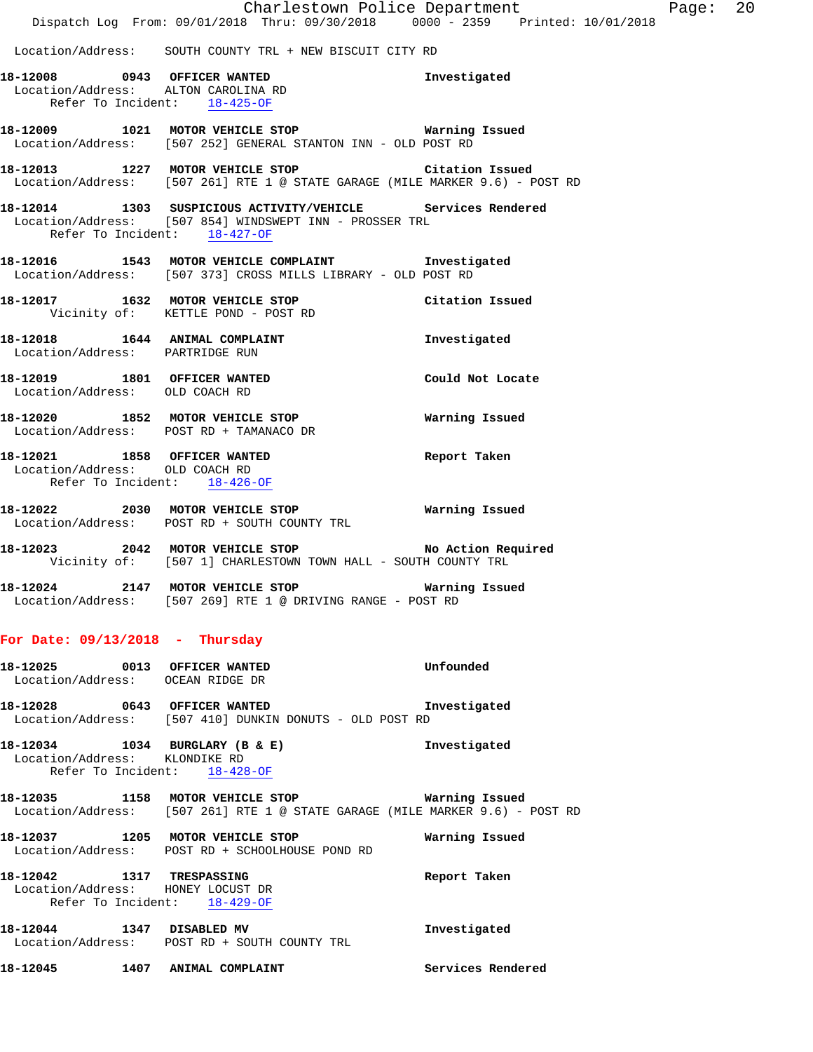Location/Address: SOUTH COUNTY TRL + NEW BISCUIT CITY RD

**18-12008 0943 OFFICER WANTED** Investigated
Location/Address: ALTON CAROLINA RD
Refer To Incident: 18-425-OF

**18-12009 1021 MOTOR VEHICLE STOP** Warning Issued
Location/Address: [507 252] GENERAL STANTON INN - OLD POST RD

**18-12013 1227 MOTOR VEHICLE STOP** Citation Issued
Location/Address: [507 261] RTE 1 @ STATE GARAGE (MILE MARKER 9.6) - POST RD

**18-12014 1303 SUSPICIOUS ACTIVITY/VEHICLE** Services Rendered
Location/Address: [507 854] WINDSWEPT INN - PROSSER TRL
Refer To Incident: 18-427-OF

**18-12016 1543 MOTOR VEHICLE COMPLAINT** Investigated
Location/Address: [507 373] CROSS MILLS LIBRARY - OLD POST RD

**18-12017 1632 MOTOR VEHICLE STOP** Citation Issued
Vicinity of: KETTLE POND - POST RD

**18-12018 1644 ANIMAL COMPLAINT** Investigated
Location/Address: PARTRIDGE RUN

**18-12019 1801 OFFICER WANTED** Could Not Locate
Location/Address: OLD COACH RD

**18-12020 1852 MOTOR VEHICLE STOP** Warning Issued
Location/Address: POST RD + TAMANACO DR

**18-12021 1858 OFFICER WANTED** Report Taken
Location/Address: OLD COACH RD
Refer To Incident: 18-426-OF

**18-12022 2030 MOTOR VEHICLE STOP** Warning Issued
Location/Address: POST RD + SOUTH COUNTY TRL

**18-12023 2042 MOTOR VEHICLE STOP** No Action Required
Vicinity of: [507 1] CHARLESTOWN TOWN HALL - SOUTH COUNTY TRL

**18-12024 2147 MOTOR VEHICLE STOP** Warning Issued
Location/Address: [507 269] RTE 1 @ DRIVING RANGE - POST RD

## For Date: 09/13/2018 - Thursday

**18-12025 0013 OFFICER WANTED** Unfounded
Location/Address: OCEAN RIDGE DR

**18-12028 0643 OFFICER WANTED** Investigated
Location/Address: [507 410] DUNKIN DONUTS - OLD POST RD

**18-12034 1034 BURGLARY (B & E)** Investigated
Location/Address: KLONDIKE RD
Refer To Incident: 18-428-OF

**18-12035 1158 MOTOR VEHICLE STOP** Warning Issued
Location/Address: [507 261] RTE 1 @ STATE GARAGE (MILE MARKER 9.6) - POST RD

**18-12037 1205 MOTOR VEHICLE STOP** Warning Issued
Location/Address: POST RD + SCHOOLHOUSE POND RD

**18-12042 1317 TRESPASSING** Report Taken
Location/Address: HONEY LOCUST DR
Refer To Incident: 18-429-OF

**18-12044 1347 DISABLED MV** Investigated
Location/Address: POST RD + SOUTH COUNTY TRL

**18-12045 1407 ANIMAL COMPLAINT** Services Rendered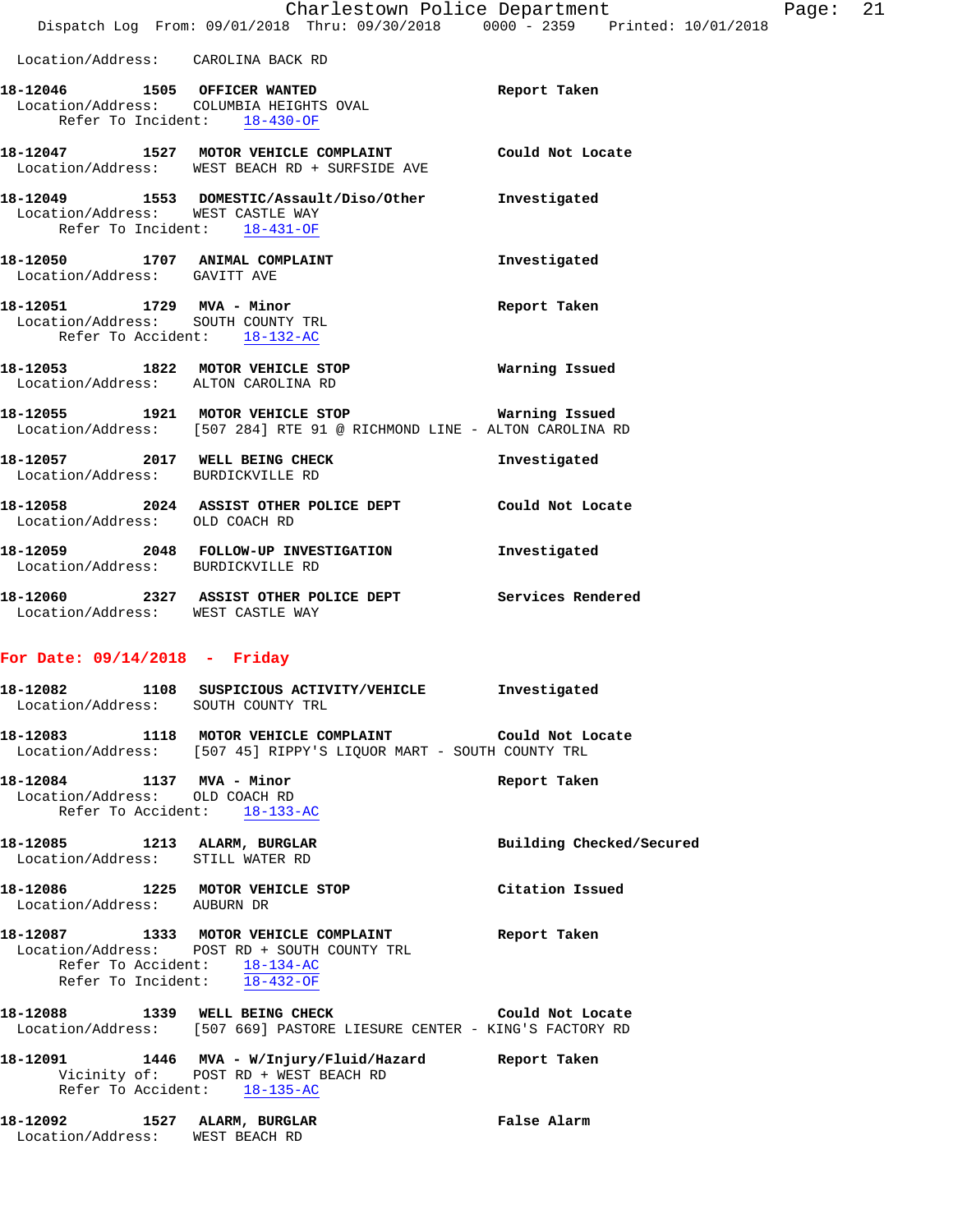Location/Address: CAROLINA BACK RD

**18-12046 1505 OFFICER WANTED** Report Taken
Location/Address: COLUMBIA HEIGHTS OVAL
Refer To Incident: 18-430-OF

**18-12047 1527 MOTOR VEHICLE COMPLAINT** Could Not Locate
Location/Address: WEST BEACH RD + SURFSIDE AVE

**18-12049 1553 DOMESTIC/Assault/Diso/Other** Investigated
Location/Address: WEST CASTLE WAY
Refer To Incident: 18-431-OF

**18-12050 1707 ANIMAL COMPLAINT** Investigated
Location/Address: GAVITT AVE

**18-12051 1729 MVA - Minor** Report Taken
Location/Address: SOUTH COUNTY TRL
Refer To Accident: 18-132-AC

**18-12053 1822 MOTOR VEHICLE STOP** Warning Issued
Location/Address: ALTON CAROLINA RD

**18-12055 1921 MOTOR VEHICLE STOP** Warning Issued
Location/Address: [507 284] RTE 91 @ RICHMOND LINE - ALTON CAROLINA RD

**18-12057 2017 WELL BEING CHECK** Investigated
Location/Address: BURDICKVILLE RD

**18-12058 2024 ASSIST OTHER POLICE DEPT** Could Not Locate
Location/Address: OLD COACH RD

**18-12059 2048 FOLLOW-UP INVESTIGATION** Investigated
Location/Address: BURDICKVILLE RD

**18-12060 2327 ASSIST OTHER POLICE DEPT** Services Rendered
Location/Address: WEST CASTLE WAY

## For Date: 09/14/2018 - Friday

**18-12082 1108 SUSPICIOUS ACTIVITY/VEHICLE** Investigated
Location/Address: SOUTH COUNTY TRL

**18-12083 1118 MOTOR VEHICLE COMPLAINT** Could Not Locate
Location/Address: [507 45] RIPPY'S LIQUOR MART - SOUTH COUNTY TRL

**18-12084 1137 MVA - Minor** Report Taken
Location/Address: OLD COACH RD
Refer To Accident: 18-133-AC

**18-12085 1213 ALARM, BURGLAR** Building Checked/Secured
Location/Address: STILL WATER RD

**18-12086 1225 MOTOR VEHICLE STOP** Citation Issued
Location/Address: AUBURN DR

**18-12087 1333 MOTOR VEHICLE COMPLAINT** Report Taken
Location/Address: POST RD + SOUTH COUNTY TRL
Refer To Accident: 18-134-AC
Refer To Incident: 18-432-OF

**18-12088 1339 WELL BEING CHECK** Could Not Locate
Location/Address: [507 669] PASTORE LIESURE CENTER - KING'S FACTORY RD

**18-12091 1446 MVA - W/Injury/Fluid/Hazard** Report Taken
Vicinity of: POST RD + WEST BEACH RD
Refer To Accident: 18-135-AC

**18-12092 1527 ALARM, BURGLAR** False Alarm
Location/Address: WEST BEACH RD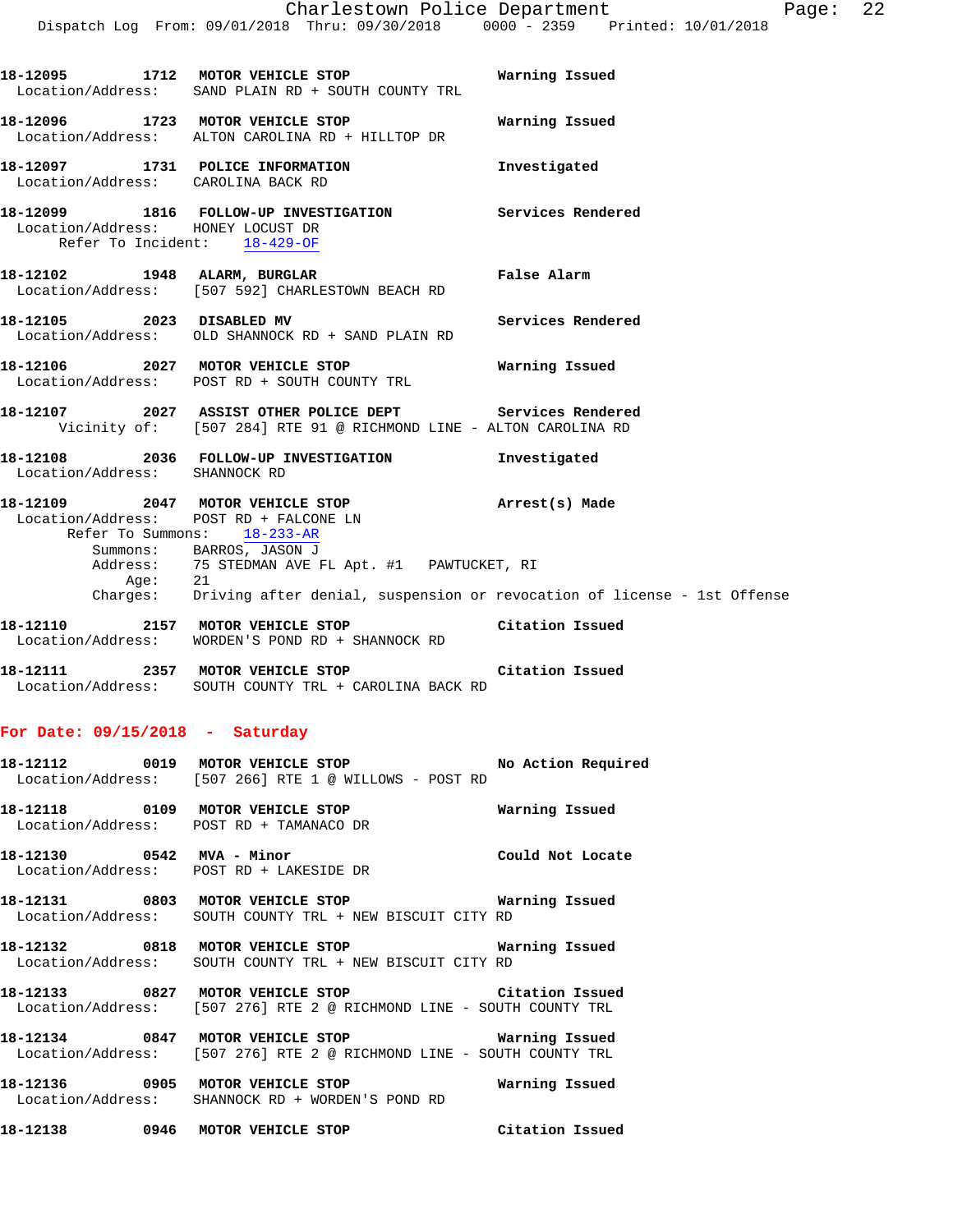**18-12095 1712 MOTOR VEHICLE STOP** Warning Issued
Location/Address: SAND PLAIN RD + SOUTH COUNTY TRL

**18-12096 1723 MOTOR VEHICLE STOP** Warning Issued
Location/Address: ALTON CAROLINA RD + HILLTOP DR

**18-12097 1731 POLICE INFORMATION** Investigated
Location/Address: CAROLINA BACK RD

**18-12099 1816 FOLLOW-UP INVESTIGATION** Services Rendered
Location/Address: HONEY LOCUST DR
Refer To Incident: 18-429-OF

**18-12102 1948 ALARM, BURGLAR** False Alarm
Location/Address: [507 592] CHARLESTOWN BEACH RD

**18-12105 2023 DISABLED MV** Services Rendered
Location/Address: OLD SHANNOCK RD + SAND PLAIN RD

**18-12106 2027 MOTOR VEHICLE STOP** Warning Issued
Location/Address: POST RD + SOUTH COUNTY TRL

**18-12107 2027 ASSIST OTHER POLICE DEPT** Services Rendered
Vicinity of: [507 284] RTE 91 @ RICHMOND LINE - ALTON CAROLINA RD

**18-12108 2036 FOLLOW-UP INVESTIGATION** Investigated
Location/Address: SHANNOCK RD

**18-12109 2047 MOTOR VEHICLE STOP** Arrest(s) Made
Location/Address: POST RD + FALCONE LN
Refer To Summons: 18-233-AR
Summons: BARROS, JASON J
Address: 75 STEDMAN AVE FL Apt. #1 PAWTUCKET, RI
Age: 21
Charges: Driving after denial, suspension or revocation of license - 1st Offense

**18-12110 2157 MOTOR VEHICLE STOP** Citation Issued
Location/Address: WORDEN'S POND RD + SHANNOCK RD

**18-12111 2357 MOTOR VEHICLE STOP** Citation Issued
Location/Address: SOUTH COUNTY TRL + CAROLINA BACK RD

## For Date: 09/15/2018 - Saturday

**18-12112 0019 MOTOR VEHICLE STOP** No Action Required
Location/Address: [507 266] RTE 1 @ WILLOWS - POST RD

**18-12118 0109 MOTOR VEHICLE STOP** Warning Issued
Location/Address: POST RD + TAMANACO DR

**18-12130 0542 MVA - Minor** Could Not Locate
Location/Address: POST RD + LAKESIDE DR

**18-12131 0803 MOTOR VEHICLE STOP** Warning Issued
Location/Address: SOUTH COUNTY TRL + NEW BISCUIT CITY RD

**18-12132 0818 MOTOR VEHICLE STOP** Warning Issued
Location/Address: SOUTH COUNTY TRL + NEW BISCUIT CITY RD

**18-12133 0827 MOTOR VEHICLE STOP** Citation Issued
Location/Address: [507 276] RTE 2 @ RICHMOND LINE - SOUTH COUNTY TRL

**18-12134 0847 MOTOR VEHICLE STOP** Warning Issued
Location/Address: [507 276] RTE 2 @ RICHMOND LINE - SOUTH COUNTY TRL

**18-12136 0905 MOTOR VEHICLE STOP** Warning Issued
Location/Address: SHANNOCK RD + WORDEN'S POND RD

**18-12138 0946 MOTOR VEHICLE STOP** Citation Issued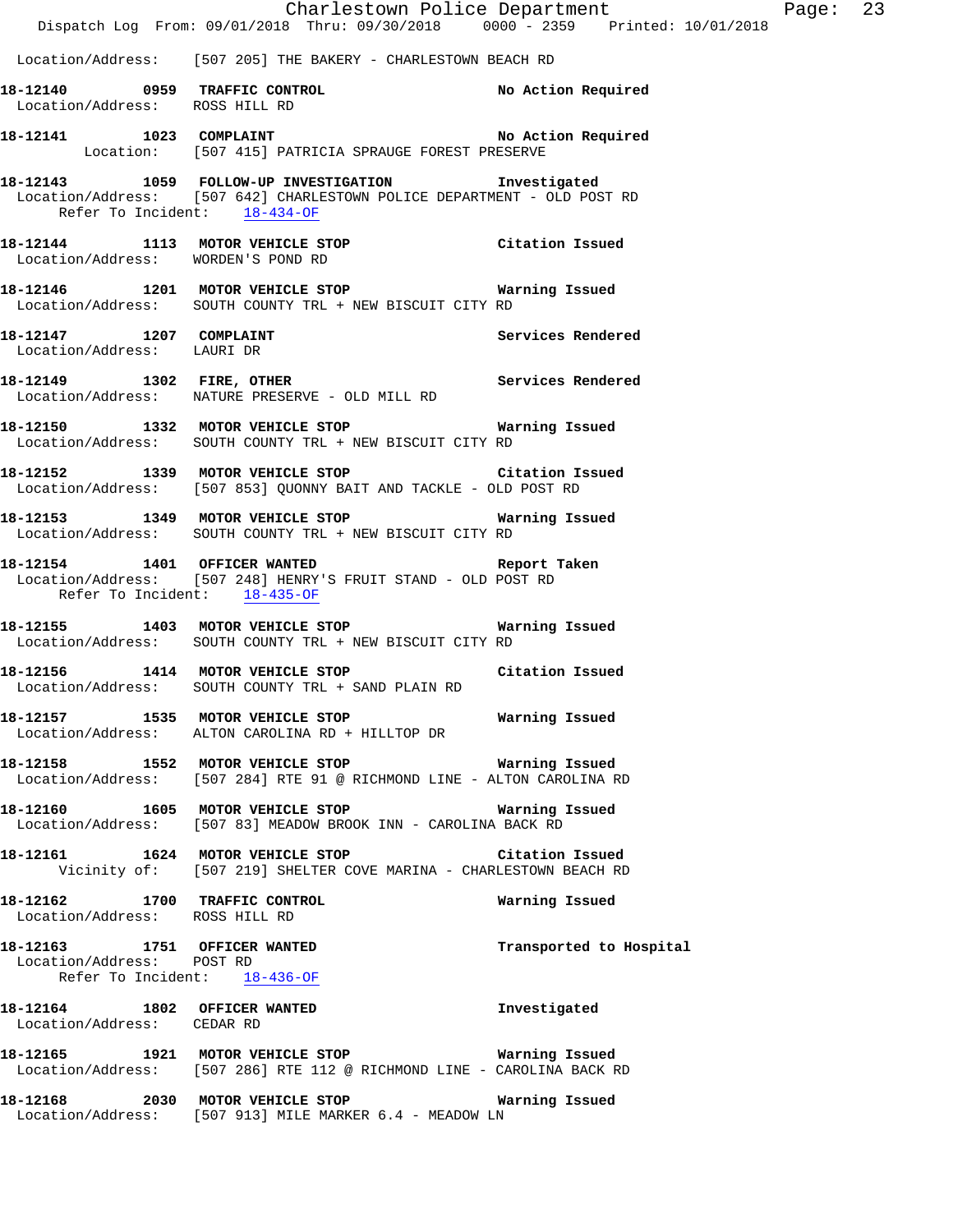Location/Address: [507 205] THE BAKERY - CHARLESTOWN BEACH RD

**18-12140 0959 TRAFFIC CONTROL** No Action Required
Location/Address: ROSS HILL RD

**18-12141 1023 COMPLAINT** No Action Required
Location: [507 415] PATRICIA SPRAUGE FOREST PRESERVE

**18-12143 1059 FOLLOW-UP INVESTIGATION** Investigated
Location/Address: [507 642] CHARLESTOWN POLICE DEPARTMENT - OLD POST RD
Refer To Incident: 18-434-OF

**18-12144 1113 MOTOR VEHICLE STOP** Citation Issued
Location/Address: WORDEN'S POND RD

**18-12146 1201 MOTOR VEHICLE STOP** Warning Issued
Location/Address: SOUTH COUNTY TRL + NEW BISCUIT CITY RD

**18-12147 1207 COMPLAINT** Services Rendered
Location/Address: LAURI DR

**18-12149 1302 FIRE, OTHER** Services Rendered
Location/Address: NATURE PRESERVE - OLD MILL RD

**18-12150 1332 MOTOR VEHICLE STOP** Warning Issued
Location/Address: SOUTH COUNTY TRL + NEW BISCUIT CITY RD

**18-12152 1339 MOTOR VEHICLE STOP** Citation Issued
Location/Address: [507 853] QUONNY BAIT AND TACKLE - OLD POST RD

**18-12153 1349 MOTOR VEHICLE STOP** Warning Issued
Location/Address: SOUTH COUNTY TRL + NEW BISCUIT CITY RD

**18-12154 1401 OFFICER WANTED** Report Taken
Location/Address: [507 248] HENRY'S FRUIT STAND - OLD POST RD
Refer To Incident: 18-435-OF

**18-12155 1403 MOTOR VEHICLE STOP** Warning Issued
Location/Address: SOUTH COUNTY TRL + NEW BISCUIT CITY RD

**18-12156 1414 MOTOR VEHICLE STOP** Citation Issued
Location/Address: SOUTH COUNTY TRL + SAND PLAIN RD

**18-12157 1535 MOTOR VEHICLE STOP** Warning Issued
Location/Address: ALTON CAROLINA RD + HILLTOP DR

**18-12158 1552 MOTOR VEHICLE STOP** Warning Issued
Location/Address: [507 284] RTE 91 @ RICHMOND LINE - ALTON CAROLINA RD

**18-12160 1605 MOTOR VEHICLE STOP** Warning Issued
Location/Address: [507 83] MEADOW BROOK INN - CAROLINA BACK RD

**18-12161 1624 MOTOR VEHICLE STOP** Citation Issued
Vicinity of: [507 219] SHELTER COVE MARINA - CHARLESTOWN BEACH RD

**18-12162 1700 TRAFFIC CONTROL** Warning Issued
Location/Address: ROSS HILL RD

**18-12163 1751 OFFICER WANTED** Transported to Hospital
Location/Address: POST RD
Refer To Incident: 18-436-OF

**18-12164 1802 OFFICER WANTED** Investigated
Location/Address: CEDAR RD

**18-12165 1921 MOTOR VEHICLE STOP** Warning Issued
Location/Address: [507 286] RTE 112 @ RICHMOND LINE - CAROLINA BACK RD

**18-12168 2030 MOTOR VEHICLE STOP** Warning Issued
Location/Address: [507 913] MILE MARKER 6.4 - MEADOW LN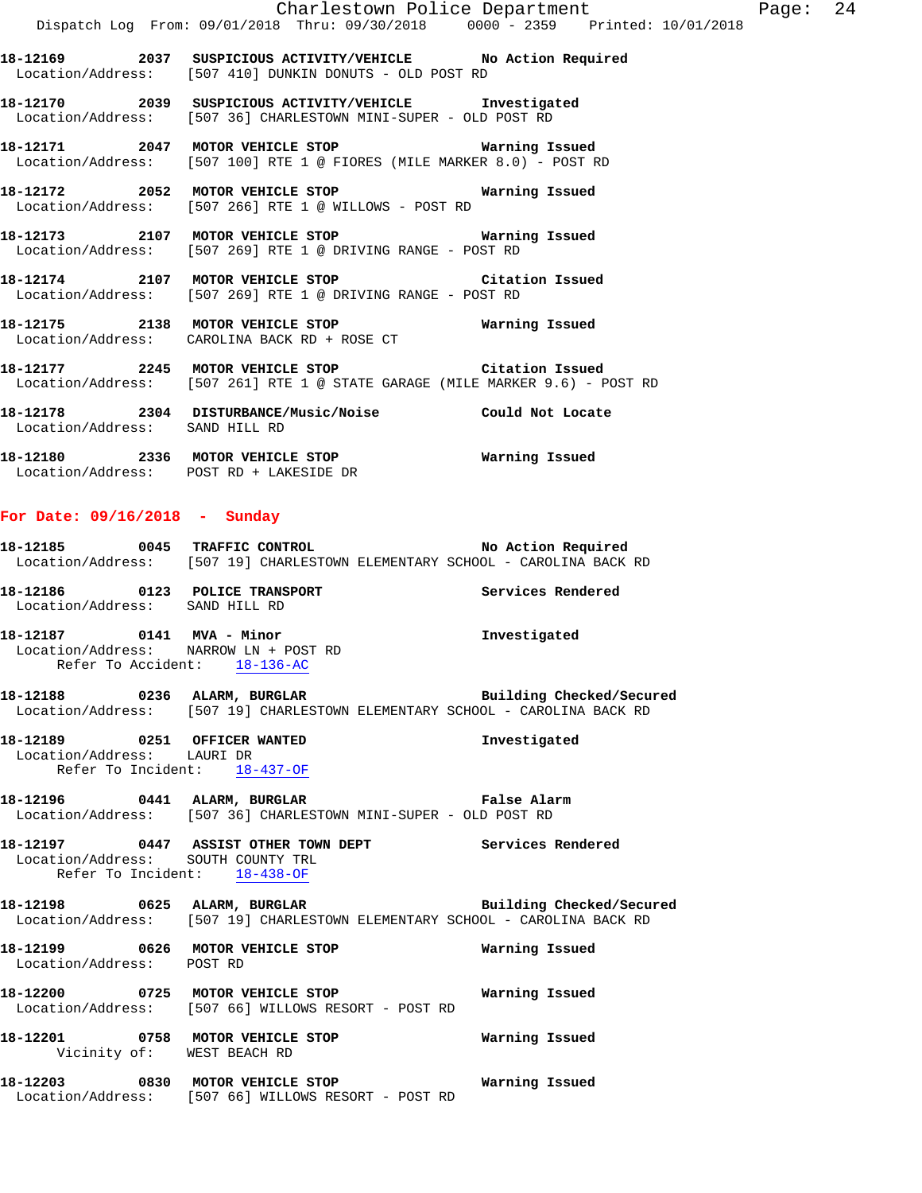18-12169 2037 SUSPICIOUS ACTIVITY/VEHICLE No Action Required
Location/Address: [507 410] DUNKIN DONUTS - OLD POST RD

18-12170 2039 SUSPICIOUS ACTIVITY/VEHICLE Investigated
Location/Address: [507 36] CHARLESTOWN MINI-SUPER - OLD POST RD

18-12171 2047 MOTOR VEHICLE STOP Warning Issued
Location/Address: [507 100] RTE 1 @ FIORES (MILE MARKER 8.0) - POST RD

18-12172 2052 MOTOR VEHICLE STOP Warning Issued
Location/Address: [507 266] RTE 1 @ WILLOWS - POST RD

18-12173 2107 MOTOR VEHICLE STOP Warning Issued
Location/Address: [507 269] RTE 1 @ DRIVING RANGE - POST RD

18-12174 2107 MOTOR VEHICLE STOP Citation Issued
Location/Address: [507 269] RTE 1 @ DRIVING RANGE - POST RD

18-12175 2138 MOTOR VEHICLE STOP Warning Issued
Location/Address: CAROLINA BACK RD + ROSE CT

18-12177 2245 MOTOR VEHICLE STOP Citation Issued
Location/Address: [507 261] RTE 1 @ STATE GARAGE (MILE MARKER 9.6) - POST RD

18-12178 2304 DISTURBANCE/Music/Noise Could Not Locate
Location/Address: SAND HILL RD

18-12180 2336 MOTOR VEHICLE STOP Warning Issued
Location/Address: POST RD + LAKESIDE DR

## For Date: 09/16/2018 - Sunday

18-12185 0045 TRAFFIC CONTROL No Action Required
Location/Address: [507 19] CHARLESTOWN ELEMENTARY SCHOOL - CAROLINA BACK RD

18-12186 0123 POLICE TRANSPORT Services Rendered
Location/Address: SAND HILL RD

18-12187 0141 MVA - Minor Investigated
Location/Address: NARROW LN + POST RD
Refer To Accident: 18-136-AC

18-12188 0236 ALARM, BURGLAR Building Checked/Secured
Location/Address: [507 19] CHARLESTOWN ELEMENTARY SCHOOL - CAROLINA BACK RD

18-12189 0251 OFFICER WANTED Investigated
Location/Address: LAURI DR
Refer To Incident: 18-437-OF

18-12196 0441 ALARM, BURGLAR False Alarm
Location/Address: [507 36] CHARLESTOWN MINI-SUPER - OLD POST RD

18-12197 0447 ASSIST OTHER TOWN DEPT Services Rendered
Location/Address: SOUTH COUNTY TRL
Refer To Incident: 18-438-OF

18-12198 0625 ALARM, BURGLAR Building Checked/Secured
Location/Address: [507 19] CHARLESTOWN ELEMENTARY SCHOOL - CAROLINA BACK RD

18-12199 0626 MOTOR VEHICLE STOP Warning Issued
Location/Address: POST RD

18-12200 0725 MOTOR VEHICLE STOP Warning Issued
Location/Address: [507 66] WILLOWS RESORT - POST RD

18-12201 0758 MOTOR VEHICLE STOP Warning Issued
Vicinity of: WEST BEACH RD

18-12203 0830 MOTOR VEHICLE STOP Warning Issued
Location/Address: [507 66] WILLOWS RESORT - POST RD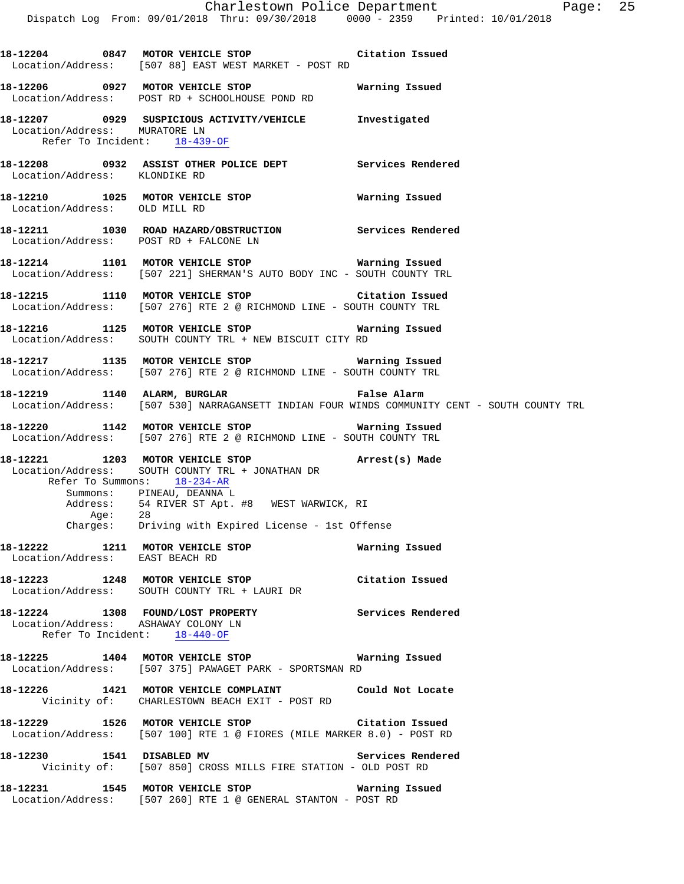**18-12204 0847 MOTOR VEHICLE STOP Citation Issued**
Location/Address: [507 88] EAST WEST MARKET - POST RD

**18-12206 0927 MOTOR VEHICLE STOP Warning Issued**
Location/Address: POST RD + SCHOOLHOUSE POND RD

**18-12207 0929 SUSPICIOUS ACTIVITY/VEHICLE Investigated**
Location/Address: MURATORE LN
Refer To Incident: 18-439-OF

**18-12208 0932 ASSIST OTHER POLICE DEPT Services Rendered**
Location/Address: KLONDIKE RD

**18-12210 1025 MOTOR VEHICLE STOP Warning Issued**
Location/Address: OLD MILL RD

**18-12211 1030 ROAD HAZARD/OBSTRUCTION Services Rendered**
Location/Address: POST RD + FALCONE LN

**18-12214 1101 MOTOR VEHICLE STOP Warning Issued**
Location/Address: [507 221] SHERMAN'S AUTO BODY INC - SOUTH COUNTY TRL

**18-12215 1110 MOTOR VEHICLE STOP Citation Issued**
Location/Address: [507 276] RTE 2 @ RICHMOND LINE - SOUTH COUNTY TRL

**18-12216 1125 MOTOR VEHICLE STOP Warning Issued**
Location/Address: SOUTH COUNTY TRL + NEW BISCUIT CITY RD

**18-12217 1135 MOTOR VEHICLE STOP Warning Issued**
Location/Address: [507 276] RTE 2 @ RICHMOND LINE - SOUTH COUNTY TRL

**18-12219 1140 ALARM, BURGLAR False Alarm**
Location/Address: [507 530] NARRAGANSETT INDIAN FOUR WINDS COMMUNITY CENT - SOUTH COUNTY TRL

**18-12220 1142 MOTOR VEHICLE STOP Warning Issued**
Location/Address: [507 276] RTE 2 @ RICHMOND LINE - SOUTH COUNTY TRL

**18-12221 1203 MOTOR VEHICLE STOP Arrest(s) Made**
Location/Address: SOUTH COUNTY TRL + JONATHAN DR
Refer To Summons: 18-234-AR
Summons: PINEAU, DEANNA L
Address: 54 RIVER ST Apt. #8 WEST WARWICK, RI
Age: 28
Charges: Driving with Expired License - 1st Offense

**18-12222 1211 MOTOR VEHICLE STOP Warning Issued**
Location/Address: EAST BEACH RD

**18-12223 1248 MOTOR VEHICLE STOP Citation Issued**
Location/Address: SOUTH COUNTY TRL + LAURI DR

**18-12224 1308 FOUND/LOST PROPERTY Services Rendered**
Location/Address: ASHAWAY COLONY LN
Refer To Incident: 18-440-OF

**18-12225 1404 MOTOR VEHICLE STOP Warning Issued**
Location/Address: [507 375] PAWAGET PARK - SPORTSMAN RD

**18-12226 1421 MOTOR VEHICLE COMPLAINT Could Not Locate**
Vicinity of: CHARLESTOWN BEACH EXIT - POST RD

**18-12229 1526 MOTOR VEHICLE STOP Citation Issued**
Location/Address: [507 100] RTE 1 @ FIORES (MILE MARKER 8.0) - POST RD

**18-12230 1541 DISABLED MV Services Rendered**
Vicinity of: [507 850] CROSS MILLS FIRE STATION - OLD POST RD

**18-12231 1545 MOTOR VEHICLE STOP Warning Issued**
Location/Address: [507 260] RTE 1 @ GENERAL STANTON - POST RD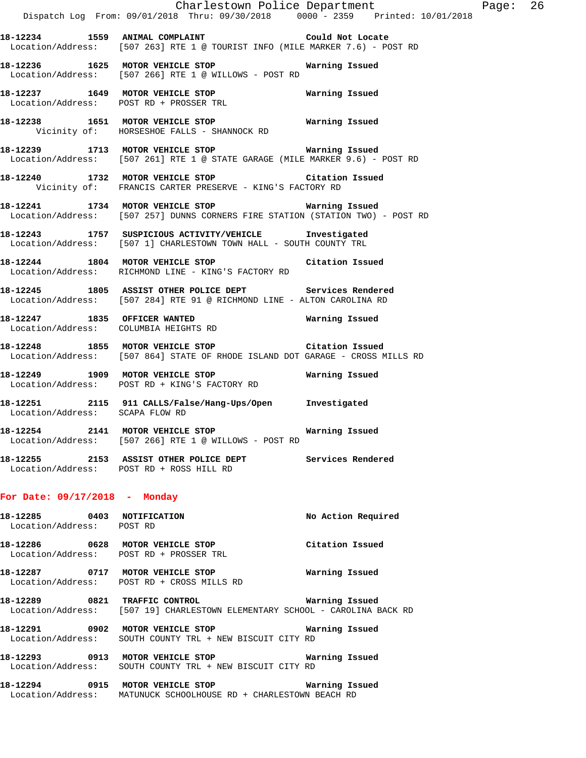**18-12234 1559 ANIMAL COMPLAINT** Could Not Locate
Location/Address: [507 263] RTE 1 @ TOURIST INFO (MILE MARKER 7.6) - POST RD

**18-12236 1625 MOTOR VEHICLE STOP** Warning Issued
Location/Address: [507 266] RTE 1 @ WILLOWS - POST RD

**18-12237 1649 MOTOR VEHICLE STOP** Warning Issued
Location/Address: POST RD + PROSSER TRL

**18-12238 1651 MOTOR VEHICLE STOP** Warning Issued
Vicinity of: HORSESHOE FALLS - SHANNOCK RD

**18-12239 1713 MOTOR VEHICLE STOP** Warning Issued
Location/Address: [507 261] RTE 1 @ STATE GARAGE (MILE MARKER 9.6) - POST RD

**18-12240 1732 MOTOR VEHICLE STOP** Citation Issued
Vicinity of: FRANCIS CARTER PRESERVE - KING'S FACTORY RD

**18-12241 1734 MOTOR VEHICLE STOP** Warning Issued
Location/Address: [507 257] DUNNS CORNERS FIRE STATION (STATION TWO) - POST RD

**18-12243 1757 SUSPICIOUS ACTIVITY/VEHICLE** Investigated
Location/Address: [507 1] CHARLESTOWN TOWN HALL - SOUTH COUNTY TRL

**18-12244 1804 MOTOR VEHICLE STOP** Citation Issued
Location/Address: RICHMOND LINE - KING'S FACTORY RD

**18-12245 1805 ASSIST OTHER POLICE DEPT** Services Rendered
Location/Address: [507 284] RTE 91 @ RICHMOND LINE - ALTON CAROLINA RD

**18-12247 1835 OFFICER WANTED** Warning Issued
Location/Address: COLUMBIA HEIGHTS RD

**18-12248 1855 MOTOR VEHICLE STOP** Citation Issued
Location/Address: [507 864] STATE OF RHODE ISLAND DOT GARAGE - CROSS MILLS RD

**18-12249 1909 MOTOR VEHICLE STOP** Warning Issued
Location/Address: POST RD + KING'S FACTORY RD

**18-12251 2115 911 CALLS/False/Hang-Ups/Open** Investigated
Location/Address: SCAPA FLOW RD

**18-12254 2141 MOTOR VEHICLE STOP** Warning Issued
Location/Address: [507 266] RTE 1 @ WILLOWS - POST RD

**18-12255 2153 ASSIST OTHER POLICE DEPT** Services Rendered
Location/Address: POST RD + ROSS HILL RD

## For Date: 09/17/2018 - Monday

**18-12285 0403 NOTIFICATION** No Action Required
Location/Address: POST RD

**18-12286 0628 MOTOR VEHICLE STOP** Citation Issued
Location/Address: POST RD + PROSSER TRL

**18-12287 0717 MOTOR VEHICLE STOP** Warning Issued
Location/Address: POST RD + CROSS MILLS RD

**18-12289 0821 TRAFFIC CONTROL** Warning Issued
Location/Address: [507 19] CHARLESTOWN ELEMENTARY SCHOOL - CAROLINA BACK RD

**18-12291 0902 MOTOR VEHICLE STOP** Warning Issued
Location/Address: SOUTH COUNTY TRL + NEW BISCUIT CITY RD

**18-12293 0913 MOTOR VEHICLE STOP** Warning Issued
Location/Address: SOUTH COUNTY TRL + NEW BISCUIT CITY RD

**18-12294 0915 MOTOR VEHICLE STOP** Warning Issued
Location/Address: MATUNUCK SCHOOLHOUSE RD + CHARLESTOWN BEACH RD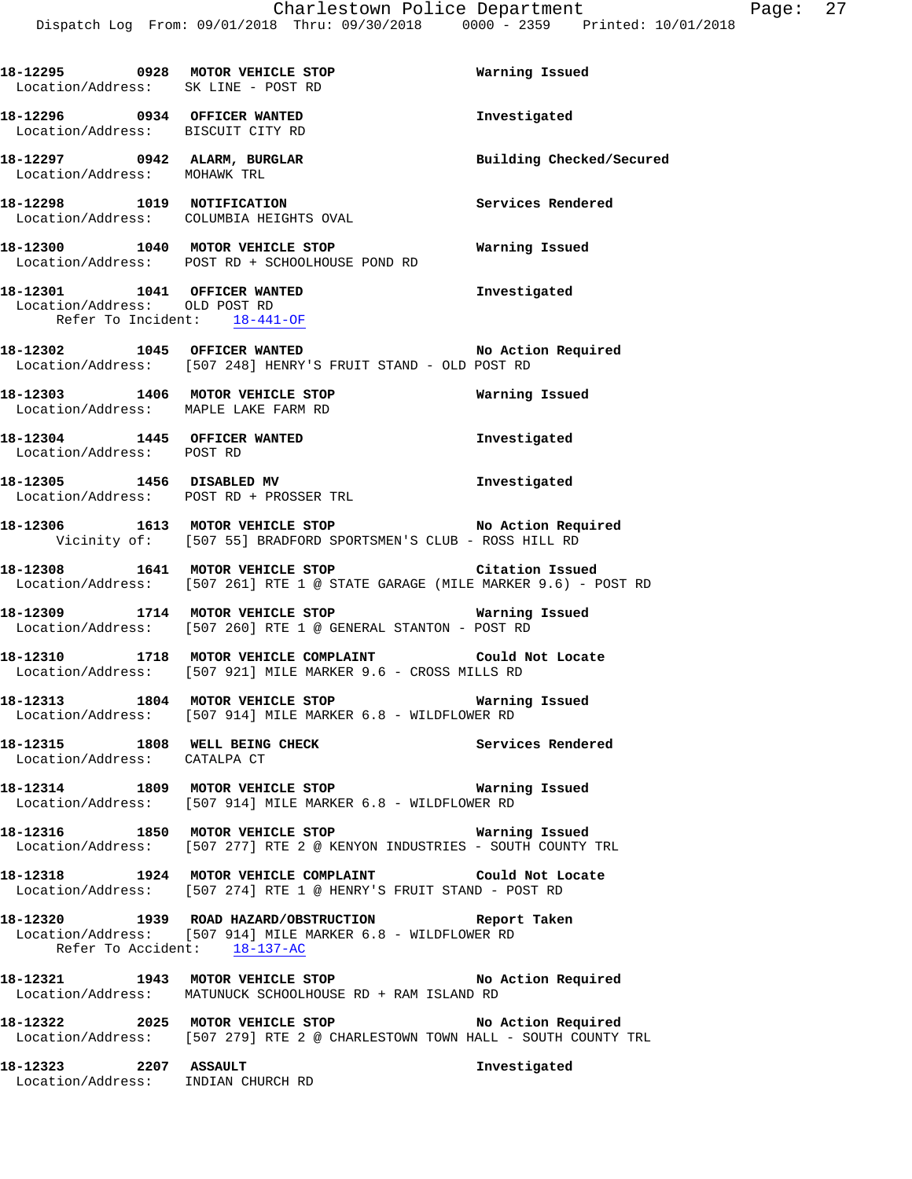**18-12295 0928 MOTOR VEHICLE STOP** Warning Issued
Location/Address: SK LINE - POST RD

**18-12296 0934 OFFICER WANTED** Investigated
Location/Address: BISCUIT CITY RD

**18-12297 0942 ALARM, BURGLAR** Building Checked/Secured
Location/Address: MOHAWK TRL

**18-12298 1019 NOTIFICATION** Services Rendered
Location/Address: COLUMBIA HEIGHTS OVAL

**18-12300 1040 MOTOR VEHICLE STOP** Warning Issued
Location/Address: POST RD + SCHOOLHOUSE POND RD

**18-12301 1041 OFFICER WANTED** Investigated
Location/Address: OLD POST RD
Refer To Incident: 18-441-OF

**18-12302 1045 OFFICER WANTED** No Action Required
Location/Address: [507 248] HENRY'S FRUIT STAND - OLD POST RD

**18-12303 1406 MOTOR VEHICLE STOP** Warning Issued
Location/Address: MAPLE LAKE FARM RD

**18-12304 1445 OFFICER WANTED** Investigated
Location/Address: POST RD

**18-12305 1456 DISABLED MV** Investigated
Location/Address: POST RD + PROSSER TRL

**18-12306 1613 MOTOR VEHICLE STOP** No Action Required
Vicinity of: [507 55] BRADFORD SPORTSMEN'S CLUB - ROSS HILL RD

**18-12308 1641 MOTOR VEHICLE STOP** Citation Issued
Location/Address: [507 261] RTE 1 @ STATE GARAGE (MILE MARKER 9.6) - POST RD

**18-12309 1714 MOTOR VEHICLE STOP** Warning Issued
Location/Address: [507 260] RTE 1 @ GENERAL STANTON - POST RD

**18-12310 1718 MOTOR VEHICLE COMPLAINT** Could Not Locate
Location/Address: [507 921] MILE MARKER 9.6 - CROSS MILLS RD

**18-12313 1804 MOTOR VEHICLE STOP** Warning Issued
Location/Address: [507 914] MILE MARKER 6.8 - WILDFLOWER RD

**18-12315 1808 WELL BEING CHECK** Services Rendered
Location/Address: CATALPA CT

**18-12314 1809 MOTOR VEHICLE STOP** Warning Issued
Location/Address: [507 914] MILE MARKER 6.8 - WILDFLOWER RD

**18-12316 1850 MOTOR VEHICLE STOP** Warning Issued
Location/Address: [507 277] RTE 2 @ KENYON INDUSTRIES - SOUTH COUNTY TRL

**18-12318 1924 MOTOR VEHICLE COMPLAINT** Could Not Locate
Location/Address: [507 274] RTE 1 @ HENRY'S FRUIT STAND - POST RD

**18-12320 1939 ROAD HAZARD/OBSTRUCTION** Report Taken
Location/Address: [507 914] MILE MARKER 6.8 - WILDFLOWER RD
Refer To Accident: 18-137-AC

**18-12321 1943 MOTOR VEHICLE STOP** No Action Required
Location/Address: MATUNUCK SCHOOLHOUSE RD + RAM ISLAND RD

**18-12322 2025 MOTOR VEHICLE STOP** No Action Required
Location/Address: [507 279] RTE 2 @ CHARLESTOWN TOWN HALL - SOUTH COUNTY TRL

**18-12323 2207 ASSAULT** Investigated
Location/Address: INDIAN CHURCH RD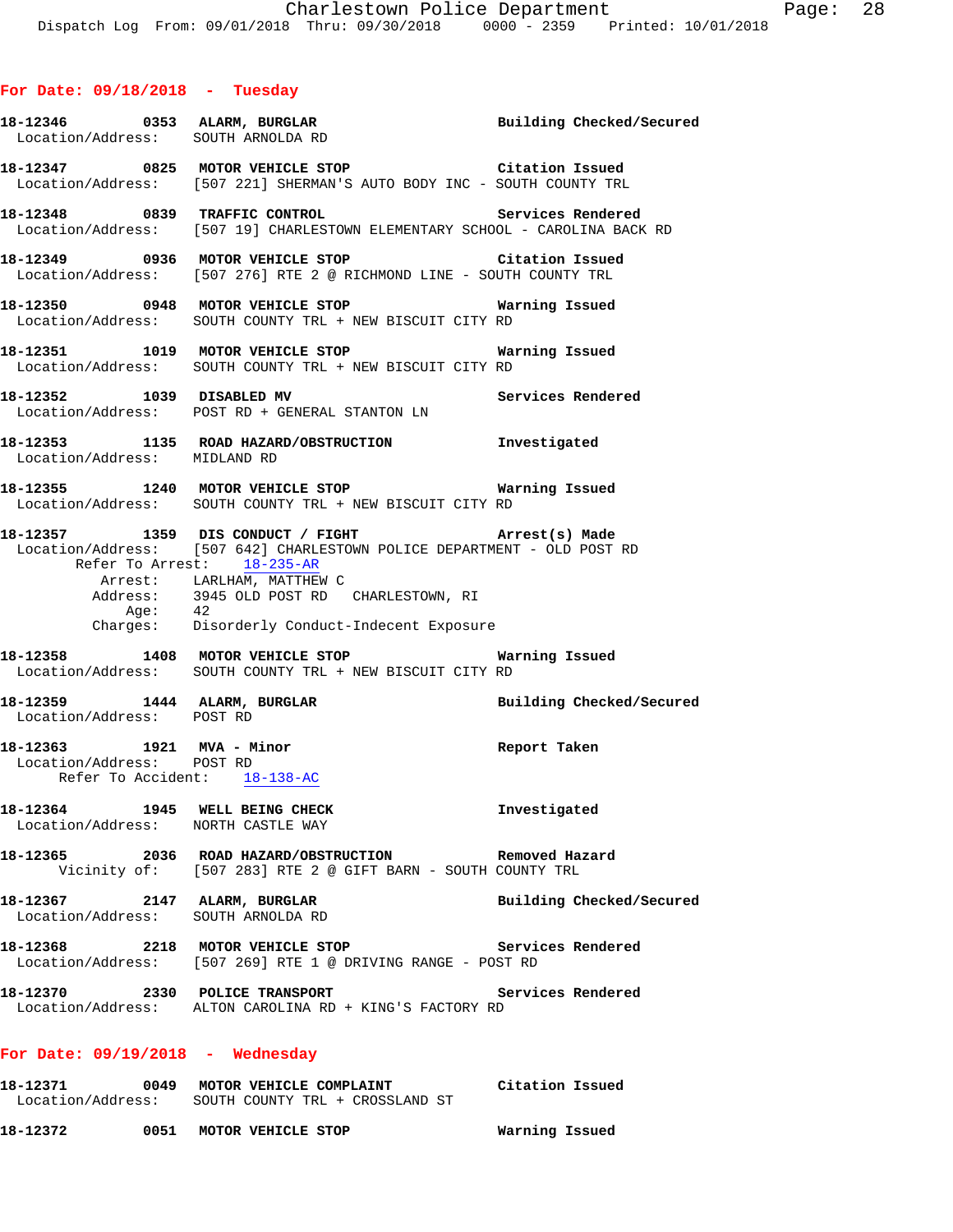## For Date: 09/18/2018 - Tuesday

**18-12346 0353 ALARM, BURGLAR** Building Checked/Secured
Location/Address: SOUTH ARNOLDA RD

**18-12347 0825 MOTOR VEHICLE STOP** Citation Issued
Location/Address: [507 221] SHERMAN'S AUTO BODY INC - SOUTH COUNTY TRL

**18-12348 0839 TRAFFIC CONTROL** Services Rendered
Location/Address: [507 19] CHARLESTOWN ELEMENTARY SCHOOL - CAROLINA BACK RD

**18-12349 0936 MOTOR VEHICLE STOP** Citation Issued
Location/Address: [507 276] RTE 2 @ RICHMOND LINE - SOUTH COUNTY TRL

**18-12350 0948 MOTOR VEHICLE STOP** Warning Issued
Location/Address: SOUTH COUNTY TRL + NEW BISCUIT CITY RD

**18-12351 1019 MOTOR VEHICLE STOP** Warning Issued
Location/Address: SOUTH COUNTY TRL + NEW BISCUIT CITY RD

**18-12352 1039 DISABLED MV** Services Rendered
Location/Address: POST RD + GENERAL STANTON LN

**18-12353 1135 ROAD HAZARD/OBSTRUCTION** Investigated
Location/Address: MIDLAND RD

**18-12355 1240 MOTOR VEHICLE STOP** Warning Issued
Location/Address: SOUTH COUNTY TRL + NEW BISCUIT CITY RD

**18-12357 1359 DIS CONDUCT / FIGHT** Arrest(s) Made
Location/Address: [507 642] CHARLESTOWN POLICE DEPARTMENT - OLD POST RD
Refer To Arrest: 18-235-AR
Arrest: LARLHAM, MATTHEW C
Address: 3945 OLD POST RD CHARLESTOWN, RI
Age: 42
Charges: Disorderly Conduct-Indecent Exposure

**18-12358 1408 MOTOR VEHICLE STOP** Warning Issued
Location/Address: SOUTH COUNTY TRL + NEW BISCUIT CITY RD

**18-12359 1444 ALARM, BURGLAR** Building Checked/Secured
Location/Address: POST RD

**18-12363 1921 MVA - Minor** Report Taken
Location/Address: POST RD
Refer To Accident: 18-138-AC

**18-12364 1945 WELL BEING CHECK** Investigated
Location/Address: NORTH CASTLE WAY

**18-12365 2036 ROAD HAZARD/OBSTRUCTION** Removed Hazard
Vicinity of: [507 283] RTE 2 @ GIFT BARN - SOUTH COUNTY TRL

**18-12367 2147 ALARM, BURGLAR** Building Checked/Secured
Location/Address: SOUTH ARNOLDA RD

**18-12368 2218 MOTOR VEHICLE STOP** Services Rendered
Location/Address: [507 269] RTE 1 @ DRIVING RANGE - POST RD

**18-12370 2330 POLICE TRANSPORT** Services Rendered
Location/Address: ALTON CAROLINA RD + KING'S FACTORY RD

## For Date: 09/19/2018 - Wednesday

**18-12371 0049 MOTOR VEHICLE COMPLAINT** Citation Issued
Location/Address: SOUTH COUNTY TRL + CROSSLAND ST

**18-12372 0051 MOTOR VEHICLE STOP** Warning Issued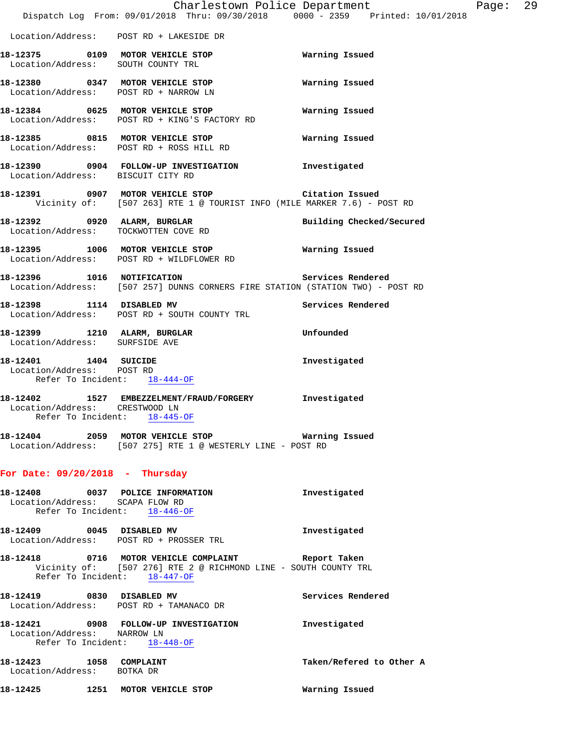Location/Address: POST RD + LAKESIDE DR

**18-12375** 0109 **MOTOR VEHICLE STOP** **Warning Issued**
Location/Address: SOUTH COUNTY TRL

**18-12380** 0347 **MOTOR VEHICLE STOP** **Warning Issued**
Location/Address: POST RD + NARROW LN

**18-12384** 0625 **MOTOR VEHICLE STOP** **Warning Issued**
Location/Address: POST RD + KING'S FACTORY RD

**18-12385** 0815 **MOTOR VEHICLE STOP** **Warning Issued**
Location/Address: POST RD + ROSS HILL RD

**18-12390** 0904 **FOLLOW-UP INVESTIGATION** **Investigated**
Location/Address: BISCUIT CITY RD

**18-12391** 0907 **MOTOR VEHICLE STOP** **Citation Issued**
Vicinity of: [507 263] RTE 1 @ TOURIST INFO (MILE MARKER 7.6) - POST RD

**18-12392** 0920 **ALARM, BURGLAR** **Building Checked/Secured**
Location/Address: TOCKWOTTEN COVE RD

**18-12395** 1006 **MOTOR VEHICLE STOP** **Warning Issued**
Location/Address: POST RD + WILDFLOWER RD

**18-12396** 1016 **NOTIFICATION** **Services Rendered**
Location/Address: [507 257] DUNNS CORNERS FIRE STATION (STATION TWO) - POST RD

**18-12398** 1114 **DISABLED MV** **Services Rendered**
Location/Address: POST RD + SOUTH COUNTY TRL

**18-12399** 1210 **ALARM, BURGLAR** **Unfounded**
Location/Address: SURFSIDE AVE

**18-12401** 1404 **SUICIDE** **Investigated**
Location/Address: POST RD
Refer To Incident: 18-444-OF

**18-12402** 1527 **EMBEZZELMENT/FRAUD/FORGERY** **Investigated**
Location/Address: CRESTWOOD LN
Refer To Incident: 18-445-OF

**18-12404** 2059 **MOTOR VEHICLE STOP** **Warning Issued**
Location/Address: [507 275] RTE 1 @ WESTERLY LINE - POST RD

## For Date: 09/20/2018 - Thursday

**18-12408** 0037 **POLICE INFORMATION** **Investigated**
Location/Address: SCAPA FLOW RD
Refer To Incident: 18-446-OF

**18-12409** 0045 **DISABLED MV** **Investigated**
Location/Address: POST RD + PROSSER TRL

**18-12418** 0716 **MOTOR VEHICLE COMPLAINT** **Report Taken**
Vicinity of: [507 276] RTE 2 @ RICHMOND LINE - SOUTH COUNTY TRL
Refer To Incident: 18-447-OF

**18-12419** 0830 **DISABLED MV** **Services Rendered**
Location/Address: POST RD + TAMANACO DR

**18-12421** 0908 **FOLLOW-UP INVESTIGATION** **Investigated**
Location/Address: NARROW LN
Refer To Incident: 18-448-OF

**18-12423** 1058 **COMPLAINT** **Taken/Refered to Other A**
Location/Address: BOTKA DR

**18-12425** 1251 **MOTOR VEHICLE STOP** **Warning Issued**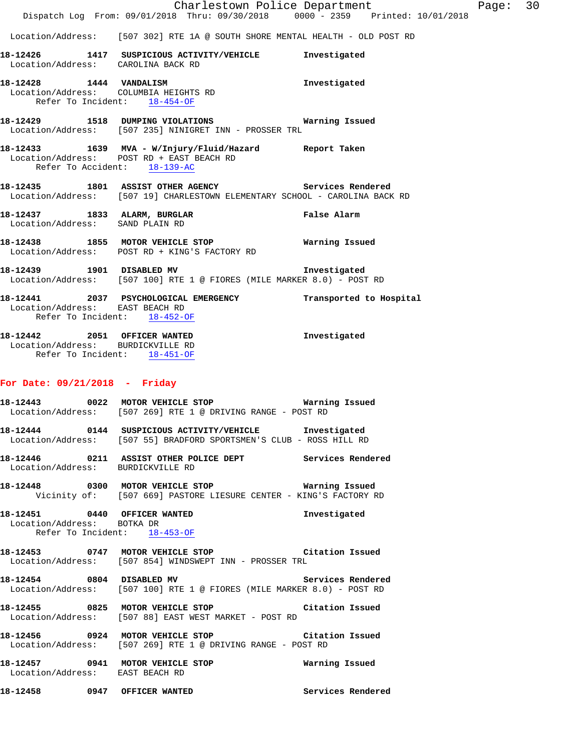Location/Address: [507 302] RTE 1A @ SOUTH SHORE MENTAL HEALTH - OLD POST RD

**18-12426 1417 SUSPICIOUS ACTIVITY/VEHICLE Investigated**
Location/Address: CAROLINA BACK RD

**18-12428 1444 VANDALISM Investigated**
Location/Address: COLUMBIA HEIGHTS RD
Refer To Incident: 18-454-OF

**18-12429 1518 DUMPING VIOLATIONS Warning Issued**
Location/Address: [507 235] NINIGRET INN - PROSSER TRL

**18-12433 1639 MVA - W/Injury/Fluid/Hazard Report Taken**
Location/Address: POST RD + EAST BEACH RD
Refer To Accident: 18-139-AC

**18-12435 1801 ASSIST OTHER AGENCY Services Rendered**
Location/Address: [507 19] CHARLESTOWN ELEMENTARY SCHOOL - CAROLINA BACK RD

**18-12437 1833 ALARM, BURGLAR False Alarm**
Location/Address: SAND PLAIN RD

**18-12438 1855 MOTOR VEHICLE STOP Warning Issued**
Location/Address: POST RD + KING'S FACTORY RD

**18-12439 1901 DISABLED MV Investigated**
Location/Address: [507 100] RTE 1 @ FIORES (MILE MARKER 8.0) - POST RD

**18-12441 2037 PSYCHOLOGICAL EMERGENCY Transported to Hospital**
Location/Address: EAST BEACH RD
Refer To Incident: 18-452-OF

**18-12442 2051 OFFICER WANTED Investigated**
Location/Address: BURDICKVILLE RD
Refer To Incident: 18-451-OF

## For Date: 09/21/2018 - Friday

**18-12443 0022 MOTOR VEHICLE STOP Warning Issued**
Location/Address: [507 269] RTE 1 @ DRIVING RANGE - POST RD

**18-12444 0144 SUSPICIOUS ACTIVITY/VEHICLE Investigated**
Location/Address: [507 55] BRADFORD SPORTSMEN'S CLUB - ROSS HILL RD

**18-12446 0211 ASSIST OTHER POLICE DEPT Services Rendered**
Location/Address: BURDICKVILLE RD

**18-12448 0300 MOTOR VEHICLE STOP Warning Issued**
Vicinity of: [507 669] PASTORE LIESURE CENTER - KING'S FACTORY RD

**18-12451 0440 OFFICER WANTED Investigated**
Location/Address: BOTKA DR
Refer To Incident: 18-453-OF

**18-12453 0747 MOTOR VEHICLE STOP Citation Issued**
Location/Address: [507 854] WINDSWEPT INN - PROSSER TRL

**18-12454 0804 DISABLED MV Services Rendered**
Location/Address: [507 100] RTE 1 @ FIORES (MILE MARKER 8.0) - POST RD

**18-12455 0825 MOTOR VEHICLE STOP Citation Issued**
Location/Address: [507 88] EAST WEST MARKET - POST RD

**18-12456 0924 MOTOR VEHICLE STOP Citation Issued**
Location/Address: [507 269] RTE 1 @ DRIVING RANGE - POST RD

**18-12457 0941 MOTOR VEHICLE STOP Warning Issued**
Location/Address: EAST BEACH RD

**18-12458 0947 OFFICER WANTED Services Rendered**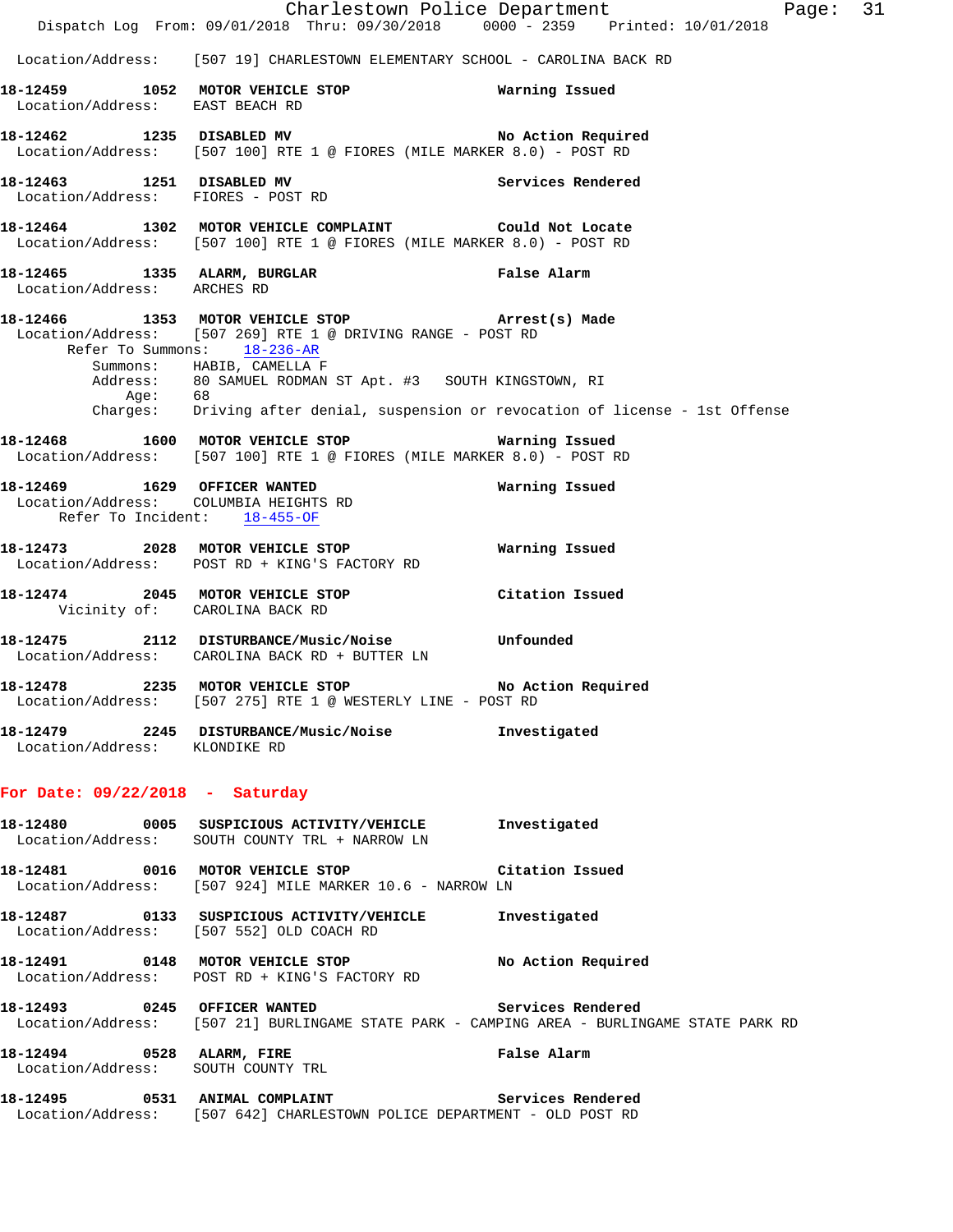Location/Address: [507 19] CHARLESTOWN ELEMENTARY SCHOOL - CAROLINA BACK RD

**18-12459 1052 MOTOR VEHICLE STOP** **Warning Issued**
Location/Address: EAST BEACH RD

**18-12462 1235 DISABLED MV** **No Action Required**
Location/Address: [507 100] RTE 1 @ FIORES (MILE MARKER 8.0) - POST RD

**18-12463 1251 DISABLED MV** **Services Rendered**
Location/Address: FIORES - POST RD

**18-12464 1302 MOTOR VEHICLE COMPLAINT** **Could Not Locate**
Location/Address: [507 100] RTE 1 @ FIORES (MILE MARKER 8.0) - POST RD

**18-12465 1335 ALARM, BURGLAR** **False Alarm**
Location/Address: ARCHES RD

**18-12466 1353 MOTOR VEHICLE STOP** **Arrest(s) Made**
Location/Address: [507 269] RTE 1 @ DRIVING RANGE - POST RD
Refer To Summons: 18-236-AR
Summons: HABIB, CAMELLA F
Address: 80 SAMUEL RODMAN ST Apt. #3 SOUTH KINGSTOWN, RI
Age: 68
Charges: Driving after denial, suspension or revocation of license - 1st Offense

**18-12468 1600 MOTOR VEHICLE STOP** **Warning Issued**
Location/Address: [507 100] RTE 1 @ FIORES (MILE MARKER 8.0) - POST RD

**18-12469 1629 OFFICER WANTED** **Warning Issued**
Location/Address: COLUMBIA HEIGHTS RD
Refer To Incident: 18-455-OF

**18-12473 2028 MOTOR VEHICLE STOP** **Warning Issued**
Location/Address: POST RD + KING'S FACTORY RD

**18-12474 2045 MOTOR VEHICLE STOP** **Citation Issued**
Vicinity of: CAROLINA BACK RD

**18-12475 2112 DISTURBANCE/Music/Noise** **Unfounded**
Location/Address: CAROLINA BACK RD + BUTTER LN

**18-12478 2235 MOTOR VEHICLE STOP** **No Action Required**
Location/Address: [507 275] RTE 1 @ WESTERLY LINE - POST RD

**18-12479 2245 DISTURBANCE/Music/Noise** **Investigated**
Location/Address: KLONDIKE RD

## For Date: 09/22/2018 - Saturday

**18-12480 0005 SUSPICIOUS ACTIVITY/VEHICLE** **Investigated**
Location/Address: SOUTH COUNTY TRL + NARROW LN

**18-12481 0016 MOTOR VEHICLE STOP** **Citation Issued**
Location/Address: [507 924] MILE MARKER 10.6 - NARROW LN

**18-12487 0133 SUSPICIOUS ACTIVITY/VEHICLE** **Investigated**
Location/Address: [507 552] OLD COACH RD

**18-12491 0148 MOTOR VEHICLE STOP** **No Action Required**
Location/Address: POST RD + KING'S FACTORY RD

**18-12493 0245 OFFICER WANTED** **Services Rendered**
Location/Address: [507 21] BURLINGAME STATE PARK - CAMPING AREA - BURLINGAME STATE PARK RD

**18-12494 0528 ALARM, FIRE** **False Alarm**
Location/Address: SOUTH COUNTY TRL

**18-12495 0531 ANIMAL COMPLAINT** **Services Rendered**
Location/Address: [507 642] CHARLESTOWN POLICE DEPARTMENT - OLD POST RD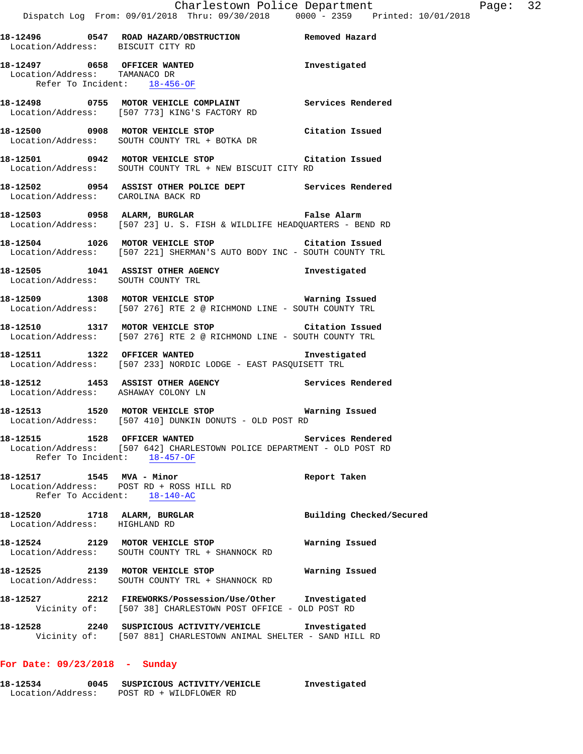18-12496 0547 ROAD HAZARD/OBSTRUCTION Removed Hazard
Location/Address: BISCUIT CITY RD

18-12497 0658 OFFICER WANTED Investigated
Location/Address: TAMANACO DR
Refer To Incident: 18-456-OF

18-12498 0755 MOTOR VEHICLE COMPLAINT Services Rendered
Location/Address: [507 773] KING'S FACTORY RD

18-12500 0908 MOTOR VEHICLE STOP Citation Issued
Location/Address: SOUTH COUNTY TRL + BOTKA DR

18-12501 0942 MOTOR VEHICLE STOP Citation Issued
Location/Address: SOUTH COUNTY TRL + NEW BISCUIT CITY RD

18-12502 0954 ASSIST OTHER POLICE DEPT Services Rendered
Location/Address: CAROLINA BACK RD

18-12503 0958 ALARM, BURGLAR False Alarm
Location/Address: [507 23] U. S. FISH & WILDLIFE HEADQUARTERS - BEND RD

18-12504 1026 MOTOR VEHICLE STOP Citation Issued
Location/Address: [507 221] SHERMAN'S AUTO BODY INC - SOUTH COUNTY TRL

18-12505 1041 ASSIST OTHER AGENCY Investigated
Location/Address: SOUTH COUNTY TRL

18-12509 1308 MOTOR VEHICLE STOP Warning Issued
Location/Address: [507 276] RTE 2 @ RICHMOND LINE - SOUTH COUNTY TRL

18-12510 1317 MOTOR VEHICLE STOP Citation Issued
Location/Address: [507 276] RTE 2 @ RICHMOND LINE - SOUTH COUNTY TRL

18-12511 1322 OFFICER WANTED Investigated
Location/Address: [507 233] NORDIC LODGE - EAST PASQUISETT TRL

18-12512 1453 ASSIST OTHER AGENCY Services Rendered
Location/Address: ASHAWAY COLONY LN

18-12513 1520 MOTOR VEHICLE STOP Warning Issued
Location/Address: [507 410] DUNKIN DONUTS - OLD POST RD

18-12515 1528 OFFICER WANTED Services Rendered
Location/Address: [507 642] CHARLESTOWN POLICE DEPARTMENT - OLD POST RD
Refer To Incident: 18-457-OF

18-12517 1545 MVA - Minor Report Taken
Location/Address: POST RD + ROSS HILL RD
Refer To Accident: 18-140-AC

18-12520 1718 ALARM, BURGLAR Building Checked/Secured
Location/Address: HIGHLAND RD

18-12524 2129 MOTOR VEHICLE STOP Warning Issued
Location/Address: SOUTH COUNTY TRL + SHANNOCK RD

18-12525 2139 MOTOR VEHICLE STOP Warning Issued
Location/Address: SOUTH COUNTY TRL + SHANNOCK RD

18-12527 2212 FIREWORKS/Possession/Use/Other Investigated
Vicinity of: [507 38] CHARLESTOWN POST OFFICE - OLD POST RD

18-12528 2240 SUSPICIOUS ACTIVITY/VEHICLE Investigated
Vicinity of: [507 881] CHARLESTOWN ANIMAL SHELTER - SAND HILL RD

**For Date: 09/23/2018 - Sunday**

18-12534 0045 SUSPICIOUS ACTIVITY/VEHICLE Investigated
Location/Address: POST RD + WILDFLOWER RD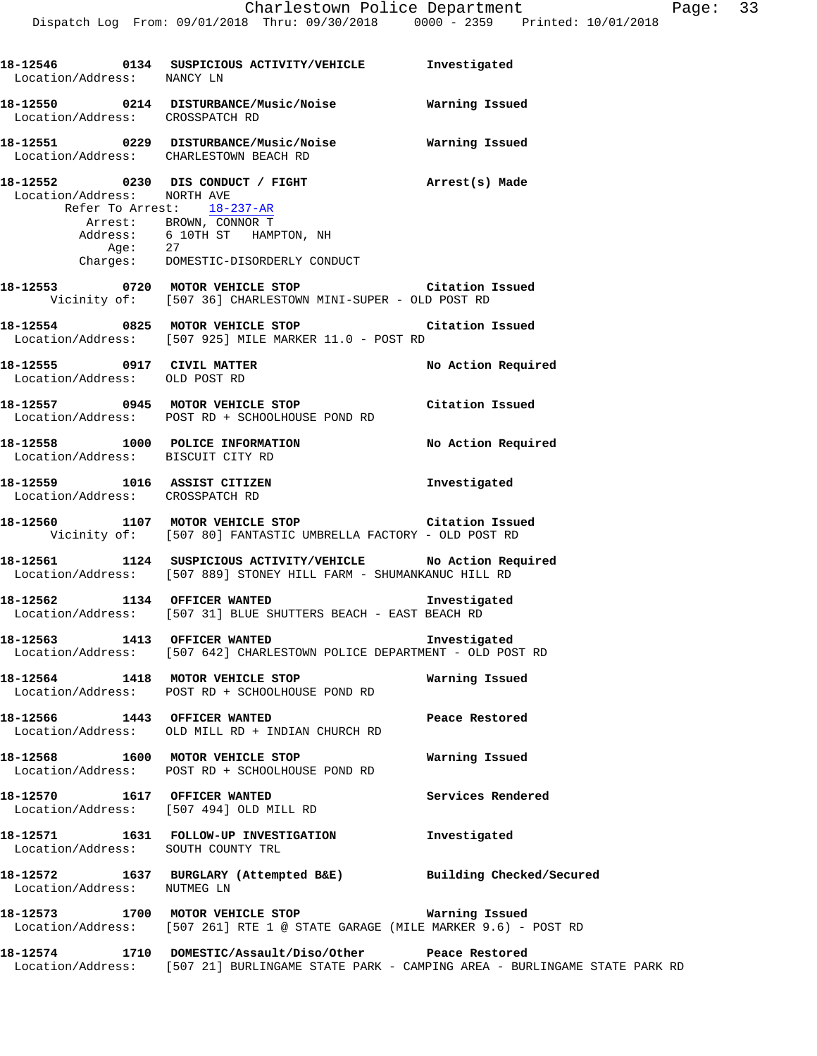**18-12546 0134 SUSPICIOUS ACTIVITY/VEHICLE Investigated**
Location/Address: NANCY LN

**18-12550 0214 DISTURBANCE/Music/Noise Warning Issued**
Location/Address: CROSSPATCH RD

**18-12551 0229 DISTURBANCE/Music/Noise Warning Issued**
Location/Address: CHARLESTOWN BEACH RD

**18-12552 0230 DIS CONDUCT / FIGHT Arrest(s) Made**
Location/Address: NORTH AVE
Refer To Arrest: 18-237-AR
Arrest: BROWN, CONNOR T
Address: 6 10TH ST HAMPTON, NH
Age: 27
Charges: DOMESTIC-DISORDERLY CONDUCT

**18-12553 0720 MOTOR VEHICLE STOP Citation Issued**
Vicinity of: [507 36] CHARLESTOWN MINI-SUPER - OLD POST RD

**18-12554 0825 MOTOR VEHICLE STOP Citation Issued**
Location/Address: [507 925] MILE MARKER 11.0 - POST RD

**18-12555 0917 CIVIL MATTER No Action Required**
Location/Address: OLD POST RD

**18-12557 0945 MOTOR VEHICLE STOP Citation Issued**
Location/Address: POST RD + SCHOOLHOUSE POND RD

**18-12558 1000 POLICE INFORMATION No Action Required**
Location/Address: BISCUIT CITY RD

**18-12559 1016 ASSIST CITIZEN Investigated**
Location/Address: CROSSPATCH RD

**18-12560 1107 MOTOR VEHICLE STOP Citation Issued**
Vicinity of: [507 80] FANTASTIC UMBRELLA FACTORY - OLD POST RD

**18-12561 1124 SUSPICIOUS ACTIVITY/VEHICLE No Action Required**
Location/Address: [507 889] STONEY HILL FARM - SHUMANKANUC HILL RD

**18-12562 1134 OFFICER WANTED Investigated**
Location/Address: [507 31] BLUE SHUTTERS BEACH - EAST BEACH RD

**18-12563 1413 OFFICER WANTED Investigated**
Location/Address: [507 642] CHARLESTOWN POLICE DEPARTMENT - OLD POST RD

**18-12564 1418 MOTOR VEHICLE STOP Warning Issued**
Location/Address: POST RD + SCHOOLHOUSE POND RD

**18-12566 1443 OFFICER WANTED Peace Restored**
Location/Address: OLD MILL RD + INDIAN CHURCH RD

**18-12568 1600 MOTOR VEHICLE STOP Warning Issued**
Location/Address: POST RD + SCHOOLHOUSE POND RD

**18-12570 1617 OFFICER WANTED Services Rendered**
Location/Address: [507 494] OLD MILL RD

**18-12571 1631 FOLLOW-UP INVESTIGATION Investigated**
Location/Address: SOUTH COUNTY TRL

**18-12572 1637 BURGLARY (Attempted B&E) Building Checked/Secured**
Location/Address: NUTMEG LN

**18-12573 1700 MOTOR VEHICLE STOP Warning Issued**
Location/Address: [507 261] RTE 1 @ STATE GARAGE (MILE MARKER 9.6) - POST RD

**18-12574 1710 DOMESTIC/Assault/Diso/Other Peace Restored**
Location/Address: [507 21] BURLINGAME STATE PARK - CAMPING AREA - BURLINGAME STATE PARK RD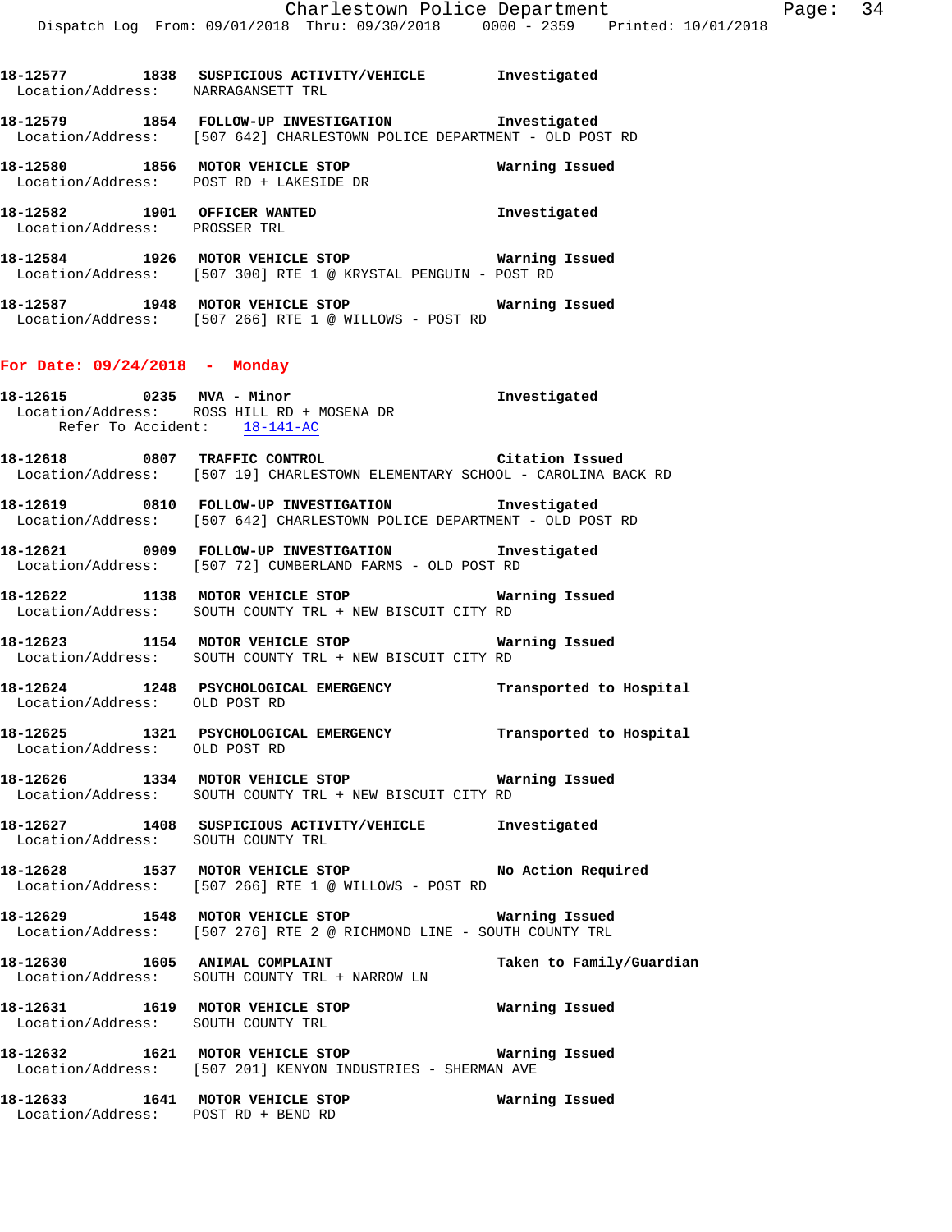18-12577 1838 SUSPICIOUS ACTIVITY/VEHICLE Investigated
Location/Address: NARRAGANSETT TRL

18-12579 1854 FOLLOW-UP INVESTIGATION Investigated
Location/Address: [507 642] CHARLESTOWN POLICE DEPARTMENT - OLD POST RD

18-12580 1856 MOTOR VEHICLE STOP Warning Issued
Location/Address: POST RD + LAKESIDE DR

18-12582 1901 OFFICER WANTED Investigated
Location/Address: PROSSER TRL

18-12584 1926 MOTOR VEHICLE STOP Warning Issued
Location/Address: [507 300] RTE 1 @ KRYSTAL PENGUIN - POST RD

18-12587 1948 MOTOR VEHICLE STOP Warning Issued
Location/Address: [507 266] RTE 1 @ WILLOWS - POST RD

## For Date: 09/24/2018 - Monday

18-12615 0235 MVA - Minor Investigated
Location/Address: ROSS HILL RD + MOSENA DR
Refer To Accident: 18-141-AC

18-12618 0807 TRAFFIC CONTROL Citation Issued
Location/Address: [507 19] CHARLESTOWN ELEMENTARY SCHOOL - CAROLINA BACK RD

18-12619 0810 FOLLOW-UP INVESTIGATION Investigated
Location/Address: [507 642] CHARLESTOWN POLICE DEPARTMENT - OLD POST RD

18-12621 0909 FOLLOW-UP INVESTIGATION Investigated
Location/Address: [507 72] CUMBERLAND FARMS - OLD POST RD

18-12622 1138 MOTOR VEHICLE STOP Warning Issued
Location/Address: SOUTH COUNTY TRL + NEW BISCUIT CITY RD

18-12623 1154 MOTOR VEHICLE STOP Warning Issued
Location/Address: SOUTH COUNTY TRL + NEW BISCUIT CITY RD

18-12624 1248 PSYCHOLOGICAL EMERGENCY Transported to Hospital
Location/Address: OLD POST RD

18-12625 1321 PSYCHOLOGICAL EMERGENCY Transported to Hospital
Location/Address: OLD POST RD

18-12626 1334 MOTOR VEHICLE STOP Warning Issued
Location/Address: SOUTH COUNTY TRL + NEW BISCUIT CITY RD

18-12627 1408 SUSPICIOUS ACTIVITY/VEHICLE Investigated
Location/Address: SOUTH COUNTY TRL

18-12628 1537 MOTOR VEHICLE STOP No Action Required
Location/Address: [507 266] RTE 1 @ WILLOWS - POST RD

18-12629 1548 MOTOR VEHICLE STOP Warning Issued
Location/Address: [507 276] RTE 2 @ RICHMOND LINE - SOUTH COUNTY TRL

18-12630 1605 ANIMAL COMPLAINT Taken to Family/Guardian
Location/Address: SOUTH COUNTY TRL + NARROW LN

18-12631 1619 MOTOR VEHICLE STOP Warning Issued
Location/Address: SOUTH COUNTY TRL

18-12632 1621 MOTOR VEHICLE STOP Warning Issued
Location/Address: [507 201] KENYON INDUSTRIES - SHERMAN AVE

18-12633 1641 MOTOR VEHICLE STOP Warning Issued
Location/Address: POST RD + BEND RD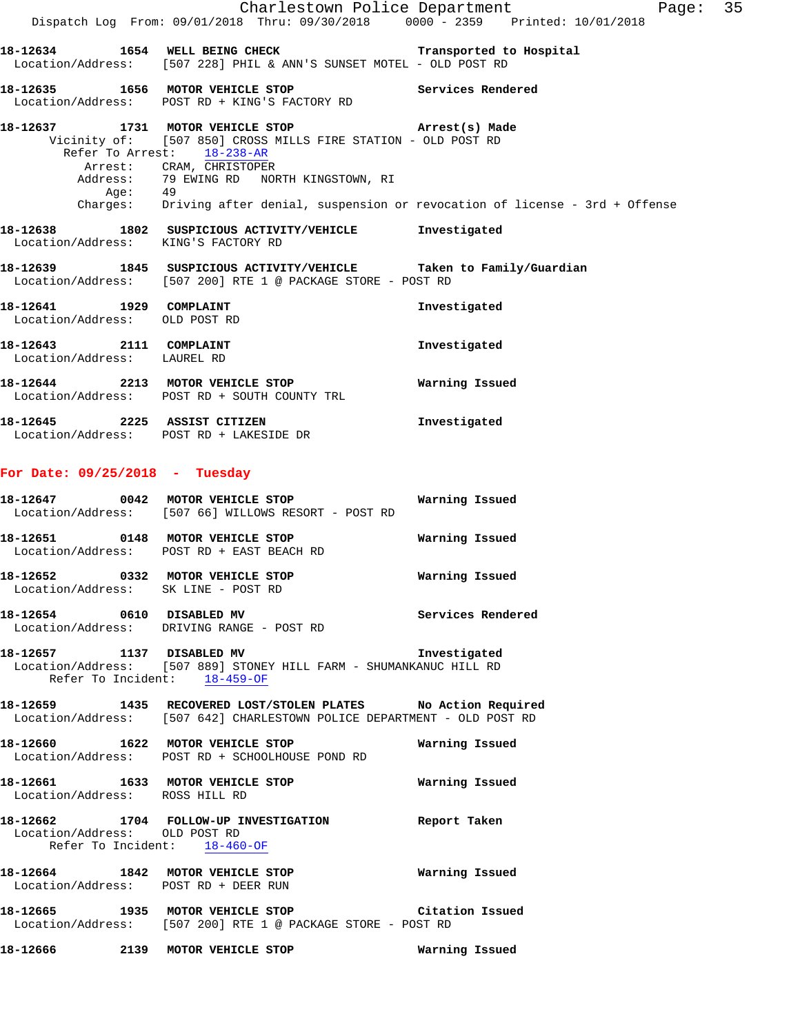18-12634 1654 WELL BEING CHECK Transported to Hospital
Location/Address: [507 228] PHIL & ANN'S SUNSET MOTEL - OLD POST RD

18-12635 1656 MOTOR VEHICLE STOP Services Rendered
Location/Address: POST RD + KING'S FACTORY RD

18-12637 1731 MOTOR VEHICLE STOP Arrest(s) Made
Vicinity of: [507 850] CROSS MILLS FIRE STATION - OLD POST RD
Refer To Arrest: 18-238-AR
Arrest: CRAM, CHRISTOPER
Address: 79 EWING RD NORTH KINGSTOWN, RI
Age: 49
Charges: Driving after denial, suspension or revocation of license - 3rd + Offense

18-12638 1802 SUSPICIOUS ACTIVITY/VEHICLE Investigated
Location/Address: KING'S FACTORY RD

18-12639 1845 SUSPICIOUS ACTIVITY/VEHICLE Taken to Family/Guardian
Location/Address: [507 200] RTE 1 @ PACKAGE STORE - POST RD

18-12641 1929 COMPLAINT Investigated
Location/Address: OLD POST RD

18-12643 2111 COMPLAINT Investigated
Location/Address: LAUREL RD

18-12644 2213 MOTOR VEHICLE STOP Warning Issued
Location/Address: POST RD + SOUTH COUNTY TRL

18-12645 2225 ASSIST CITIZEN Investigated
Location/Address: POST RD + LAKESIDE DR

## For Date: 09/25/2018 - Tuesday

18-12647 0042 MOTOR VEHICLE STOP Warning Issued
Location/Address: [507 66] WILLOWS RESORT - POST RD

18-12651 0148 MOTOR VEHICLE STOP Warning Issued
Location/Address: POST RD + EAST BEACH RD

18-12652 0332 MOTOR VEHICLE STOP Warning Issued
Location/Address: SK LINE - POST RD

18-12654 0610 DISABLED MV Services Rendered
Location/Address: DRIVING RANGE - POST RD

18-12657 1137 DISABLED MV Investigated
Location/Address: [507 889] STONEY HILL FARM - SHUMANKANUC HILL RD
Refer To Incident: 18-459-OF

18-12659 1435 RECOVERED LOST/STOLEN PLATES No Action Required
Location/Address: [507 642] CHARLESTOWN POLICE DEPARTMENT - OLD POST RD

18-12660 1622 MOTOR VEHICLE STOP Warning Issued
Location/Address: POST RD + SCHOOLHOUSE POND RD

18-12661 1633 MOTOR VEHICLE STOP Warning Issued
Location/Address: ROSS HILL RD

18-12662 1704 FOLLOW-UP INVESTIGATION Report Taken
Location/Address: OLD POST RD
Refer To Incident: 18-460-OF

18-12664 1842 MOTOR VEHICLE STOP Warning Issued
Location/Address: POST RD + DEER RUN

18-12665 1935 MOTOR VEHICLE STOP Citation Issued
Location/Address: [507 200] RTE 1 @ PACKAGE STORE - POST RD

18-12666 2139 MOTOR VEHICLE STOP Warning Issued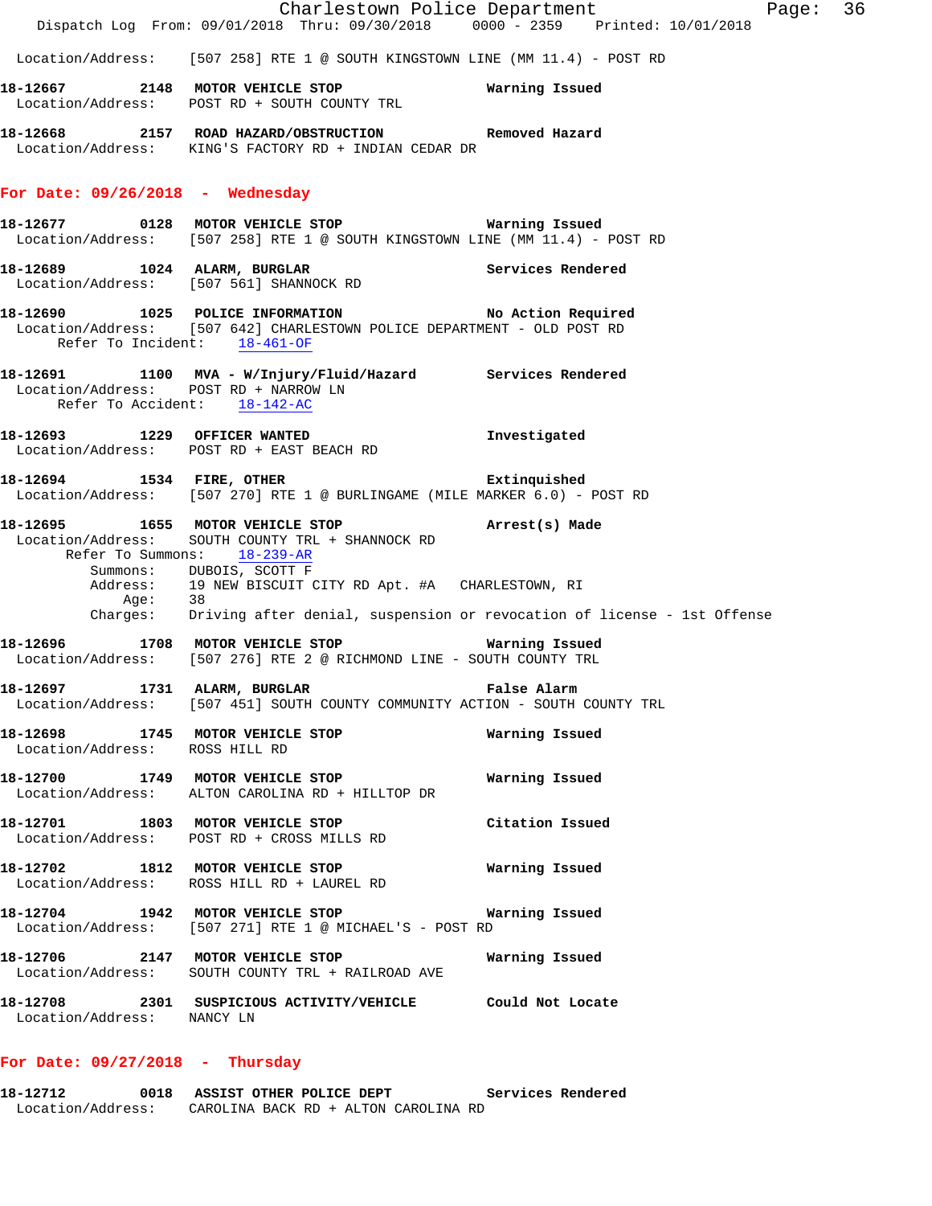Location/Address: [507 258] RTE 1 @ SOUTH KINGSTOWN LINE (MM 11.4) - POST RD

**18-12667 2148 MOTOR VEHICLE STOP** Warning Issued
Location/Address: POST RD + SOUTH COUNTY TRL

**18-12668 2157 ROAD HAZARD/OBSTRUCTION** Removed Hazard
Location/Address: KING'S FACTORY RD + INDIAN CEDAR DR

## For Date: 09/26/2018 - Wednesday

**18-12677 0128 MOTOR VEHICLE STOP** Warning Issued
Location/Address: [507 258] RTE 1 @ SOUTH KINGSTOWN LINE (MM 11.4) - POST RD

**18-12689 1024 ALARM, BURGLAR** Services Rendered
Location/Address: [507 561] SHANNOCK RD

**18-12690 1025 POLICE INFORMATION** No Action Required
Location/Address: [507 642] CHARLESTOWN POLICE DEPARTMENT - OLD POST RD
Refer To Incident: 18-461-OF

**18-12691 1100 MVA - W/Injury/Fluid/Hazard** Services Rendered
Location/Address: POST RD + NARROW LN
Refer To Accident: 18-142-AC

**18-12693 1229 OFFICER WANTED** Investigated
Location/Address: POST RD + EAST BEACH RD

**18-12694 1534 FIRE, OTHER** Extinquished
Location/Address: [507 270] RTE 1 @ BURLINGAME (MILE MARKER 6.0) - POST RD

**18-12695 1655 MOTOR VEHICLE STOP** Arrest(s) Made
Location/Address: SOUTH COUNTY TRL + SHANNOCK RD
Refer To Summons: 18-239-AR
Summons: DUBOIS, SCOTT F
Address: 19 NEW BISCUIT CITY RD Apt. #A CHARLESTOWN, RI
Age: 38
Charges: Driving after denial, suspension or revocation of license - 1st Offense

**18-12696 1708 MOTOR VEHICLE STOP** Warning Issued
Location/Address: [507 276] RTE 2 @ RICHMOND LINE - SOUTH COUNTY TRL

**18-12697 1731 ALARM, BURGLAR** False Alarm
Location/Address: [507 451] SOUTH COUNTY COMMUNITY ACTION - SOUTH COUNTY TRL

**18-12698 1745 MOTOR VEHICLE STOP** Warning Issued
Location/Address: ROSS HILL RD

**18-12700 1749 MOTOR VEHICLE STOP** Warning Issued
Location/Address: ALTON CAROLINA RD + HILLTOP DR

**18-12701 1803 MOTOR VEHICLE STOP** Citation Issued
Location/Address: POST RD + CROSS MILLS RD

**18-12702 1812 MOTOR VEHICLE STOP** Warning Issued
Location/Address: ROSS HILL RD + LAUREL RD

**18-12704 1942 MOTOR VEHICLE STOP** Warning Issued
Location/Address: [507 271] RTE 1 @ MICHAEL'S - POST RD

**18-12706 2147 MOTOR VEHICLE STOP** Warning Issued
Location/Address: SOUTH COUNTY TRL + RAILROAD AVE

**18-12708 2301 SUSPICIOUS ACTIVITY/VEHICLE** Could Not Locate
Location/Address: NANCY LN

## For Date: 09/27/2018 - Thursday

**18-12712 0018 ASSIST OTHER POLICE DEPT** Services Rendered
Location/Address: CAROLINA BACK RD + ALTON CAROLINA RD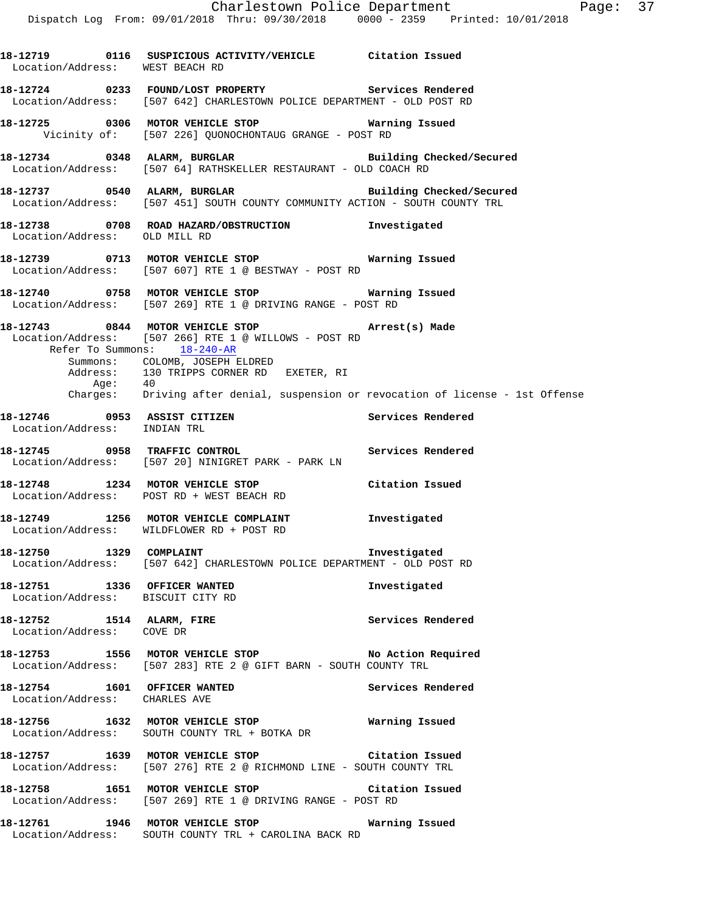**18-12719 0116 SUSPICIOUS ACTIVITY/VEHICLE Citation Issued**
Location/Address: WEST BEACH RD

**18-12724 0233 FOUND/LOST PROPERTY Services Rendered**
Location/Address: [507 642] CHARLESTOWN POLICE DEPARTMENT - OLD POST RD

**18-12725 0306 MOTOR VEHICLE STOP Warning Issued**
Vicinity of: [507 226] QUONOCHONTAUG GRANGE - POST RD

**18-12734 0348 ALARM, BURGLAR Building Checked/Secured**
Location/Address: [507 64] RATHSKELLER RESTAURANT - OLD COACH RD

**18-12737 0540 ALARM, BURGLAR Building Checked/Secured**
Location/Address: [507 451] SOUTH COUNTY COMMUNITY ACTION - SOUTH COUNTY TRL

**18-12738 0708 ROAD HAZARD/OBSTRUCTION Investigated**
Location/Address: OLD MILL RD

**18-12739 0713 MOTOR VEHICLE STOP Warning Issued**
Location/Address: [507 607] RTE 1 @ BESTWAY - POST RD

**18-12740 0758 MOTOR VEHICLE STOP Warning Issued**
Location/Address: [507 269] RTE 1 @ DRIVING RANGE - POST RD

**18-12743 0844 MOTOR VEHICLE STOP Arrest(s) Made**
Location/Address: [507 266] RTE 1 @ WILLOWS - POST RD
Refer To Summons: 18-240-AR
Summons: COLOMB, JOSEPH ELDRED
Address: 130 TRIPPS CORNER RD EXETER, RI
Age: 40
Charges: Driving after denial, suspension or revocation of license - 1st Offense

**18-12746 0953 ASSIST CITIZEN Services Rendered**
Location/Address: INDIAN TRL

**18-12745 0958 TRAFFIC CONTROL Services Rendered**
Location/Address: [507 20] NINIGRET PARK - PARK LN

**18-12748 1234 MOTOR VEHICLE STOP Citation Issued**
Location/Address: POST RD + WEST BEACH RD

**18-12749 1256 MOTOR VEHICLE COMPLAINT Investigated**
Location/Address: WILDFLOWER RD + POST RD

**18-12750 1329 COMPLAINT Investigated**
Location/Address: [507 642] CHARLESTOWN POLICE DEPARTMENT - OLD POST RD

**18-12751 1336 OFFICER WANTED Investigated**
Location/Address: BISCUIT CITY RD

**18-12752 1514 ALARM, FIRE Services Rendered**
Location/Address: COVE DR

**18-12753 1556 MOTOR VEHICLE STOP No Action Required**
Location/Address: [507 283] RTE 2 @ GIFT BARN - SOUTH COUNTY TRL

**18-12754 1601 OFFICER WANTED Services Rendered**
Location/Address: CHARLES AVE

**18-12756 1632 MOTOR VEHICLE STOP Warning Issued**
Location/Address: SOUTH COUNTY TRL + BOTKA DR

**18-12757 1639 MOTOR VEHICLE STOP Citation Issued**
Location/Address: [507 276] RTE 2 @ RICHMOND LINE - SOUTH COUNTY TRL

**18-12758 1651 MOTOR VEHICLE STOP Citation Issued**
Location/Address: [507 269] RTE 1 @ DRIVING RANGE - POST RD

**18-12761 1946 MOTOR VEHICLE STOP Warning Issued**
Location/Address: SOUTH COUNTY TRL + CAROLINA BACK RD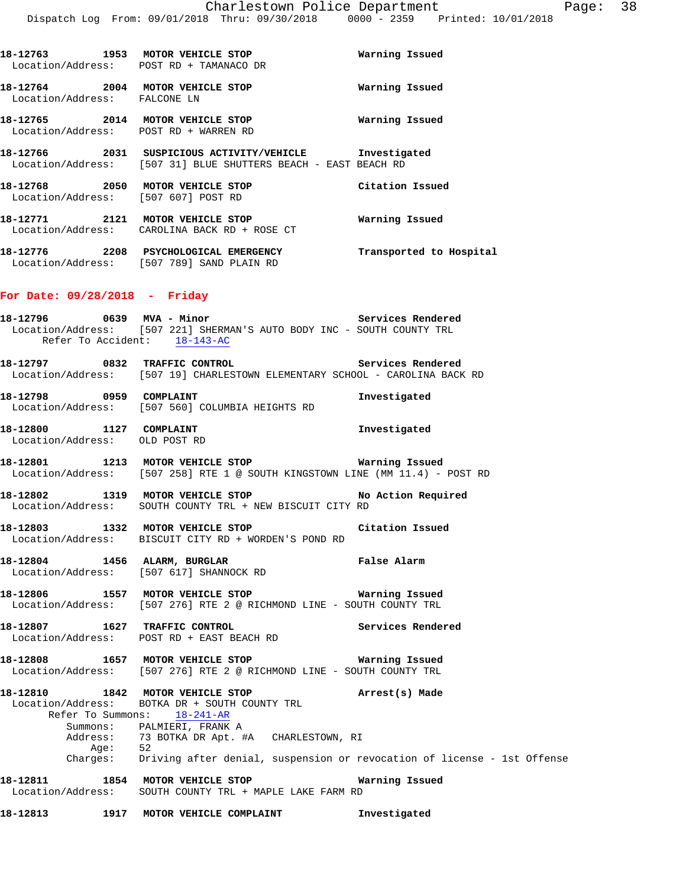18-12763 1953 MOTOR VEHICLE STOP Warning Issued
Location/Address: POST RD + TAMANACO DR

18-12764 2004 MOTOR VEHICLE STOP Warning Issued
Location/Address: FALCONE LN

18-12765 2014 MOTOR VEHICLE STOP Warning Issued
Location/Address: POST RD + WARREN RD

18-12766 2031 SUSPICIOUS ACTIVITY/VEHICLE Investigated
Location/Address: [507 31] BLUE SHUTTERS BEACH - EAST BEACH RD

18-12768 2050 MOTOR VEHICLE STOP Citation Issued
Location/Address: [507 607] POST RD

18-12771 2121 MOTOR VEHICLE STOP Warning Issued
Location/Address: CAROLINA BACK RD + ROSE CT

18-12776 2208 PSYCHOLOGICAL EMERGENCY Transported to Hospital
Location/Address: [507 789] SAND PLAIN RD

**For Date: 09/28/2018 - Friday**

18-12796 0639 MVA - Minor Services Rendered
Location/Address: [507 221] SHERMAN'S AUTO BODY INC - SOUTH COUNTY TRL
Refer To Accident: 18-143-AC

18-12797 0832 TRAFFIC CONTROL Services Rendered
Location/Address: [507 19] CHARLESTOWN ELEMENTARY SCHOOL - CAROLINA BACK RD

18-12798 0959 COMPLAINT Investigated
Location/Address: [507 560] COLUMBIA HEIGHTS RD

18-12800 1127 COMPLAINT Investigated
Location/Address: OLD POST RD

18-12801 1213 MOTOR VEHICLE STOP Warning Issued
Location/Address: [507 258] RTE 1 @ SOUTH KINGSTOWN LINE (MM 11.4) - POST RD

18-12802 1319 MOTOR VEHICLE STOP No Action Required
Location/Address: SOUTH COUNTY TRL + NEW BISCUIT CITY RD

18-12803 1332 MOTOR VEHICLE STOP Citation Issued
Location/Address: BISCUIT CITY RD + WORDEN'S POND RD

18-12804 1456 ALARM, BURGLAR False Alarm
Location/Address: [507 617] SHANNOCK RD

18-12806 1557 MOTOR VEHICLE STOP Warning Issued
Location/Address: [507 276] RTE 2 @ RICHMOND LINE - SOUTH COUNTY TRL

18-12807 1627 TRAFFIC CONTROL Services Rendered
Location/Address: POST RD + EAST BEACH RD

18-12808 1657 MOTOR VEHICLE STOP Warning Issued
Location/Address: [507 276] RTE 2 @ RICHMOND LINE - SOUTH COUNTY TRL

18-12810 1842 MOTOR VEHICLE STOP Arrest(s) Made
Location/Address: BOTKA DR + SOUTH COUNTY TRL
Refer To Summons: 18-241-AR
Summons: PALMIERI, FRANK A
Address: 73 BOTKA DR Apt. #A CHARLESTOWN, RI
Age: 52
Charges: Driving after denial, suspension or revocation of license - 1st Offense

18-12811 1854 MOTOR VEHICLE STOP Warning Issued
Location/Address: SOUTH COUNTY TRL + MAPLE LAKE FARM RD

18-12813 1917 MOTOR VEHICLE COMPLAINT Investigated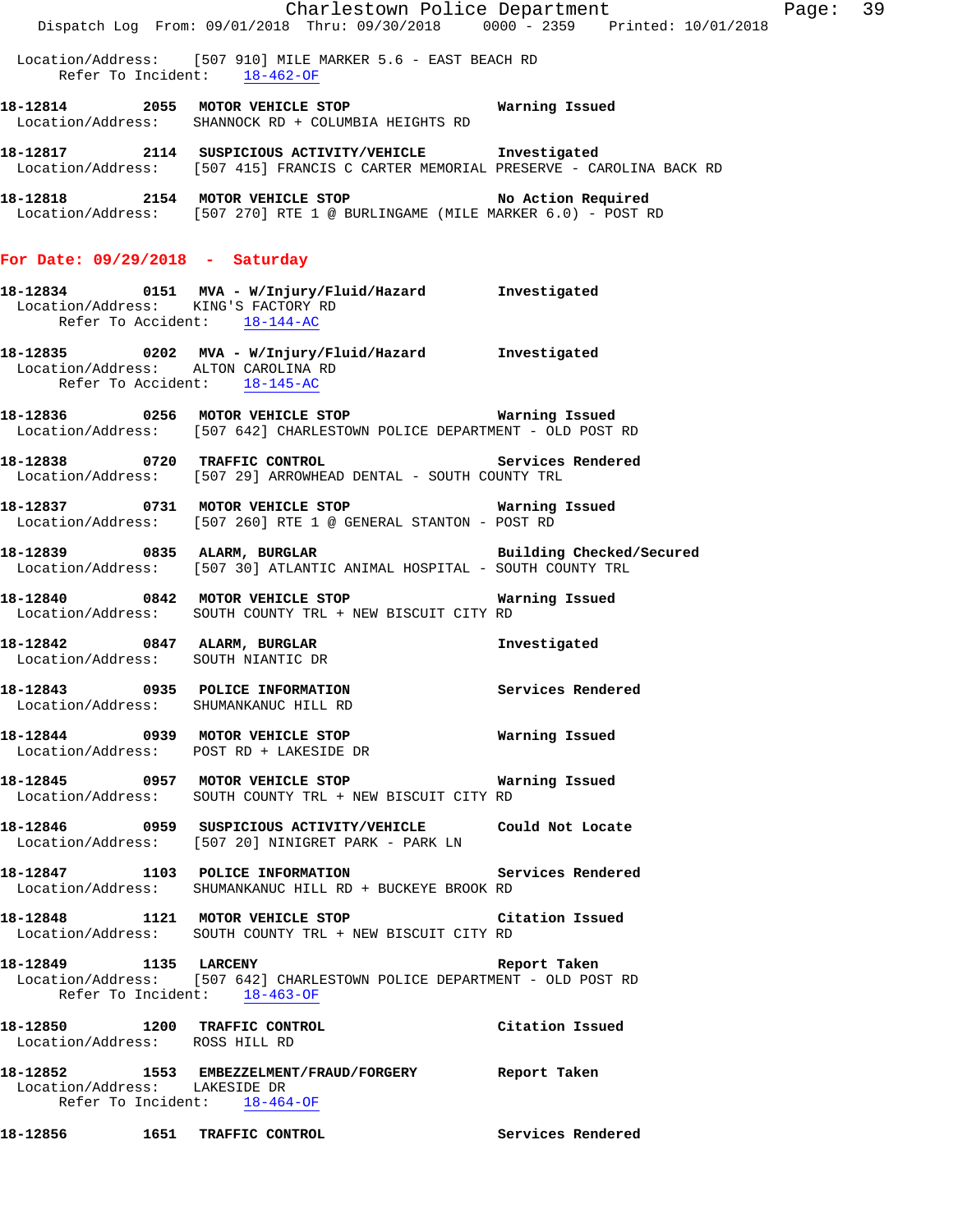Location/Address: [507 910] MILE MARKER 5.6 - EAST BEACH RD
Refer To Incident: 18-462-OF

**18-12814 2055 MOTOR VEHICLE STOP** Warning Issued
Location/Address: SHANNOCK RD + COLUMBIA HEIGHTS RD

**18-12817 2114 SUSPICIOUS ACTIVITY/VEHICLE** Investigated
Location/Address: [507 415] FRANCIS C CARTER MEMORIAL PRESERVE - CAROLINA BACK RD

**18-12818 2154 MOTOR VEHICLE STOP** No Action Required
Location/Address: [507 270] RTE 1 @ BURLINGAME (MILE MARKER 6.0) - POST RD

## For Date: 09/29/2018 - Saturday

**18-12834 0151 MVA - W/Injury/Fluid/Hazard** Investigated
Location/Address: KING'S FACTORY RD
Refer To Accident: 18-144-AC

**18-12835 0202 MVA - W/Injury/Fluid/Hazard** Investigated
Location/Address: ALTON CAROLINA RD
Refer To Accident: 18-145-AC

**18-12836 0256 MOTOR VEHICLE STOP** Warning Issued
Location/Address: [507 642] CHARLESTOWN POLICE DEPARTMENT - OLD POST RD

**18-12838 0720 TRAFFIC CONTROL** Services Rendered
Location/Address: [507 29] ARROWHEAD DENTAL - SOUTH COUNTY TRL

**18-12837 0731 MOTOR VEHICLE STOP** Warning Issued
Location/Address: [507 260] RTE 1 @ GENERAL STANTON - POST RD

**18-12839 0835 ALARM, BURGLAR** Building Checked/Secured
Location/Address: [507 30] ATLANTIC ANIMAL HOSPITAL - SOUTH COUNTY TRL

**18-12840 0842 MOTOR VEHICLE STOP** Warning Issued
Location/Address: SOUTH COUNTY TRL + NEW BISCUIT CITY RD

**18-12842 0847 ALARM, BURGLAR** Investigated
Location/Address: SOUTH NIANTIC DR

**18-12843 0935 POLICE INFORMATION** Services Rendered
Location/Address: SHUMANKANUC HILL RD

**18-12844 0939 MOTOR VEHICLE STOP** Warning Issued
Location/Address: POST RD + LAKESIDE DR

**18-12845 0957 MOTOR VEHICLE STOP** Warning Issued
Location/Address: SOUTH COUNTY TRL + NEW BISCUIT CITY RD

**18-12846 0959 SUSPICIOUS ACTIVITY/VEHICLE** Could Not Locate
Location/Address: [507 20] NINIGRET PARK - PARK LN

**18-12847 1103 POLICE INFORMATION** Services Rendered
Location/Address: SHUMANKANUC HILL RD + BUCKEYE BROOK RD

**18-12848 1121 MOTOR VEHICLE STOP** Citation Issued
Location/Address: SOUTH COUNTY TRL + NEW BISCUIT CITY RD

**18-12849 1135 LARCENY** Report Taken
Location/Address: [507 642] CHARLESTOWN POLICE DEPARTMENT - OLD POST RD
Refer To Incident: 18-463-OF

**18-12850 1200 TRAFFIC CONTROL** Citation Issued
Location/Address: ROSS HILL RD

**18-12852 1553 EMBEZZELMENT/FRAUD/FORGERY** Report Taken
Location/Address: LAKESIDE DR
Refer To Incident: 18-464-OF

**18-12856 1651 TRAFFIC CONTROL** Services Rendered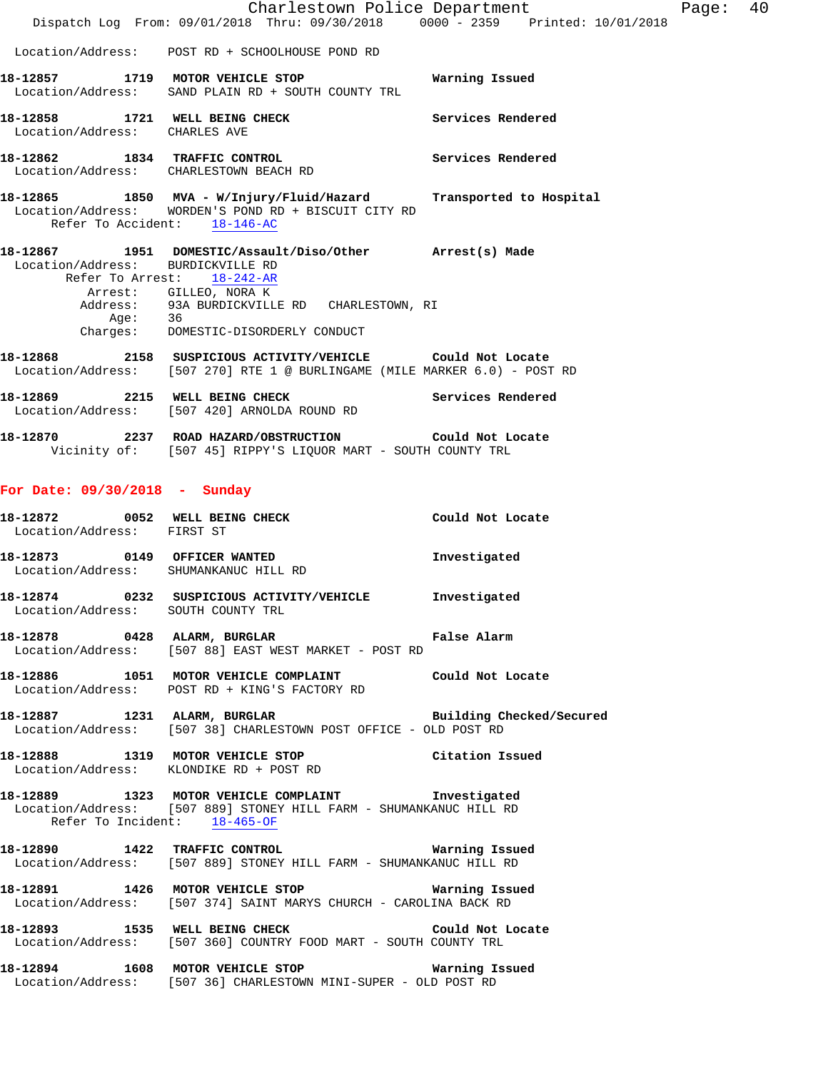Location/Address: POST RD + SCHOOLHOUSE POND RD

**18-12857 1719 MOTOR VEHICLE STOP** — Warning Issued
Location/Address: SAND PLAIN RD + SOUTH COUNTY TRL

**18-12858 1721 WELL BEING CHECK** — Services Rendered
Location/Address: CHARLES AVE

**18-12862 1834 TRAFFIC CONTROL** — Services Rendered
Location/Address: CHARLESTOWN BEACH RD

**18-12865 1850 MVA - W/Injury/Fluid/Hazard** — Transported to Hospital
Location/Address: WORDEN'S POND RD + BISCUIT CITY RD
Refer To Accident: 18-146-AC

**18-12867 1951 DOMESTIC/Assault/Diso/Other** — Arrest(s) Made
Location/Address: BURDICKVILLE RD
Refer To Arrest: 18-242-AR
Arrest: GILLEO, NORA K
Address: 93A BURDICKVILLE RD CHARLESTOWN, RI
Age: 36
Charges: DOMESTIC-DISORDERLY CONDUCT

**18-12868 2158 SUSPICIOUS ACTIVITY/VEHICLE** — Could Not Locate
Location/Address: [507 270] RTE 1 @ BURLINGAME (MILE MARKER 6.0) - POST RD

**18-12869 2215 WELL BEING CHECK** — Services Rendered
Location/Address: [507 420] ARNOLDA ROUND RD

**18-12870 2237 ROAD HAZARD/OBSTRUCTION** — Could Not Locate
Vicinity of: [507 45] RIPPY'S LIQUOR MART - SOUTH COUNTY TRL

## For Date: 09/30/2018 - Sunday

**18-12872 0052 WELL BEING CHECK** — Could Not Locate
Location/Address: FIRST ST

**18-12873 0149 OFFICER WANTED** — Investigated
Location/Address: SHUMANKANUC HILL RD

**18-12874 0232 SUSPICIOUS ACTIVITY/VEHICLE** — Investigated
Location/Address: SOUTH COUNTY TRL

**18-12878 0428 ALARM, BURGLAR** — False Alarm
Location/Address: [507 88] EAST WEST MARKET - POST RD

**18-12886 1051 MOTOR VEHICLE COMPLAINT** — Could Not Locate
Location/Address: POST RD + KING'S FACTORY RD

**18-12887 1231 ALARM, BURGLAR** — Building Checked/Secured
Location/Address: [507 38] CHARLESTOWN POST OFFICE - OLD POST RD

**18-12888 1319 MOTOR VEHICLE STOP** — Citation Issued
Location/Address: KLONDIKE RD + POST RD

**18-12889 1323 MOTOR VEHICLE COMPLAINT** — Investigated
Location/Address: [507 889] STONEY HILL FARM - SHUMANKANUC HILL RD
Refer To Incident: 18-465-OF

**18-12890 1422 TRAFFIC CONTROL** — Warning Issued
Location/Address: [507 889] STONEY HILL FARM - SHUMANKANUC HILL RD

**18-12891 1426 MOTOR VEHICLE STOP** — Warning Issued
Location/Address: [507 374] SAINT MARYS CHURCH - CAROLINA BACK RD

**18-12893 1535 WELL BEING CHECK** — Could Not Locate
Location/Address: [507 360] COUNTRY FOOD MART - SOUTH COUNTY TRL

**18-12894 1608 MOTOR VEHICLE STOP** — Warning Issued
Location/Address: [507 36] CHARLESTOWN MINI-SUPER - OLD POST RD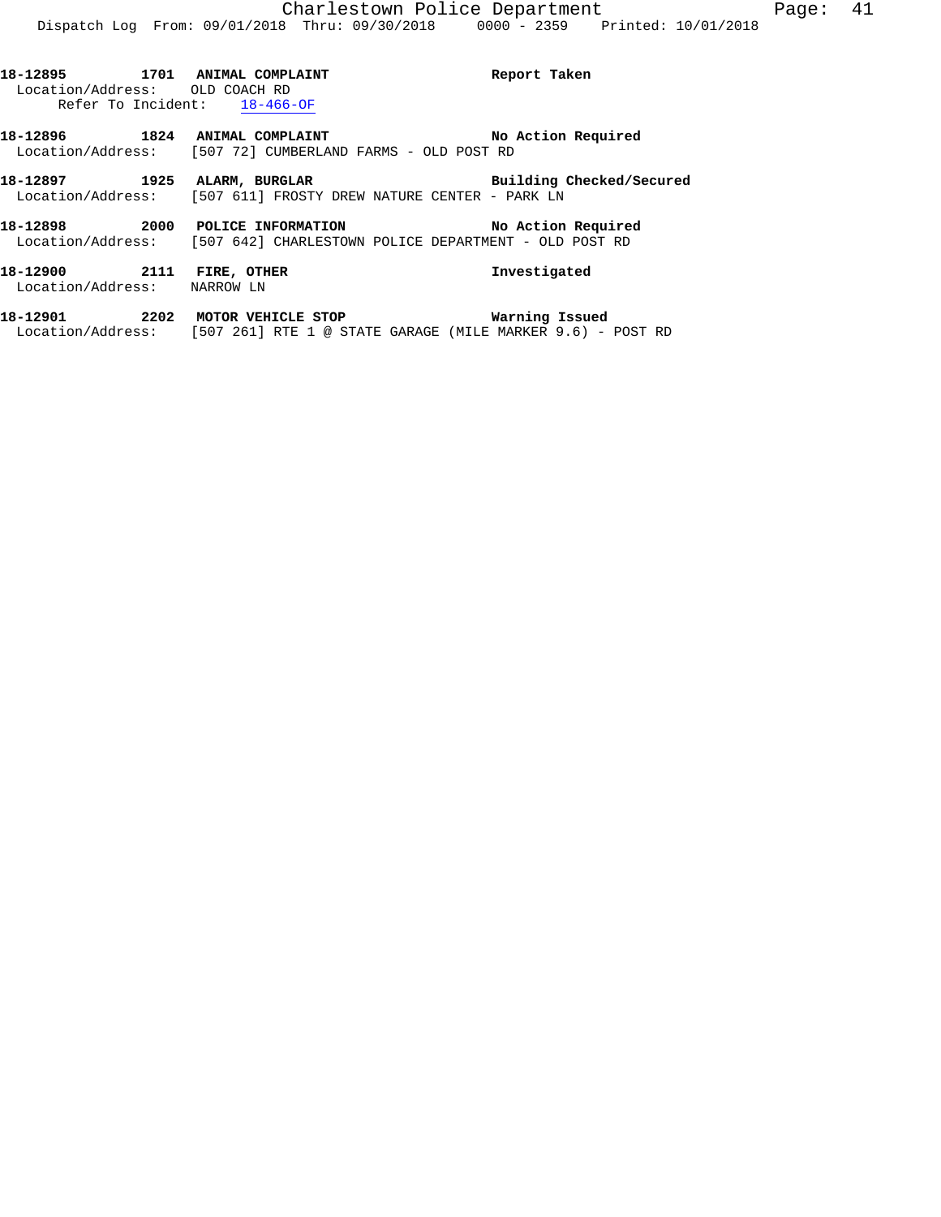**18-12895 1701 ANIMAL COMPLAINT** **Report Taken**
Location/Address: OLD COACH RD
Refer To Incident: 18-466-OF

**18-12896 1824 ANIMAL COMPLAINT** **No Action Required**
Location/Address: [507 72] CUMBERLAND FARMS - OLD POST RD

**18-12897 1925 ALARM, BURGLAR** **Building Checked/Secured**
Location/Address: [507 611] FROSTY DREW NATURE CENTER - PARK LN

**18-12898 2000 POLICE INFORMATION** **No Action Required**
Location/Address: [507 642] CHARLESTOWN POLICE DEPARTMENT - OLD POST RD

**18-12900 2111 FIRE, OTHER** **Investigated**
Location/Address: NARROW LN

**18-12901 2202 MOTOR VEHICLE STOP** **Warning Issued**
Location/Address: [507 261] RTE 1 @ STATE GARAGE (MILE MARKER 9.6) - POST RD